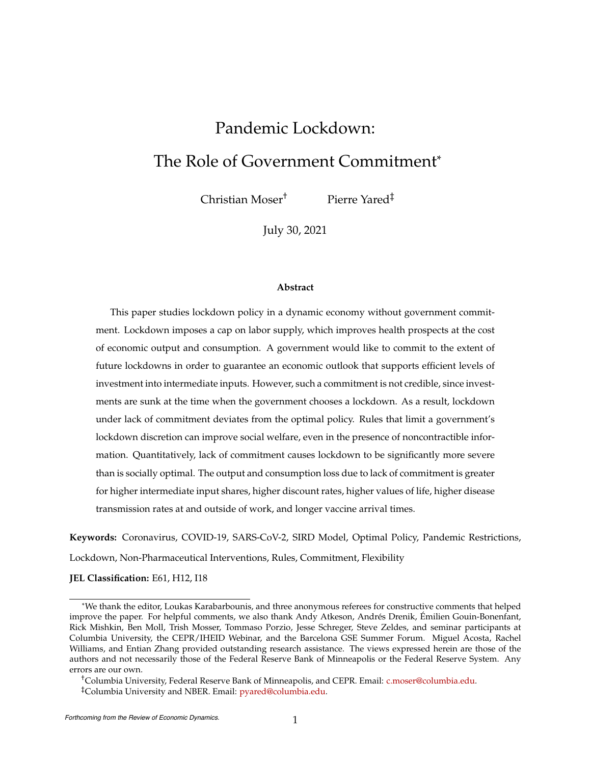# Pandemic Lockdown:
# The Role of Government Commitment*

Christian Moser[†] Pierre Yared[‡]

July 30, 2021

**Abstract**

This paper studies lockdown policy in a dynamic economy without government commitment. Lockdown imposes a cap on labor supply, which improves health prospects at the cost of economic output and consumption. A government would like to commit to the extent of future lockdowns in order to guarantee an economic outlook that supports efficient levels of investment into intermediate inputs. However, such a commitment is not credible, since investments are sunk at the time when the government chooses a lockdown. As a result, lockdown under lack of commitment deviates from the optimal policy. Rules that limit a government's lockdown discretion can improve social welfare, even in the presence of noncontractible information. Quantitatively, lack of commitment causes lockdown to be significantly more severe than is socially optimal. The output and consumption loss due to lack of commitment is greater for higher intermediate input shares, higher discount rates, higher values of life, higher disease transmission rates at and outside of work, and longer vaccine arrival times.

**Keywords:** Coronavirus, COVID-19, SARS-CoV-2, SIRD Model, Optimal Policy, Pandemic Restrictions, Lockdown, Non-Pharmaceutical Interventions, Rules, Commitment, Flexibility

**JEL Classification:** E61, H12, I18

---

*We thank the editor, Loukas Karabarbounis, and three anonymous referees for constructive comments that helped improve the paper. For helpful comments, we also thank Andy Atkeson, Andrés Drenik, Émilien Gouin-Bonenfant, Rick Mishkin, Ben Moll, Trish Mosser, Tommaso Porzio, Jesse Schreger, Steve Zeldes, and seminar participants at Columbia University, the CEPR/IHEID Webinar, and the Barcelona GSE Summer Forum. Miguel Acosta, Rachel Williams, and Entian Zhang provided outstanding research assistance. The views expressed herein are those of the authors and not necessarily those of the Federal Reserve Bank of Minneapolis or the Federal Reserve System. Any errors are our own.

[†]Columbia University, Federal Reserve Bank of Minneapolis, and CEPR. Email: c.moser@columbia.edu.

[‡]Columbia University and NBER. Email: pyared@columbia.edu.

*Forthcoming from the Review of Economic Dynamics.*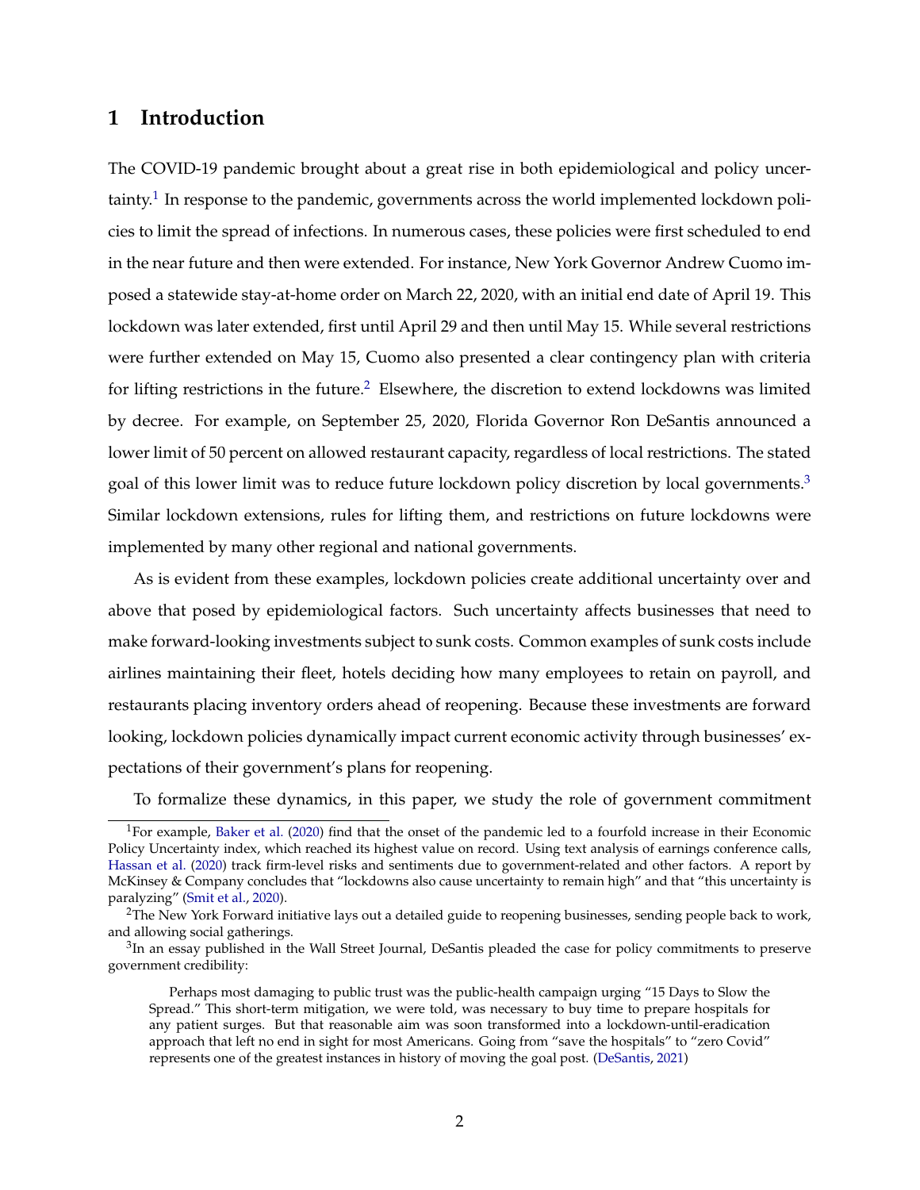# 1 Introduction

The COVID-19 pandemic brought about a great rise in both epidemiological and policy uncertainty.[1] In response to the pandemic, governments across the world implemented lockdown policies to limit the spread of infections. In numerous cases, these policies were first scheduled to end in the near future and then were extended. For instance, New York Governor Andrew Cuomo imposed a statewide stay-at-home order on March 22, 2020, with an initial end date of April 19. This lockdown was later extended, first until April 29 and then until May 15. While several restrictions were further extended on May 15, Cuomo also presented a clear contingency plan with criteria for lifting restrictions in the future.[2] Elsewhere, the discretion to extend lockdowns was limited by decree. For example, on September 25, 2020, Florida Governor Ron DeSantis announced a lower limit of 50 percent on allowed restaurant capacity, regardless of local restrictions. The stated goal of this lower limit was to reduce future lockdown policy discretion by local governments.[3] Similar lockdown extensions, rules for lifting them, and restrictions on future lockdowns were implemented by many other regional and national governments.

As is evident from these examples, lockdown policies create additional uncertainty over and above that posed by epidemiological factors. Such uncertainty affects businesses that need to make forward-looking investments subject to sunk costs. Common examples of sunk costs include airlines maintaining their fleet, hotels deciding how many employees to retain on payroll, and restaurants placing inventory orders ahead of reopening. Because these investments are forward looking, lockdown policies dynamically impact current economic activity through businesses' expectations of their government's plans for reopening.

To formalize these dynamics, in this paper, we study the role of government commitment

[1] For example, Baker et al. (2020) find that the onset of the pandemic led to a fourfold increase in their Economic Policy Uncertainty index, which reached its highest value on record. Using text analysis of earnings conference calls, Hassan et al. (2020) track firm-level risks and sentiments due to government-related and other factors. A report by McKinsey & Company concludes that "lockdowns also cause uncertainty to remain high" and that "this uncertainty is paralyzing" (Smit et al., 2020).

[2] The New York Forward initiative lays out a detailed guide to reopening businesses, sending people back to work, and allowing social gatherings.

[3] In an essay published in the Wall Street Journal, DeSantis pleaded the case for policy commitments to preserve government credibility:

> Perhaps most damaging to public trust was the public-health campaign urging "15 Days to Slow the Spread." This short-term mitigation, we were told, was necessary to buy time to prepare hospitals for any patient surges. But that reasonable aim was soon transformed into a lockdown-until-eradication approach that left no end in sight for most Americans. Going from "save the hospitals" to "zero Covid" represents one of the greatest instances in history of moving the goal post. (DeSantis, 2021)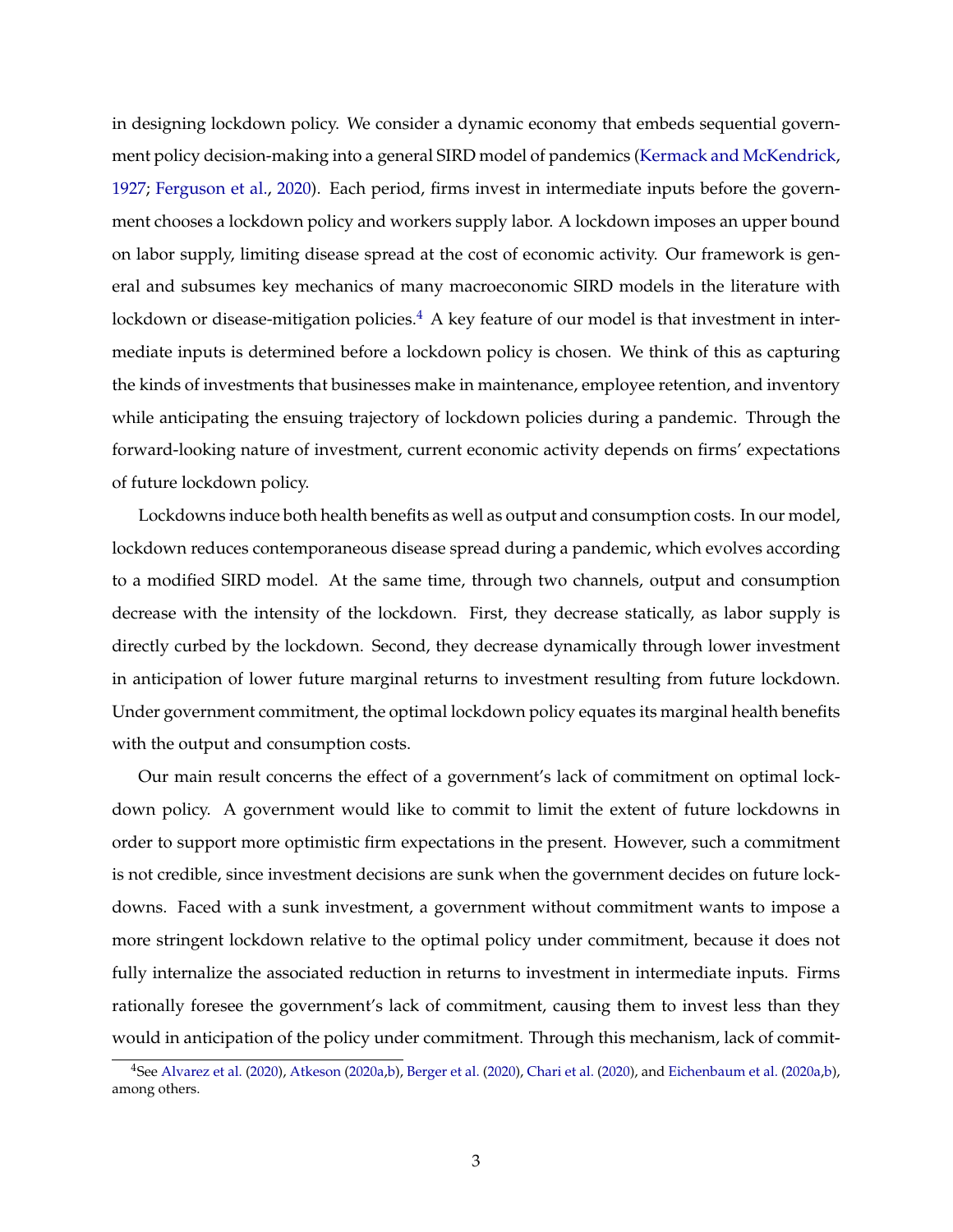in designing lockdown policy. We consider a dynamic economy that embeds sequential government policy decision-making into a general SIRD model of pandemics (Kermack and McKendrick, 1927; Ferguson et al., 2020). Each period, firms invest in intermediate inputs before the government chooses a lockdown policy and workers supply labor. A lockdown imposes an upper bound on labor supply, limiting disease spread at the cost of economic activity. Our framework is general and subsumes key mechanics of many macroeconomic SIRD models in the literature with lockdown or disease-mitigation policies.[4] A key feature of our model is that investment in intermediate inputs is determined before a lockdown policy is chosen. We think of this as capturing the kinds of investments that businesses make in maintenance, employee retention, and inventory while anticipating the ensuing trajectory of lockdown policies during a pandemic. Through the forward-looking nature of investment, current economic activity depends on firms' expectations of future lockdown policy.

Lockdowns induce both health benefits as well as output and consumption costs. In our model, lockdown reduces contemporaneous disease spread during a pandemic, which evolves according to a modified SIRD model. At the same time, through two channels, output and consumption decrease with the intensity of the lockdown. First, they decrease statically, as labor supply is directly curbed by the lockdown. Second, they decrease dynamically through lower investment in anticipation of lower future marginal returns to investment resulting from future lockdown. Under government commitment, the optimal lockdown policy equates its marginal health benefits with the output and consumption costs.

Our main result concerns the effect of a government's lack of commitment on optimal lockdown policy. A government would like to commit to limit the extent of future lockdowns in order to support more optimistic firm expectations in the present. However, such a commitment is not credible, since investment decisions are sunk when the government decides on future lockdowns. Faced with a sunk investment, a government without commitment wants to impose a more stringent lockdown relative to the optimal policy under commitment, because it does not fully internalize the associated reduction in returns to investment in intermediate inputs. Firms rationally foresee the government's lack of commitment, causing them to invest less than they would in anticipation of the policy under commitment. Through this mechanism, lack of commit-

[4] See Alvarez et al. (2020), Atkeson (2020a,b), Berger et al. (2020), Chari et al. (2020), and Eichenbaum et al. (2020a,b), among others.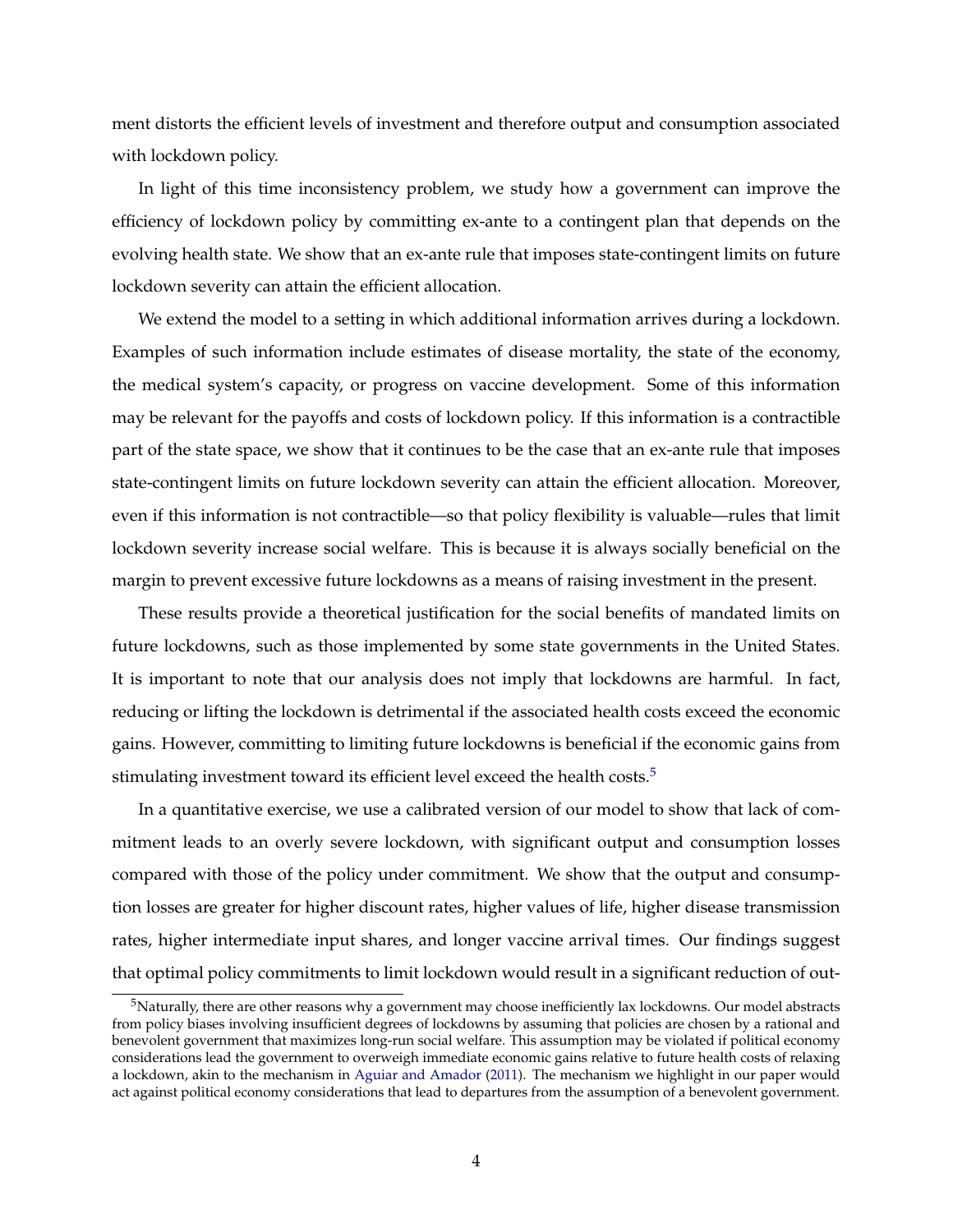ment distorts the efficient levels of investment and therefore output and consumption associated with lockdown policy.

In light of this time inconsistency problem, we study how a government can improve the efficiency of lockdown policy by committing ex-ante to a contingent plan that depends on the evolving health state. We show that an ex-ante rule that imposes state-contingent limits on future lockdown severity can attain the efficient allocation.

We extend the model to a setting in which additional information arrives during a lockdown. Examples of such information include estimates of disease mortality, the state of the economy, the medical system's capacity, or progress on vaccine development. Some of this information may be relevant for the payoffs and costs of lockdown policy. If this information is a contractible part of the state space, we show that it continues to be the case that an ex-ante rule that imposes state-contingent limits on future lockdown severity can attain the efficient allocation. Moreover, even if this information is not contractible—so that policy flexibility is valuable—rules that limit lockdown severity increase social welfare. This is because it is always socially beneficial on the margin to prevent excessive future lockdowns as a means of raising investment in the present.

These results provide a theoretical justification for the social benefits of mandated limits on future lockdowns, such as those implemented by some state governments in the United States. It is important to note that our analysis does not imply that lockdowns are harmful. In fact, reducing or lifting the lockdown is detrimental if the associated health costs exceed the economic gains. However, committing to limiting future lockdowns is beneficial if the economic gains from stimulating investment toward its efficient level exceed the health costs.[5]

In a quantitative exercise, we use a calibrated version of our model to show that lack of commitment leads to an overly severe lockdown, with significant output and consumption losses compared with those of the policy under commitment. We show that the output and consumption losses are greater for higher discount rates, higher values of life, higher disease transmission rates, higher intermediate input shares, and longer vaccine arrival times. Our findings suggest that optimal policy commitments to limit lockdown would result in a significant reduction of out-

[5]Naturally, there are other reasons why a government may choose inefficiently lax lockdowns. Our model abstracts from policy biases involving insufficient degrees of lockdowns by assuming that policies are chosen by a rational and benevolent government that maximizes long-run social welfare. This assumption may be violated if political economy considerations lead the government to overweigh immediate economic gains relative to future health costs of relaxing a lockdown, akin to the mechanism in Aguiar and Amador (2011). The mechanism we highlight in our paper would act against political economy considerations that lead to departures from the assumption of a benevolent government.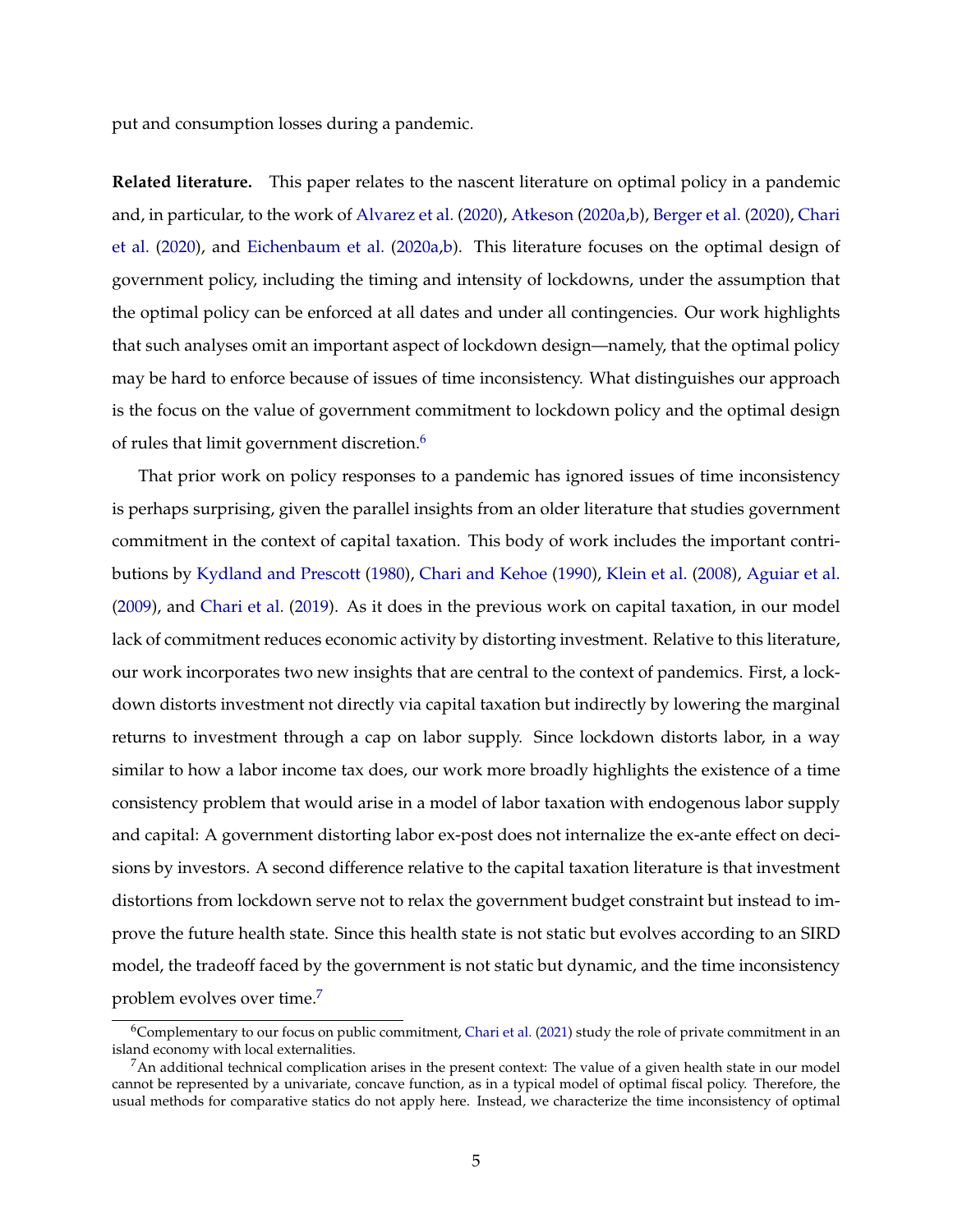put and consumption losses during a pandemic.

**Related literature.** This paper relates to the nascent literature on optimal policy in a pandemic and, in particular, to the work of Alvarez et al. (2020), Atkeson (2020a,b), Berger et al. (2020), Chari et al. (2020), and Eichenbaum et al. (2020a,b). This literature focuses on the optimal design of government policy, including the timing and intensity of lockdowns, under the assumption that the optimal policy can be enforced at all dates and under all contingencies. Our work highlights that such analyses omit an important aspect of lockdown design—namely, that the optimal policy may be hard to enforce because of issues of time inconsistency. What distinguishes our approach is the focus on the value of government commitment to lockdown policy and the optimal design of rules that limit government discretion.[6]

That prior work on policy responses to a pandemic has ignored issues of time inconsistency is perhaps surprising, given the parallel insights from an older literature that studies government commitment in the context of capital taxation. This body of work includes the important contributions by Kydland and Prescott (1980), Chari and Kehoe (1990), Klein et al. (2008), Aguiar et al. (2009), and Chari et al. (2019). As it does in the previous work on capital taxation, in our model lack of commitment reduces economic activity by distorting investment. Relative to this literature, our work incorporates two new insights that are central to the context of pandemics. First, a lockdown distorts investment not directly via capital taxation but indirectly by lowering the marginal returns to investment through a cap on labor supply. Since lockdown distorts labor, in a way similar to how a labor income tax does, our work more broadly highlights the existence of a time consistency problem that would arise in a model of labor taxation with endogenous labor supply and capital: A government distorting labor ex-post does not internalize the ex-ante effect on decisions by investors. A second difference relative to the capital taxation literature is that investment distortions from lockdown serve not to relax the government budget constraint but instead to improve the future health state. Since this health state is not static but dynamic and evolves according to an SIRD model, the tradeoff faced by the government is not static but dynamic, and the time inconsistency problem evolves over time.[7]

[6] Complementary to our focus on public commitment, Chari et al. (2021) study the role of private commitment in an island economy with local externalities.

[7] An additional technical complication arises in the present context: The value of a given health state in our model cannot be represented by a univariate, concave function, as in a typical model of optimal fiscal policy. Therefore, the usual methods for comparative statics do not apply here. Instead, we characterize the time inconsistency of optimal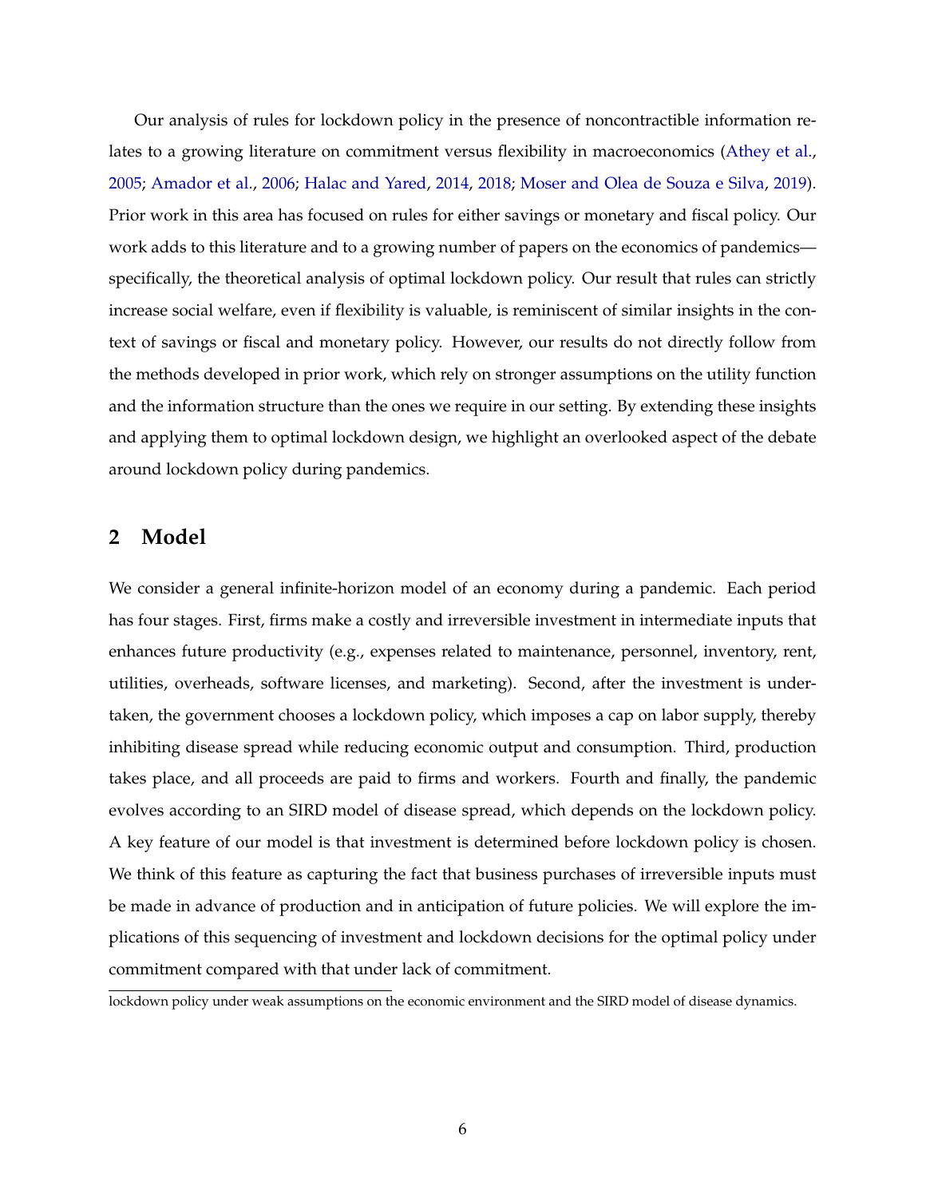Our analysis of rules for lockdown policy in the presence of noncontractible information relates to a growing literature on commitment versus flexibility in macroeconomics (Athey et al., 2005; Amador et al., 2006; Halac and Yared, 2014, 2018; Moser and Olea de Souza e Silva, 2019). Prior work in this area has focused on rules for either savings or monetary and fiscal policy. Our work adds to this literature and to a growing number of papers on the economics of pandemics—specifically, the theoretical analysis of optimal lockdown policy. Our result that rules can strictly increase social welfare, even if flexibility is valuable, is reminiscent of similar insights in the context of savings or fiscal and monetary policy. However, our results do not directly follow from the methods developed in prior work, which rely on stronger assumptions on the utility function and the information structure than the ones we require in our setting. By extending these insights and applying them to optimal lockdown design, we highlight an overlooked aspect of the debate around lockdown policy during pandemics.

## 2 Model

We consider a general infinite-horizon model of an economy during a pandemic. Each period has four stages. First, firms make a costly and irreversible investment in intermediate inputs that enhances future productivity (e.g., expenses related to maintenance, personnel, inventory, rent, utilities, overheads, software licenses, and marketing). Second, after the investment is undertaken, the government chooses a lockdown policy, which imposes a cap on labor supply, thereby inhibiting disease spread while reducing economic output and consumption. Third, production takes place, and all proceeds are paid to firms and workers. Fourth and finally, the pandemic evolves according to an SIRD model of disease spread, which depends on the lockdown policy. A key feature of our model is that investment is determined before lockdown policy is chosen. We think of this feature as capturing the fact that business purchases of irreversible inputs must be made in advance of production and in anticipation of future policies. We will explore the implications of this sequencing of investment and lockdown decisions for the optimal policy under commitment compared with that under lack of commitment.

lockdown policy under weak assumptions on the economic environment and the SIRD model of disease dynamics.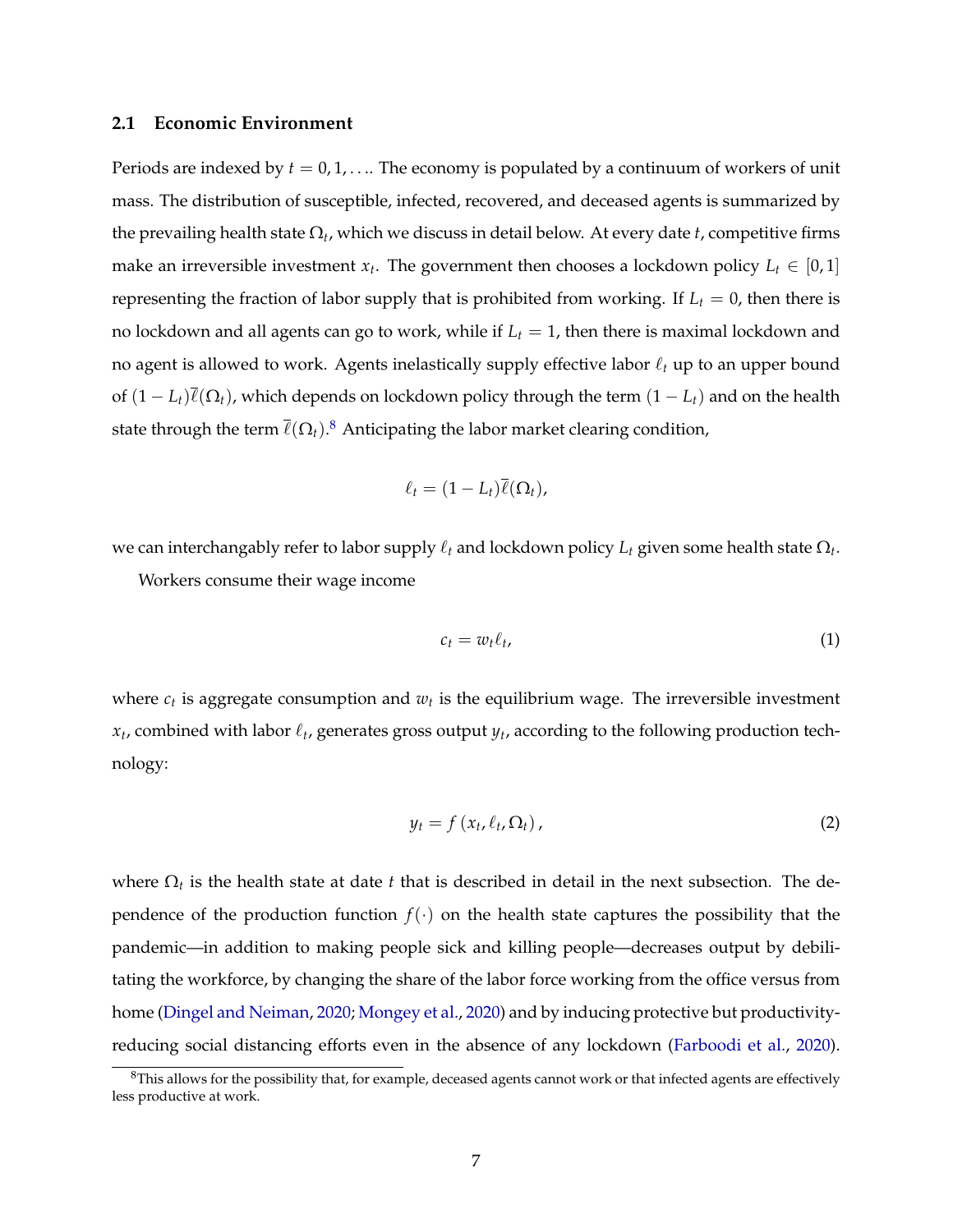### 2.1 Economic Environment

Periods are indexed by $t = 0, 1, \ldots$. The economy is populated by a continuum of workers of unit mass. The distribution of susceptible, infected, recovered, and deceased agents is summarized by the prevailing health state $\Omega_t$, which we discuss in detail below. At every date $t$, competitive firms make an irreversible investment $x_t$. The government then chooses a lockdown policy $L_t \in [0, 1]$ representing the fraction of labor supply that is prohibited from working. If $L_t = 0$, then there is no lockdown and all agents can go to work, while if $L_t = 1$, then there is maximal lockdown and no agent is allowed to work. Agents inelastically supply effective labor $\ell_t$ up to an upper bound of $(1 - L_t)\bar{\ell}(\Omega_t)$, which depends on lockdown policy through the term $(1 - L_t)$ and on the health state through the term $\bar{\ell}(\Omega_t)$.[8] Anticipating the labor market clearing condition,

$$\ell_t = (1 - L_t)\bar{\ell}(\Omega_t),$$

we can interchangably refer to labor supply $\ell_t$ and lockdown policy $L_t$ given some health state $\Omega_t$.

Workers consume their wage income

$$c_t = w_t \ell_t, \tag{1}$$

where $c_t$ is aggregate consumption and $w_t$ is the equilibrium wage. The irreversible investment $x_t$, combined with labor $\ell_t$, generates gross output $y_t$, according to the following production technology:

$$y_t = f\left(x_t, \ell_t, \Omega_t\right), \tag{2}$$

where $\Omega_t$ is the health state at date $t$ that is described in detail in the next subsection. The dependence of the production function $f(\cdot)$ on the health state captures the possibility that the pandemic—in addition to making people sick and killing people—decreases output by debilitating the workforce, by changing the share of the labor force working from the office versus from home (Dingel and Neiman, 2020; Mongey et al., 2020) and by inducing protective but productivity-reducing social distancing efforts even in the absence of any lockdown (Farboodi et al., 2020).

[8] This allows for the possibility that, for example, deceased agents cannot work or that infected agents are effectively less productive at work.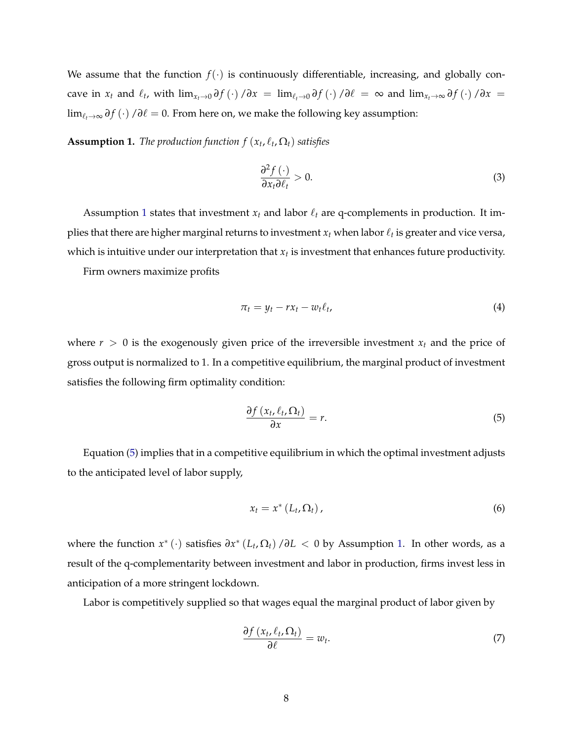We assume that the function $f(\cdot)$ is continuously differentiable, increasing, and globally concave in $x_t$ and $\ell_t$, with $\lim_{x_t \to 0} \partial f(\cdot)/\partial x = \lim_{\ell_t \to 0} \partial f(\cdot)/\partial \ell = \infty$ and $\lim_{x_t \to \infty} \partial f(\cdot)/\partial x = \lim_{\ell_t \to \infty} \partial f(\cdot)/\partial \ell = 0$. From here on, we make the following key assumption:

**Assumption 1.** *The production function $f(x_t, \ell_t, \Omega_t)$ satisfies*

$$\frac{\partial^2 f(\cdot)}{\partial x_t \partial \ell_t} > 0. \tag{3}$$

Assumption 1 states that investment $x_t$ and labor $\ell_t$ are q-complements in production. It implies that there are higher marginal returns to investment $x_t$ when labor $\ell_t$ is greater and vice versa, which is intuitive under our interpretation that $x_t$ is investment that enhances future productivity.

Firm owners maximize profits

$$\pi_t = y_t - r x_t - w_t \ell_t, \tag{4}$$

where $r > 0$ is the exogenously given price of the irreversible investment $x_t$ and the price of gross output is normalized to 1. In a competitive equilibrium, the marginal product of investment satisfies the following firm optimality condition:

$$\frac{\partial f(x_t, \ell_t, \Omega_t)}{\partial x} = r. \tag{5}$$

Equation (5) implies that in a competitive equilibrium in which the optimal investment adjusts to the anticipated level of labor supply,

$$x_t = x^*(L_t, \Omega_t), \tag{6}$$

where the function $x^*(\cdot)$ satisfies $\partial x^*(L_t, \Omega_t)/\partial L < 0$ by Assumption 1. In other words, as a result of the q-complementarity between investment and labor in production, firms invest less in anticipation of a more stringent lockdown.

Labor is competitively supplied so that wages equal the marginal product of labor given by

$$\frac{\partial f(x_t, \ell_t, \Omega_t)}{\partial \ell} = w_t. \tag{7}$$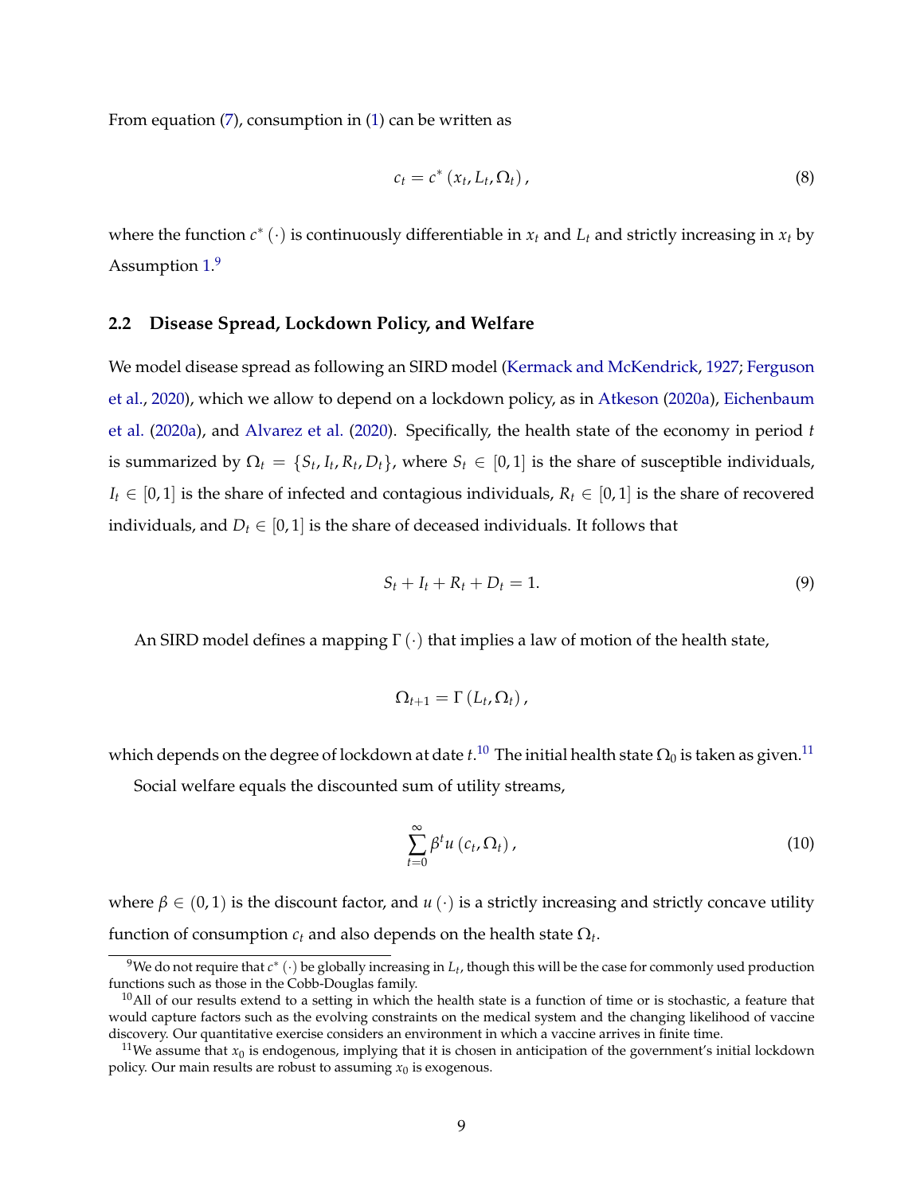From equation (7), consumption in (1) can be written as

$$c_t = c^*(x_t, L_t, \Omega_t), \tag{8}$$

where the function $c^*(\cdot)$ is continuously differentiable in $x_t$ and $L_t$ and strictly increasing in $x_t$ by Assumption 1.[9]

### 2.2 Disease Spread, Lockdown Policy, and Welfare

We model disease spread as following an SIRD model (Kermack and McKendrick, 1927; Ferguson et al., 2020), which we allow to depend on a lockdown policy, as in Atkeson (2020a), Eichenbaum et al. (2020a), and Alvarez et al. (2020). Specifically, the health state of the economy in period $t$ is summarized by $\Omega_t = \{S_t, I_t, R_t, D_t\}$, where $S_t \in [0, 1]$ is the share of susceptible individuals, $I_t \in [0, 1]$ is the share of infected and contagious individuals, $R_t \in [0, 1]$ is the share of recovered individuals, and $D_t \in [0, 1]$ is the share of deceased individuals. It follows that

$$S_t + I_t + R_t + D_t = 1. \tag{9}$$

An SIRD model defines a mapping $\Gamma(\cdot)$ that implies a law of motion of the health state,

$$\Omega_{t+1} = \Gamma(L_t, \Omega_t),$$

which depends on the degree of lockdown at date $t$.[10] The initial health state $\Omega_0$ is taken as given.[11]

Social welfare equals the discounted sum of utility streams,

$$\sum_{t=0}^{\infty} \beta^t u(c_t, \Omega_t), \tag{10}$$

where $\beta \in (0, 1)$ is the discount factor, and $u(\cdot)$ is a strictly increasing and strictly concave utility function of consumption $c_t$ and also depends on the health state $\Omega_t$.

[9] We do not require that $c^*(\cdot)$ be globally increasing in $L_t$, though this will be the case for commonly used production functions such as those in the Cobb-Douglas family.

[10] All of our results extend to a setting in which the health state is a function of time or is stochastic, a feature that would capture factors such as the evolving constraints on the medical system and the changing likelihood of vaccine discovery. Our quantitative exercise considers an environment in which a vaccine arrives in finite time.

[11] We assume that $x_0$ is endogenous, implying that it is chosen in anticipation of the government's initial lockdown policy. Our main results are robust to assuming $x_0$ is exogenous.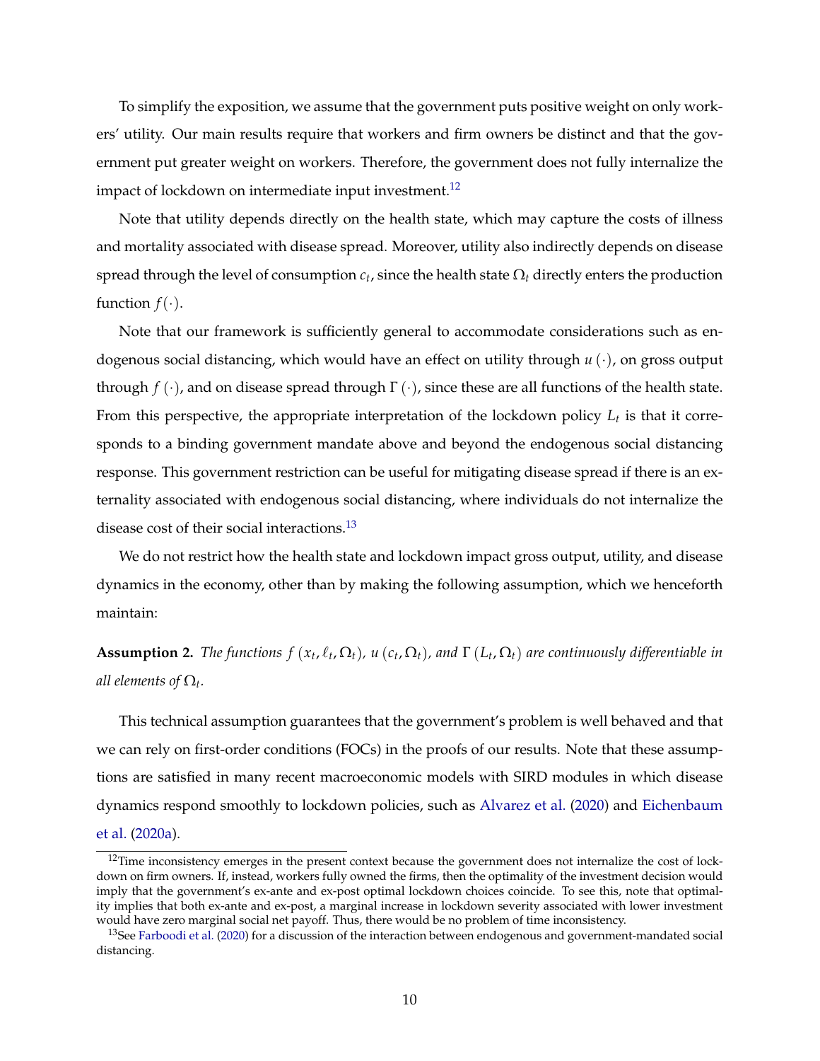To simplify the exposition, we assume that the government puts positive weight on only workers' utility. Our main results require that workers and firm owners be distinct and that the government put greater weight on workers. Therefore, the government does not fully internalize the impact of lockdown on intermediate input investment.[12]

Note that utility depends directly on the health state, which may capture the costs of illness and mortality associated with disease spread. Moreover, utility also indirectly depends on disease spread through the level of consumption $c_t$, since the health state $\Omega_t$ directly enters the production function $f(\cdot)$.

Note that our framework is sufficiently general to accommodate considerations such as endogenous social distancing, which would have an effect on utility through $u(\cdot)$, on gross output through $f(\cdot)$, and on disease spread through $\Gamma(\cdot)$, since these are all functions of the health state. From this perspective, the appropriate interpretation of the lockdown policy $L_t$ is that it corresponds to a binding government mandate above and beyond the endogenous social distancing response. This government restriction can be useful for mitigating disease spread if there is an externality associated with endogenous social distancing, where individuals do not internalize the disease cost of their social interactions.[13]

We do not restrict how the health state and lockdown impact gross output, utility, and disease dynamics in the economy, other than by making the following assumption, which we henceforth maintain:

**Assumption 2.** *The functions $f(x_t, \ell_t, \Omega_t)$, $u(c_t, \Omega_t)$, and $\Gamma(L_t, \Omega_t)$ are continuously differentiable in all elements of $\Omega_t$.*

This technical assumption guarantees that the government's problem is well behaved and that we can rely on first-order conditions (FOCs) in the proofs of our results. Note that these assumptions are satisfied in many recent macroeconomic models with SIRD modules in which disease dynamics respond smoothly to lockdown policies, such as Alvarez et al. (2020) and Eichenbaum et al. (2020a).

[12] Time inconsistency emerges in the present context because the government does not internalize the cost of lockdown on firm owners. If, instead, workers fully owned the firms, then the optimality of the investment decision would imply that the government's ex-ante and ex-post optimal lockdown choices coincide. To see this, note that optimality implies that both ex-ante and ex-post, a marginal increase in lockdown severity associated with lower investment would have zero marginal social net payoff. Thus, there would be no problem of time inconsistency.

[13] See Farboodi et al. (2020) for a discussion of the interaction between endogenous and government-mandated social distancing.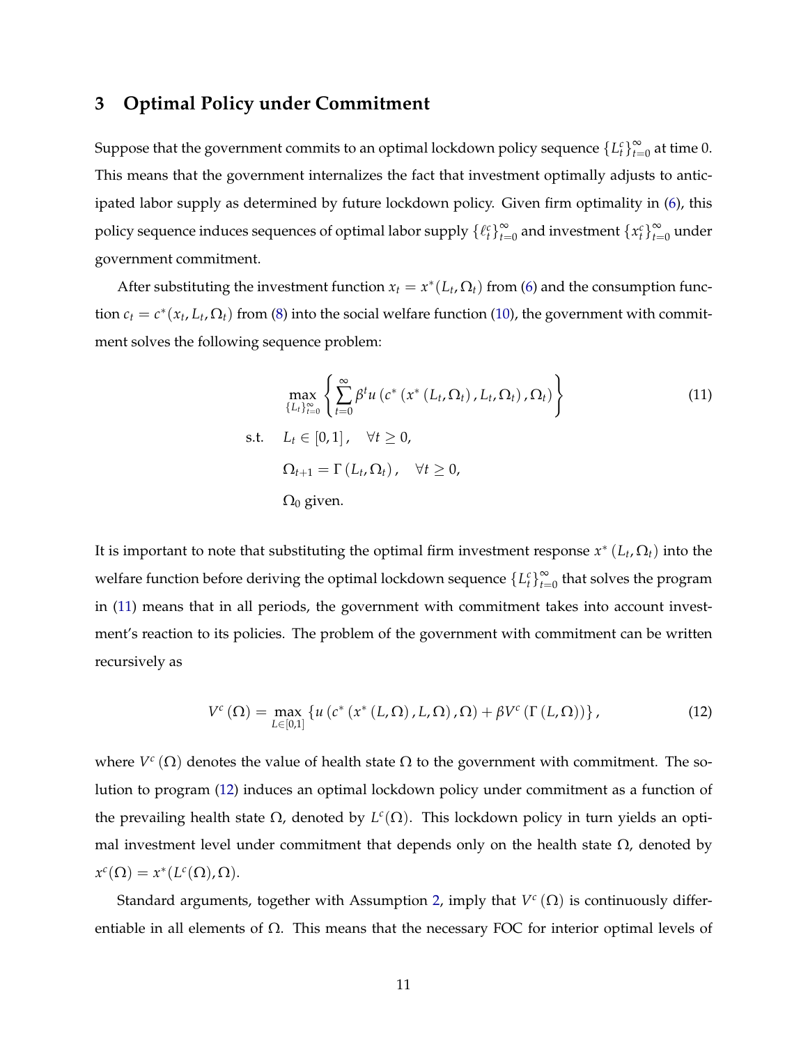## 3 Optimal Policy under Commitment

Suppose that the government commits to an optimal lockdown policy sequence $\{L_t^c\}_{t=0}^{\infty}$ at time 0. This means that the government internalizes the fact that investment optimally adjusts to anticipated labor supply as determined by future lockdown policy. Given firm optimality in (6), this policy sequence induces sequences of optimal labor supply $\{\ell_t^c\}_{t=0}^{\infty}$ and investment $\{x_t^c\}_{t=0}^{\infty}$ under government commitment.

After substituting the investment function $x_t = x^*(L_t, \Omega_t)$ from (6) and the consumption function $c_t = c^*(x_t, L_t, \Omega_t)$ from (8) into the social welfare function (10), the government with commitment solves the following sequence problem:

$$
\begin{aligned}
&\max_{\{L_t\}_{t=0}^{\infty}} \left\{ \sum_{t=0}^{\infty} \beta^t u\left(c^*\left(x^*\left(L_t, \Omega_t\right), L_t, \Omega_t\right), \Omega_t\right) \right\} \qquad (11) \\
\text{s.t.} \quad & L_t \in [0,1], \quad \forall t \geq 0, \\
& \Omega_{t+1} = \Gamma\left(L_t, \Omega_t\right), \quad \forall t \geq 0, \\
& \Omega_0 \text{ given.}
\end{aligned}
$$

It is important to note that substituting the optimal firm investment response $x^*(L_t, \Omega_t)$ into the welfare function before deriving the optimal lockdown sequence $\{L_t^c\}_{t=0}^{\infty}$ that solves the program in (11) means that in all periods, the government with commitment takes into account investment's reaction to its policies. The problem of the government with commitment can be written recursively as

$$
V^c(\Omega) = \max_{L \in [0,1]} \left\{ u\left(c^*\left(x^*\left(L, \Omega\right), L, \Omega\right), \Omega\right) + \beta V^c\left(\Gamma\left(L, \Omega\right)\right) \right\}, \qquad (12)
$$

where $V^c(\Omega)$ denotes the value of health state $\Omega$ to the government with commitment. The solution to program (12) induces an optimal lockdown policy under commitment as a function of the prevailing health state $\Omega$, denoted by $L^c(\Omega)$. This lockdown policy in turn yields an optimal investment level under commitment that depends only on the health state $\Omega$, denoted by $x^c(\Omega) = x^*(L^c(\Omega), \Omega)$.

Standard arguments, together with Assumption 2, imply that $V^c(\Omega)$ is continuously differentiable in all elements of $\Omega$. This means that the necessary FOC for interior optimal levels of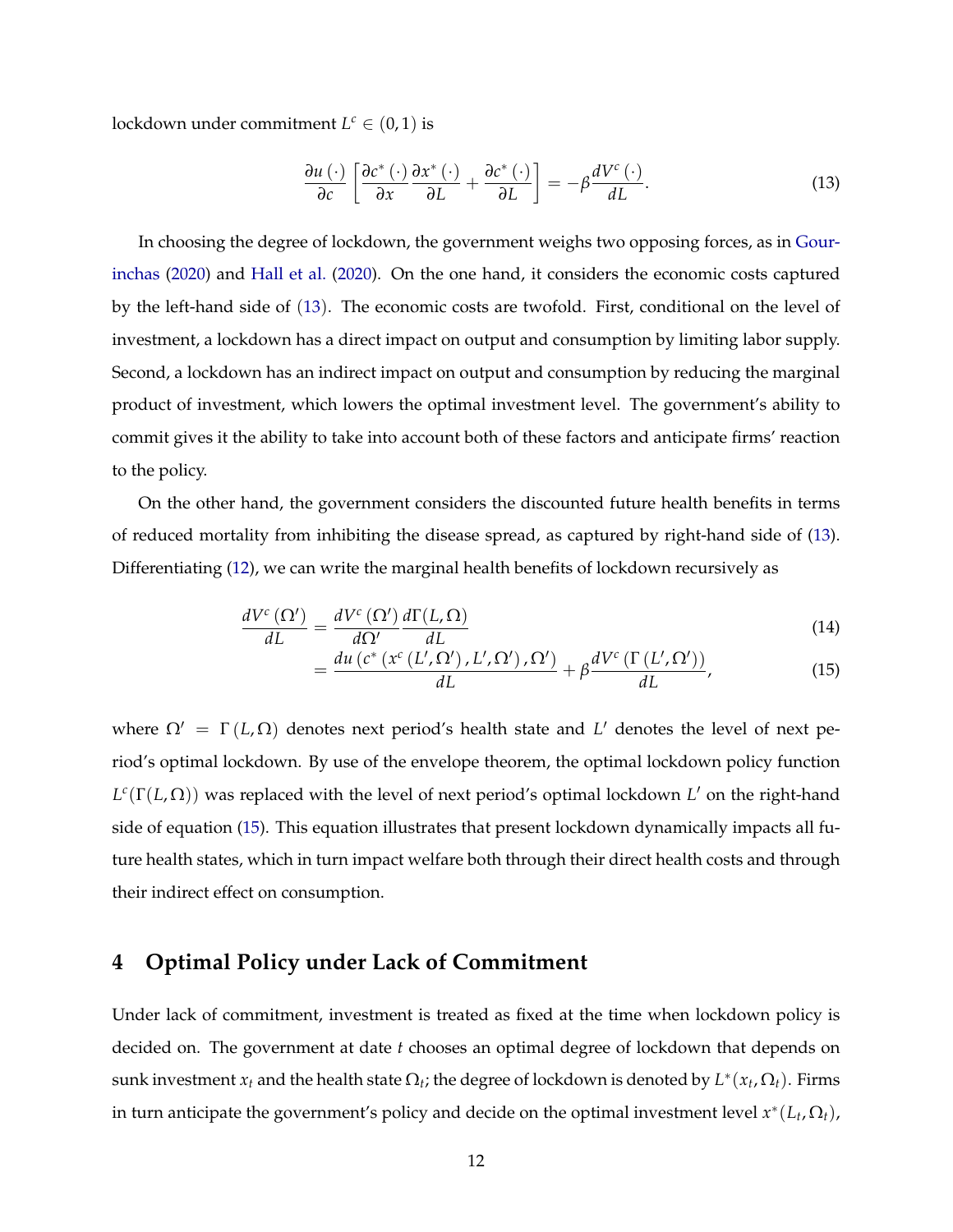lockdown under commitment $L^c \in (0,1)$ is

$$\frac{\partial u(\cdot)}{\partial c}\left[\frac{\partial c^*(\cdot)}{\partial x}\frac{\partial x^*(\cdot)}{\partial L}+\frac{\partial c^*(\cdot)}{\partial L}\right]=-\beta\frac{dV^c(\cdot)}{dL}. \tag{13}$$

In choosing the degree of lockdown, the government weighs two opposing forces, as in Gourinchas (2020) and Hall et al. (2020). On the one hand, it considers the economic costs captured by the left-hand side of (13). The economic costs are twofold. First, conditional on the level of investment, a lockdown has a direct impact on output and consumption by limiting labor supply. Second, a lockdown has an indirect impact on output and consumption by reducing the marginal product of investment, which lowers the optimal investment level. The government's ability to commit gives it the ability to take into account both of these factors and anticipate firms' reaction to the policy.

On the other hand, the government considers the discounted future health benefits in terms of reduced mortality from inhibiting the disease spread, as captured by right-hand side of (13). Differentiating (12), we can write the marginal health benefits of lockdown recursively as

$$\frac{dV^c(\Omega')}{dL}=\frac{dV^c(\Omega')}{d\Omega'}\frac{d\Gamma(L,\Omega)}{dL} \tag{14}$$

$$=\frac{du\left(c^*\left(x^c\left(L',\Omega'\right),L',\Omega'\right),\Omega'\right)}{dL}+\beta\frac{dV^c\left(\Gamma\left(L',\Omega'\right)\right)}{dL}, \tag{15}$$

where $\Omega' = \Gamma(L,\Omega)$ denotes next period's health state and $L'$ denotes the level of next period's optimal lockdown. By use of the envelope theorem, the optimal lockdown policy function $L^c(\Gamma(L,\Omega))$ was replaced with the level of next period's optimal lockdown $L'$ on the right-hand side of equation (15). This equation illustrates that present lockdown dynamically impacts all future health states, which in turn impact welfare both through their direct health costs and through their indirect effect on consumption.

## 4 Optimal Policy under Lack of Commitment

Under lack of commitment, investment is treated as fixed at the time when lockdown policy is decided on. The government at date $t$ chooses an optimal degree of lockdown that depends on sunk investment $x_t$ and the health state $\Omega_t$; the degree of lockdown is denoted by $L^*(x_t,\Omega_t)$. Firms in turn anticipate the government's policy and decide on the optimal investment level $x^*(L_t,\Omega_t)$,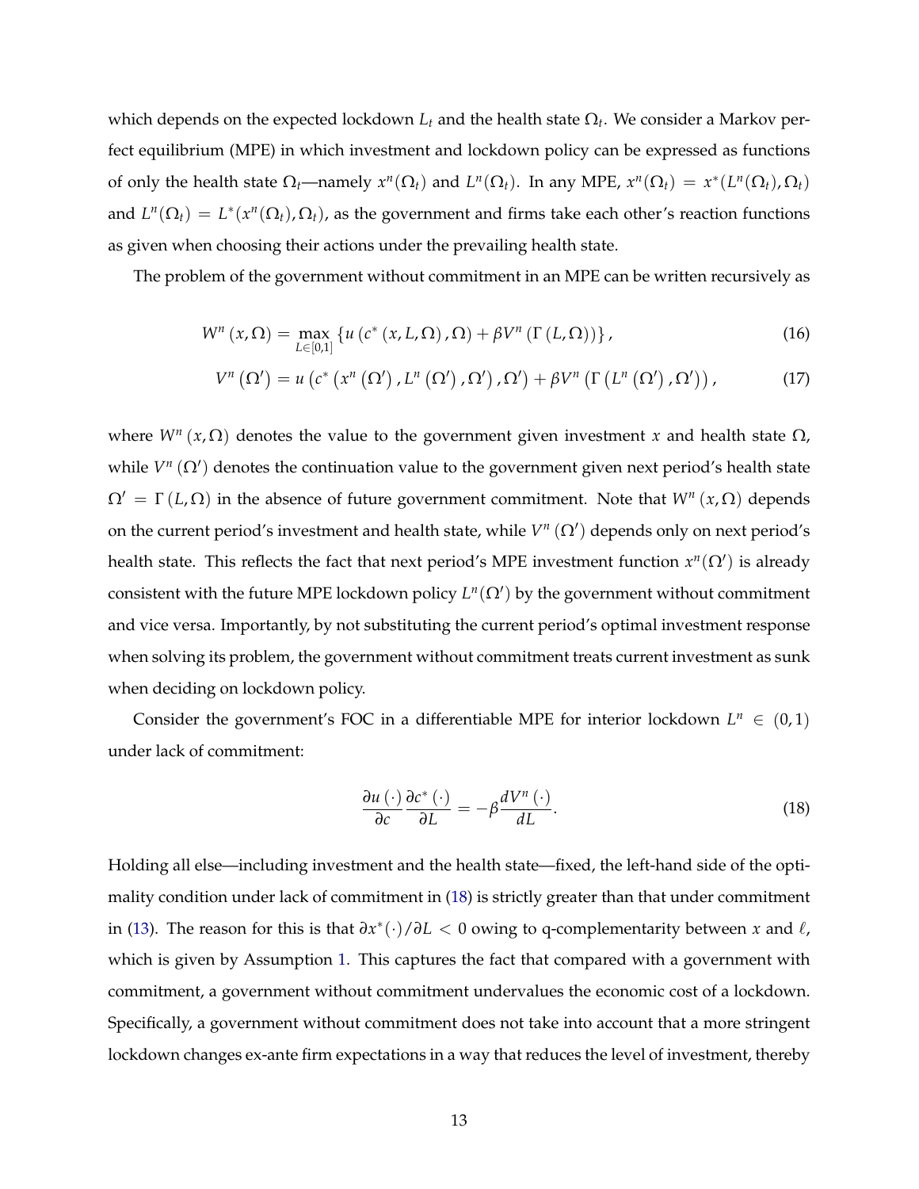which depends on the expected lockdown $L_t$ and the health state $\Omega_t$. We consider a Markov perfect equilibrium (MPE) in which investment and lockdown policy can be expressed as functions of only the health state $\Omega_t$—namely $x^n(\Omega_t)$ and $L^n(\Omega_t)$. In any MPE, $x^n(\Omega_t) = x^*(L^n(\Omega_t), \Omega_t)$ and $L^n(\Omega_t) = L^*(x^n(\Omega_t), \Omega_t)$, as the government and firms take each other's reaction functions as given when choosing their actions under the prevailing health state.

The problem of the government without commitment in an MPE can be written recursively as

$$W^n(x, \Omega) = \max_{L \in [0,1]} \{u(c^*(x, L, \Omega), \Omega) + \beta V^n(\Gamma(L, \Omega))\}, \tag{16}$$

$$V^n(\Omega') = u(c^*(x^n(\Omega'), L^n(\Omega'), \Omega'), \Omega') + \beta V^n(\Gamma(L^n(\Omega'), \Omega')), \tag{17}$$

where $W^n(x, \Omega)$ denotes the value to the government given investment $x$ and health state $\Omega$, while $V^n(\Omega')$ denotes the continuation value to the government given next period's health state $\Omega' = \Gamma(L, \Omega)$ in the absence of future government commitment. Note that $W^n(x, \Omega)$ depends on the current period's investment and health state, while $V^n(\Omega')$ depends only on next period's health state. This reflects the fact that next period's MPE investment function $x^n(\Omega')$ is already consistent with the future MPE lockdown policy $L^n(\Omega')$ by the government without commitment and vice versa. Importantly, by not substituting the current period's optimal investment response when solving its problem, the government without commitment treats current investment as sunk when deciding on lockdown policy.

Consider the government's FOC in a differentiable MPE for interior lockdown $L^n \in (0, 1)$ under lack of commitment:

$$\frac{\partial u(\cdot)}{\partial c} \frac{\partial c^*(\cdot)}{\partial L} = -\beta \frac{dV^n(\cdot)}{dL}. \tag{18}$$

Holding all else—including investment and the health state—fixed, the left-hand side of the optimality condition under lack of commitment in (18) is strictly greater than that under commitment in (13). The reason for this is that $\partial x^*(\cdot)/\partial L < 0$ owing to q-complementarity between $x$ and $\ell$, which is given by Assumption 1. This captures the fact that compared with a government with commitment, a government without commitment undervalues the economic cost of a lockdown. Specifically, a government without commitment does not take into account that a more stringent lockdown changes ex-ante firm expectations in a way that reduces the level of investment, thereby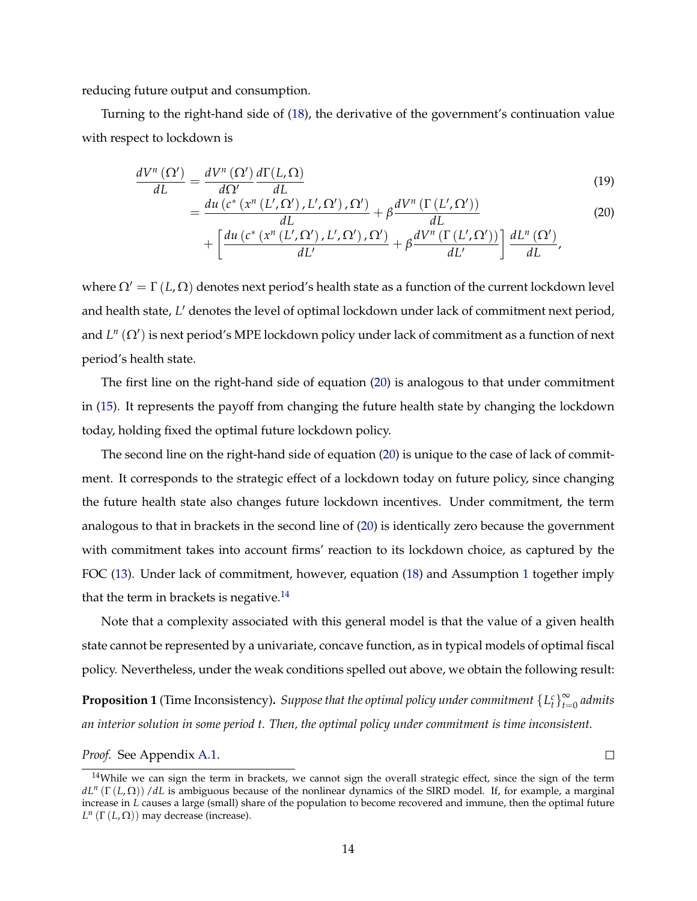reducing future output and consumption.

Turning to the right-hand side of (18), the derivative of the government's continuation value with respect to lockdown is

$$\frac{dV^n(\Omega')}{dL} = \frac{dV^n(\Omega')}{d\Omega'}\frac{d\Gamma(L,\Omega)}{dL} \tag{19}$$

$$= \frac{du\left(c^*\left(x^n\left(L',\Omega'\right),L',\Omega'\right),\Omega'\right)}{dL} + \beta\frac{dV^n\left(\Gamma\left(L',\Omega'\right)\right)}{dL} + \left[\frac{du\left(c^*\left(x^n\left(L',\Omega'\right),L',\Omega'\right),\Omega'\right)}{dL'} + \beta\frac{dV^n\left(\Gamma\left(L',\Omega'\right)\right)}{dL'}\right]\frac{dL^n(\Omega')}{dL}, \tag{20}$$

where $\Omega' = \Gamma(L,\Omega)$ denotes next period's health state as a function of the current lockdown level and health state, $L'$ denotes the level of optimal lockdown under lack of commitment next period, and $L^n(\Omega')$ is next period's MPE lockdown policy under lack of commitment as a function of next period's health state.

The first line on the right-hand side of equation (20) is analogous to that under commitment in (15). It represents the payoff from changing the future health state by changing the lockdown today, holding fixed the optimal future lockdown policy.

The second line on the right-hand side of equation (20) is unique to the case of lack of commitment. It corresponds to the strategic effect of a lockdown today on future policy, since changing the future health state also changes future lockdown incentives. Under commitment, the term analogous to that in brackets in the second line of (20) is identically zero because the government with commitment takes into account firms' reaction to its lockdown choice, as captured by the FOC (13). Under lack of commitment, however, equation (18) and Assumption 1 together imply that the term in brackets is negative.[14]

Note that a complexity associated with this general model is that the value of a given health state cannot be represented by a univariate, concave function, as in typical models of optimal fiscal policy. Nevertheless, under the weak conditions spelled out above, we obtain the following result:

**Proposition 1** (Time Inconsistency)**.** *Suppose that the optimal policy under commitment $\{L^c_t\}_{t=0}^{\infty}$ admits an interior solution in some period $t$. Then, the optimal policy under commitment is time inconsistent.*

*Proof.* See Appendix A.1. □

[14] While we can sign the term in brackets, we cannot sign the overall strategic effect, since the sign of the term $dL^n(\Gamma(L,\Omega))/dL$ is ambiguous because of the nonlinear dynamics of the SIRD model. If, for example, a marginal increase in $L$ causes a large (small) share of the population to become recovered and immune, then the optimal future $L^n(\Gamma(L,\Omega))$ may decrease (increase).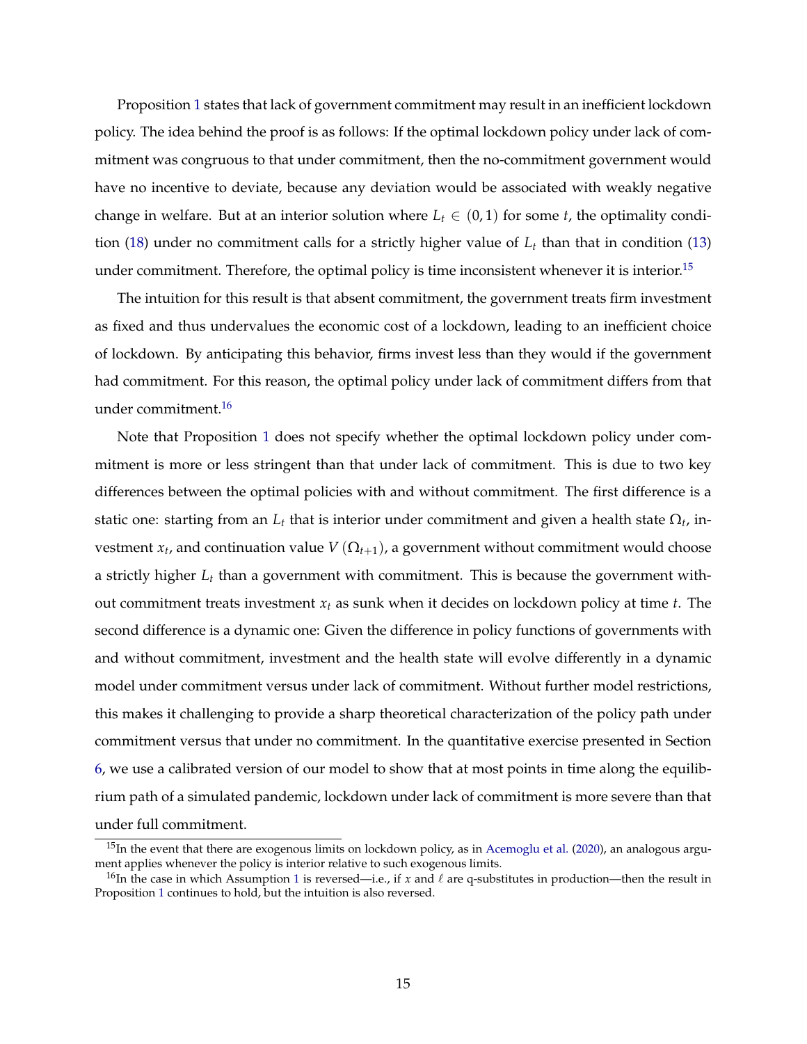Proposition 1 states that lack of government commitment may result in an inefficient lockdown policy. The idea behind the proof is as follows: If the optimal lockdown policy under lack of commitment was congruous to that under commitment, then the no-commitment government would have no incentive to deviate, because any deviation would be associated with weakly negative change in welfare. But at an interior solution where $L_t \in (0, 1)$ for some $t$, the optimality condition (18) under no commitment calls for a strictly higher value of $L_t$ than that in condition (13) under commitment. Therefore, the optimal policy is time inconsistent whenever it is interior.[15]

The intuition for this result is that absent commitment, the government treats firm investment as fixed and thus undervalues the economic cost of a lockdown, leading to an inefficient choice of lockdown. By anticipating this behavior, firms invest less than they would if the government had commitment. For this reason, the optimal policy under lack of commitment differs from that under commitment.[16]

Note that Proposition 1 does not specify whether the optimal lockdown policy under commitment is more or less stringent than that under lack of commitment. This is due to two key differences between the optimal policies with and without commitment. The first difference is a static one: starting from an $L_t$ that is interior under commitment and given a health state $\Omega_t$, investment $x_t$, and continuation value $V(\Omega_{t+1})$, a government without commitment would choose a strictly higher $L_t$ than a government with commitment. This is because the government without commitment treats investment $x_t$ as sunk when it decides on lockdown policy at time $t$. The second difference is a dynamic one: Given the difference in policy functions of governments with and without commitment, investment and the health state will evolve differently in a dynamic model under commitment versus under lack of commitment. Without further model restrictions, this makes it challenging to provide a sharp theoretical characterization of the policy path under commitment versus that under no commitment. In the quantitative exercise presented in Section 6, we use a calibrated version of our model to show that at most points in time along the equilibrium path of a simulated pandemic, lockdown under lack of commitment is more severe than that under full commitment.

[15] In the event that there are exogenous limits on lockdown policy, as in Acemoglu et al. (2020), an analogous argument applies whenever the policy is interior relative to such exogenous limits.

[16] In the case in which Assumption 1 is reversed—i.e., if $x$ and $\ell$ are q-substitutes in production—then the result in Proposition 1 continues to hold, but the intuition is also reversed.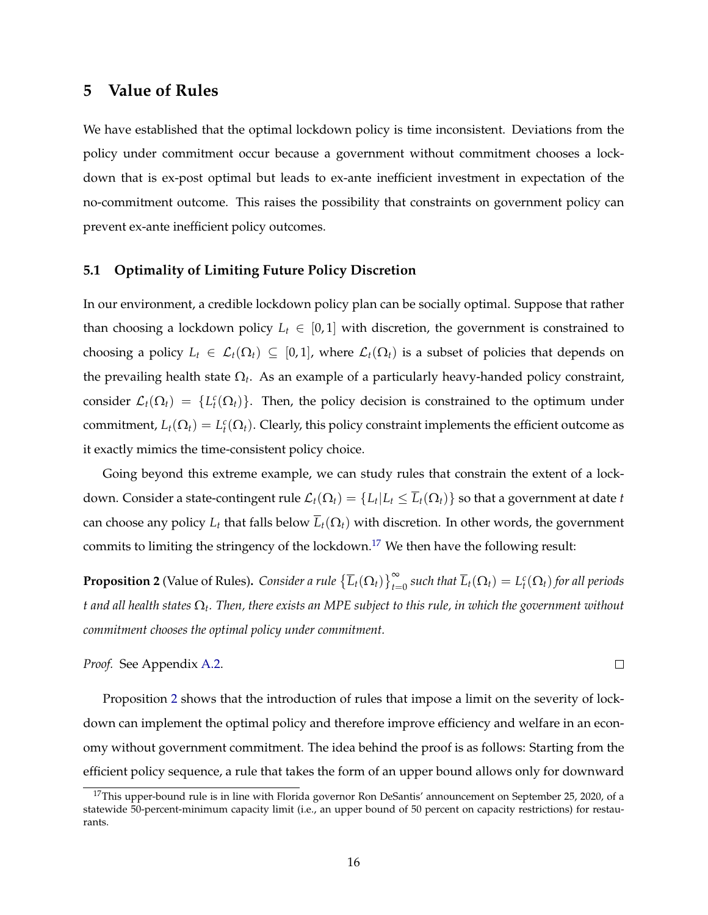## 5 Value of Rules

We have established that the optimal lockdown policy is time inconsistent. Deviations from the policy under commitment occur because a government without commitment chooses a lockdown that is ex-post optimal but leads to ex-ante inefficient investment in expectation of the no-commitment outcome. This raises the possibility that constraints on government policy can prevent ex-ante inefficient policy outcomes.

### 5.1 Optimality of Limiting Future Policy Discretion

In our environment, a credible lockdown policy plan can be socially optimal. Suppose that rather than choosing a lockdown policy $L_t \in [0,1]$ with discretion, the government is constrained to choosing a policy $L_t \in \mathcal{L}_t(\Omega_t) \subseteq [0,1]$, where $\mathcal{L}_t(\Omega_t)$ is a subset of policies that depends on the prevailing health state $\Omega_t$. As an example of a particularly heavy-handed policy constraint, consider $\mathcal{L}_t(\Omega_t) = \{L_t^c(\Omega_t)\}$. Then, the policy decision is constrained to the optimum under commitment, $L_t(\Omega_t) = L_t^c(\Omega_t)$. Clearly, this policy constraint implements the efficient outcome as it exactly mimics the time-consistent policy choice.

Going beyond this extreme example, we can study rules that constrain the extent of a lockdown. Consider a state-contingent rule $\mathcal{L}_t(\Omega_t) = \{L_t | L_t \leq \overline{L}_t(\Omega_t)\}$ so that a government at date $t$ can choose any policy $L_t$ that falls below $\overline{L}_t(\Omega_t)$ with discretion. In other words, the government commits to limiting the stringency of the lockdown.[17] We then have the following result:

**Proposition 2** (Value of Rules)**.** *Consider a rule $\left\{\overline{L}_t(\Omega_t)\right\}_{t=0}^{\infty}$ such that $\overline{L}_t(\Omega_t) = L_t^c(\Omega_t)$ for all periods $t$ and all health states $\Omega_t$. Then, there exists an MPE subject to this rule, in which the government without commitment chooses the optimal policy under commitment.*

*Proof.* See Appendix A.2. □

Proposition 2 shows that the introduction of rules that impose a limit on the severity of lockdown can implement the optimal policy and therefore improve efficiency and welfare in an economy without government commitment. The idea behind the proof is as follows: Starting from the efficient policy sequence, a rule that takes the form of an upper bound allows only for downward

[17] This upper-bound rule is in line with Florida governor Ron DeSantis' announcement on September 25, 2020, of a statewide 50-percent-minimum capacity limit (i.e., an upper bound of 50 percent on capacity restrictions) for restaurants.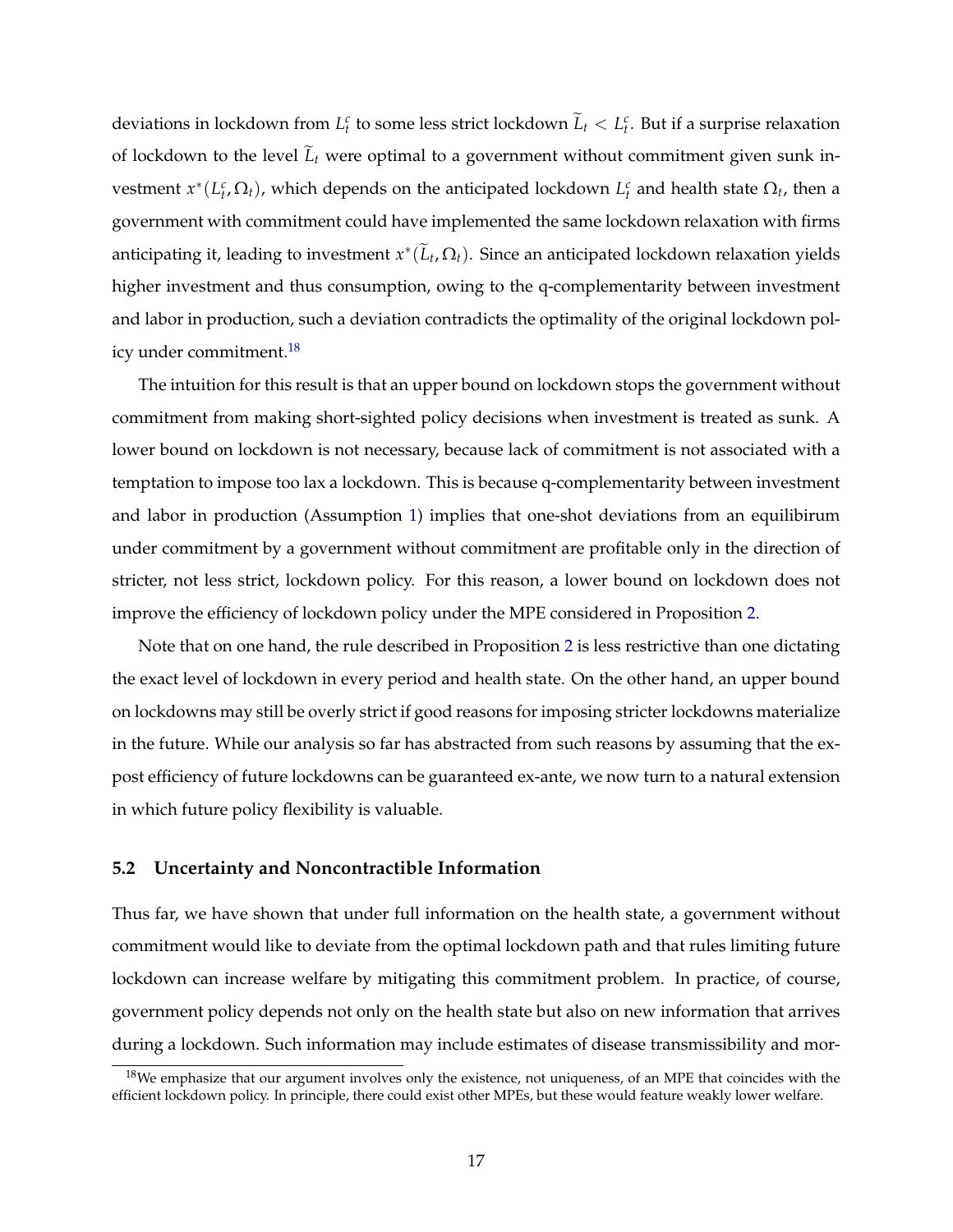deviations in lockdown from $L_t^c$ to some less strict lockdown $\widetilde{L}_t < L_t^c$. But if a surprise relaxation of lockdown to the level $\widetilde{L}_t$ were optimal to a government without commitment given sunk investment $x^*(L_t^c, \Omega_t)$, which depends on the anticipated lockdown $L_t^c$ and health state $\Omega_t$, then a government with commitment could have implemented the same lockdown relaxation with firms anticipating it, leading to investment $x^*(\widetilde{L}_t, \Omega_t)$. Since an anticipated lockdown relaxation yields higher investment and thus consumption, owing to the q-complementarity between investment and labor in production, such a deviation contradicts the optimality of the original lockdown policy under commitment.[18]

The intuition for this result is that an upper bound on lockdown stops the government without commitment from making short-sighted policy decisions when investment is treated as sunk. A lower bound on lockdown is not necessary, because lack of commitment is not associated with a temptation to impose too lax a lockdown. This is because q-complementarity between investment and labor in production (Assumption 1) implies that one-shot deviations from an equilibirum under commitment by a government without commitment are profitable only in the direction of stricter, not less strict, lockdown policy. For this reason, a lower bound on lockdown does not improve the efficiency of lockdown policy under the MPE considered in Proposition 2.

Note that on one hand, the rule described in Proposition 2 is less restrictive than one dictating the exact level of lockdown in every period and health state. On the other hand, an upper bound on lockdowns may still be overly strict if good reasons for imposing stricter lockdowns materialize in the future. While our analysis so far has abstracted from such reasons by assuming that the ex-post efficiency of future lockdowns can be guaranteed ex-ante, we now turn to a natural extension in which future policy flexibility is valuable.

## 5.2 Uncertainty and Noncontractible Information

Thus far, we have shown that under full information on the health state, a government without commitment would like to deviate from the optimal lockdown path and that rules limiting future lockdown can increase welfare by mitigating this commitment problem. In practice, of course, government policy depends not only on the health state but also on new information that arrives during a lockdown. Such information may include estimates of disease transmissibility and mor-

[18] We emphasize that our argument involves only the existence, not uniqueness, of an MPE that coincides with the efficient lockdown policy. In principle, there could exist other MPEs, but these would feature weakly lower welfare.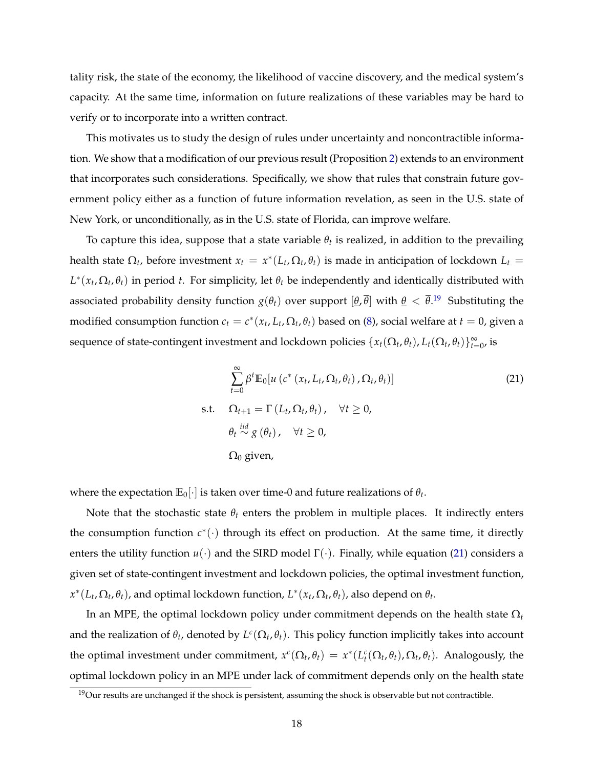tality risk, the state of the economy, the likelihood of vaccine discovery, and the medical system's capacity. At the same time, information on future realizations of these variables may be hard to verify or to incorporate into a written contract.

This motivates us to study the design of rules under uncertainty and noncontractible information. We show that a modification of our previous result (Proposition 2) extends to an environment that incorporates such considerations. Specifically, we show that rules that constrain future government policy either as a function of future information revelation, as seen in the U.S. state of New York, or unconditionally, as in the U.S. state of Florida, can improve welfare.

To capture this idea, suppose that a state variable $\theta_t$ is realized, in addition to the prevailing health state $\Omega_t$, before investment $x_t = x^*(L_t, \Omega_t, \theta_t)$ is made in anticipation of lockdown $L_t = L^*(x_t, \Omega_t, \theta_t)$ in period $t$. For simplicity, let $\theta_t$ be independently and identically distributed with associated probability density function $g(\theta_t)$ over support $[\underline{\theta}, \overline{\theta}]$ with $\underline{\theta} < \overline{\theta}$.[19] Substituting the modified consumption function $c_t = c^*(x_t, L_t, \Omega_t, \theta_t)$ based on (8), social welfare at $t = 0$, given a sequence of state-contingent investment and lockdown policies $\{x_t(\Omega_t, \theta_t), L_t(\Omega_t, \theta_t)\}_{t=0}^{\infty}$, is

$$
\begin{aligned}
&\sum_{t=0}^{\infty} \beta^t \mathbb{E}_0[u\left(c^*\left(x_t, L_t, \Omega_t, \theta_t\right), \Omega_t, \theta_t\right)] \qquad (21) \\
\text{s.t.} \quad & \Omega_{t+1} = \Gamma\left(L_t, \Omega_t, \theta_t\right), \quad \forall t \geq 0, \\
& \theta_t \overset{iid}{\sim} g\left(\theta_t\right), \quad \forall t \geq 0, \\
& \Omega_0 \text{ given,}
\end{aligned}
$$

where the expectation $\mathbb{E}_0[\cdot]$ is taken over time-0 and future realizations of $\theta_t$.

Note that the stochastic state $\theta_t$ enters the problem in multiple places. It indirectly enters the consumption function $c^*(\cdot)$ through its effect on production. At the same time, it directly enters the utility function $u(\cdot)$ and the SIRD model $\Gamma(\cdot)$. Finally, while equation (21) considers a given set of state-contingent investment and lockdown policies, the optimal investment function, $x^*(L_t, \Omega_t, \theta_t)$, and optimal lockdown function, $L^*(x_t, \Omega_t, \theta_t)$, also depend on $\theta_t$.

In an MPE, the optimal lockdown policy under commitment depends on the health state $\Omega_t$ and the realization of $\theta_t$, denoted by $L^c(\Omega_t, \theta_t)$. This policy function implicitly takes into account the optimal investment under commitment, $x^c(\Omega_t, \theta_t) = x^*(L_t^c(\Omega_t, \theta_t), \Omega_t, \theta_t)$. Analogously, the optimal lockdown policy in an MPE under lack of commitment depends only on the health state

[19] Our results are unchanged if the shock is persistent, assuming the shock is observable but not contractible.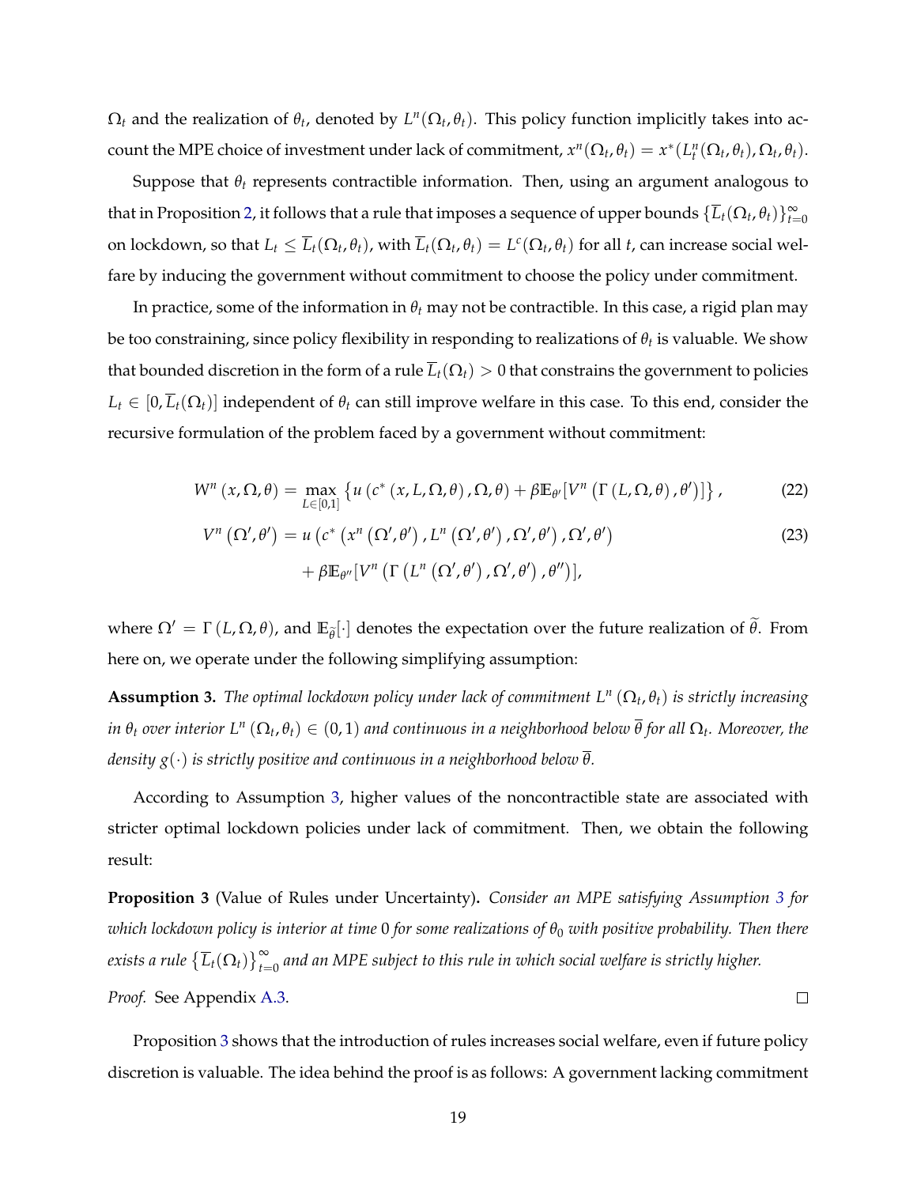$\Omega_t$ and the realization of $\theta_t$, denoted by $L^n(\Omega_t, \theta_t)$. This policy function implicitly takes into account the MPE choice of investment under lack of commitment, $x^n(\Omega_t, \theta_t) = x^*(L_t^n(\Omega_t, \theta_t), \Omega_t, \theta_t)$.

Suppose that $\theta_t$ represents contractible information. Then, using an argument analogous to that in Proposition 2, it follows that a rule that imposes a sequence of upper bounds $\{\overline{L}_t(\Omega_t, \theta_t)\}_{t=0}^{\infty}$ on lockdown, so that $L_t \leq \overline{L}_t(\Omega_t, \theta_t)$, with $\overline{L}_t(\Omega_t, \theta_t) = L^c(\Omega_t, \theta_t)$ for all $t$, can increase social welfare by inducing the government without commitment to choose the policy under commitment.

In practice, some of the information in $\theta_t$ may not be contractible. In this case, a rigid plan may be too constraining, since policy flexibility in responding to realizations of $\theta_t$ is valuable. We show that bounded discretion in the form of a rule $\overline{L}_t(\Omega_t) > 0$ that constrains the government to policies $L_t \in [0, \overline{L}_t(\Omega_t)]$ independent of $\theta_t$ can still improve welfare in this case. To this end, consider the recursive formulation of the problem faced by a government without commitment:

$$W^n(x, \Omega, \theta) = \max_{L \in [0,1]} \left\{ u\left(c^*\left(x, L, \Omega, \theta\right), \Omega, \theta\right) + \beta \mathbb{E}_{\theta'}[V^n\left(\Gamma\left(L, \Omega, \theta\right), \theta'\right)] \right\}, \tag{22}$$

$$\begin{aligned} V^n\left(\Omega', \theta'\right) = {} & u\left(c^*\left(x^n\left(\Omega', \theta'\right), L^n\left(\Omega', \theta'\right), \Omega', \theta'\right), \Omega', \theta'\right) \\ & + \beta \mathbb{E}_{\theta''}[V^n\left(\Gamma\left(L^n\left(\Omega', \theta'\right), \Omega', \theta'\right), \theta''\right)], \end{aligned} \tag{23}$$

where $\Omega' = \Gamma(L, \Omega, \theta)$, and $\mathbb{E}_{\widetilde{\theta}}[\cdot]$ denotes the expectation over the future realization of $\widetilde{\theta}$. From here on, we operate under the following simplifying assumption:

**Assumption 3.** *The optimal lockdown policy under lack of commitment $L^n(\Omega_t, \theta_t)$ is strictly increasing in $\theta_t$ over interior $L^n(\Omega_t, \theta_t) \in (0,1)$ and continuous in a neighborhood below $\overline{\theta}$ for all $\Omega_t$. Moreover, the density $g(\cdot)$ is strictly positive and continuous in a neighborhood below $\overline{\theta}$.*

According to Assumption 3, higher values of the noncontractible state are associated with stricter optimal lockdown policies under lack of commitment. Then, we obtain the following result:

**Proposition 3** (Value of Rules under Uncertainty)**.** *Consider an MPE satisfying Assumption 3 for which lockdown policy is interior at time 0 for some realizations of $\theta_0$ with positive probability. Then there exists a rule $\left\{\overline{L}_t(\Omega_t)\right\}_{t=0}^{\infty}$ and an MPE subject to this rule in which social welfare is strictly higher.*

*Proof.* See Appendix A.3. □

Proposition 3 shows that the introduction of rules increases social welfare, even if future policy discretion is valuable. The idea behind the proof is as follows: A government lacking commitment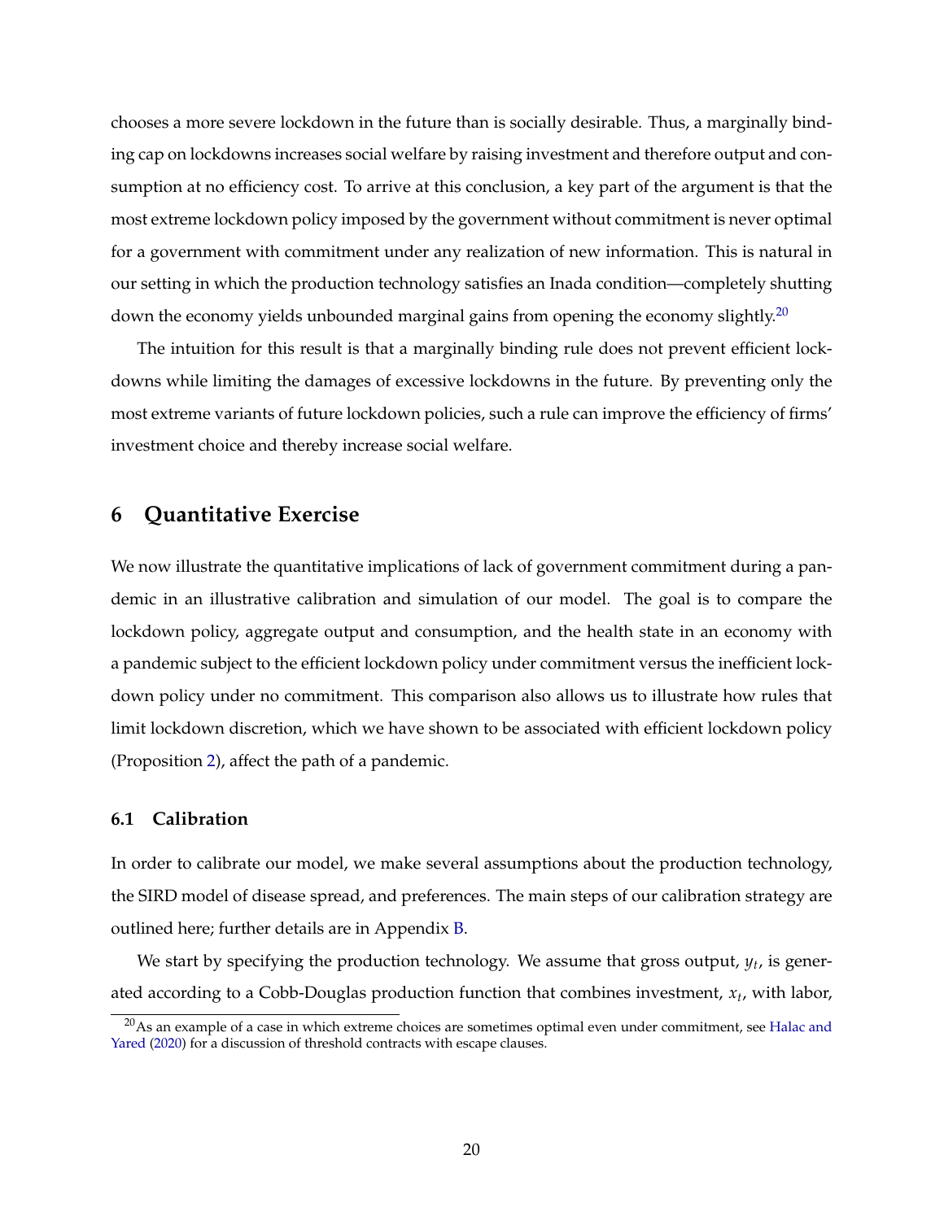chooses a more severe lockdown in the future than is socially desirable. Thus, a marginally binding cap on lockdowns increases social welfare by raising investment and therefore output and consumption at no efficiency cost. To arrive at this conclusion, a key part of the argument is that the most extreme lockdown policy imposed by the government without commitment is never optimal for a government with commitment under any realization of new information. This is natural in our setting in which the production technology satisfies an Inada condition—completely shutting down the economy yields unbounded marginal gains from opening the economy slightly.[20]

The intuition for this result is that a marginally binding rule does not prevent efficient lockdowns while limiting the damages of excessive lockdowns in the future. By preventing only the most extreme variants of future lockdown policies, such a rule can improve the efficiency of firms' investment choice and thereby increase social welfare.

# 6 Quantitative Exercise

We now illustrate the quantitative implications of lack of government commitment during a pandemic in an illustrative calibration and simulation of our model. The goal is to compare the lockdown policy, aggregate output and consumption, and the health state in an economy with a pandemic subject to the efficient lockdown policy under commitment versus the inefficient lockdown policy under no commitment. This comparison also allows us to illustrate how rules that limit lockdown discretion, which we have shown to be associated with efficient lockdown policy (Proposition 2), affect the path of a pandemic.

## 6.1 Calibration

In order to calibrate our model, we make several assumptions about the production technology, the SIRD model of disease spread, and preferences. The main steps of our calibration strategy are outlined here; further details are in Appendix B.

We start by specifying the production technology. We assume that gross output, $y_t$, is generated according to a Cobb-Douglas production function that combines investment, $x_t$, with labor,

[20]As an example of a case in which extreme choices are sometimes optimal even under commitment, see Halac and Yared (2020) for a discussion of threshold contracts with escape clauses.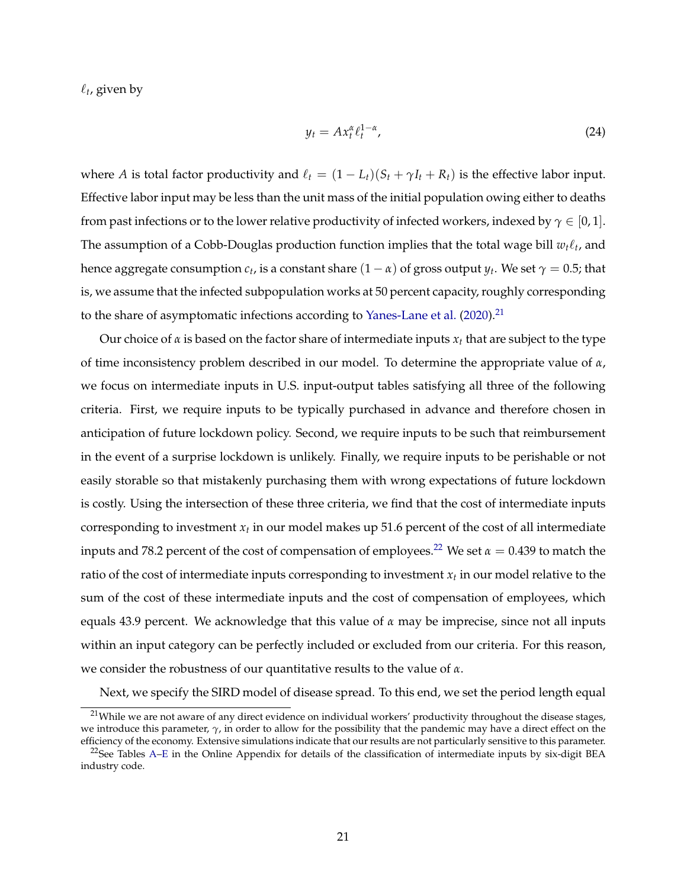$\ell_t$, given by

$$y_t = Ax_t^{\alpha} \ell_t^{1-\alpha}, \tag{24}$$

where $A$ is total factor productivity and $\ell_t = (1 - L_t)(S_t + \gamma I_t + R_t)$ is the effective labor input. Effective labor input may be less than the unit mass of the initial population owing either to deaths from past infections or to the lower relative productivity of infected workers, indexed by $\gamma \in [0, 1]$. The assumption of a Cobb-Douglas production function implies that the total wage bill $w_t \ell_t$, and hence aggregate consumption $c_t$, is a constant share $(1 - \alpha)$ of gross output $y_t$. We set $\gamma = 0.5$; that is, we assume that the infected subpopulation works at 50 percent capacity, roughly corresponding to the share of asymptomatic infections according to Yanes-Lane et al. (2020).[21]

Our choice of $\alpha$ is based on the factor share of intermediate inputs $x_t$ that are subject to the type of time inconsistency problem described in our model. To determine the appropriate value of $\alpha$, we focus on intermediate inputs in U.S. input-output tables satisfying all three of the following criteria. First, we require inputs to be typically purchased in advance and therefore chosen in anticipation of future lockdown policy. Second, we require inputs to be such that reimbursement in the event of a surprise lockdown is unlikely. Finally, we require inputs to be perishable or not easily storable so that mistakenly purchasing them with wrong expectations of future lockdown is costly. Using the intersection of these three criteria, we find that the cost of intermediate inputs corresponding to investment $x_t$ in our model makes up 51.6 percent of the cost of all intermediate inputs and 78.2 percent of the cost of compensation of employees.[22] We set $\alpha = 0.439$ to match the ratio of the cost of intermediate inputs corresponding to investment $x_t$ in our model relative to the sum of the cost of these intermediate inputs and the cost of compensation of employees, which equals 43.9 percent. We acknowledge that this value of $\alpha$ may be imprecise, since not all inputs within an input category can be perfectly included or excluded from our criteria. For this reason, we consider the robustness of our quantitative results to the value of $\alpha$.

Next, we specify the SIRD model of disease spread. To this end, we set the period length equal

---

[21] While we are not aware of any direct evidence on individual workers' productivity throughout the disease stages, we introduce this parameter, $\gamma$, in order to allow for the possibility that the pandemic may have a direct effect on the efficiency of the economy. Extensive simulations indicate that our results are not particularly sensitive to this parameter.

[22] See Tables A–E in the Online Appendix for details of the classification of intermediate inputs by six-digit BEA industry code.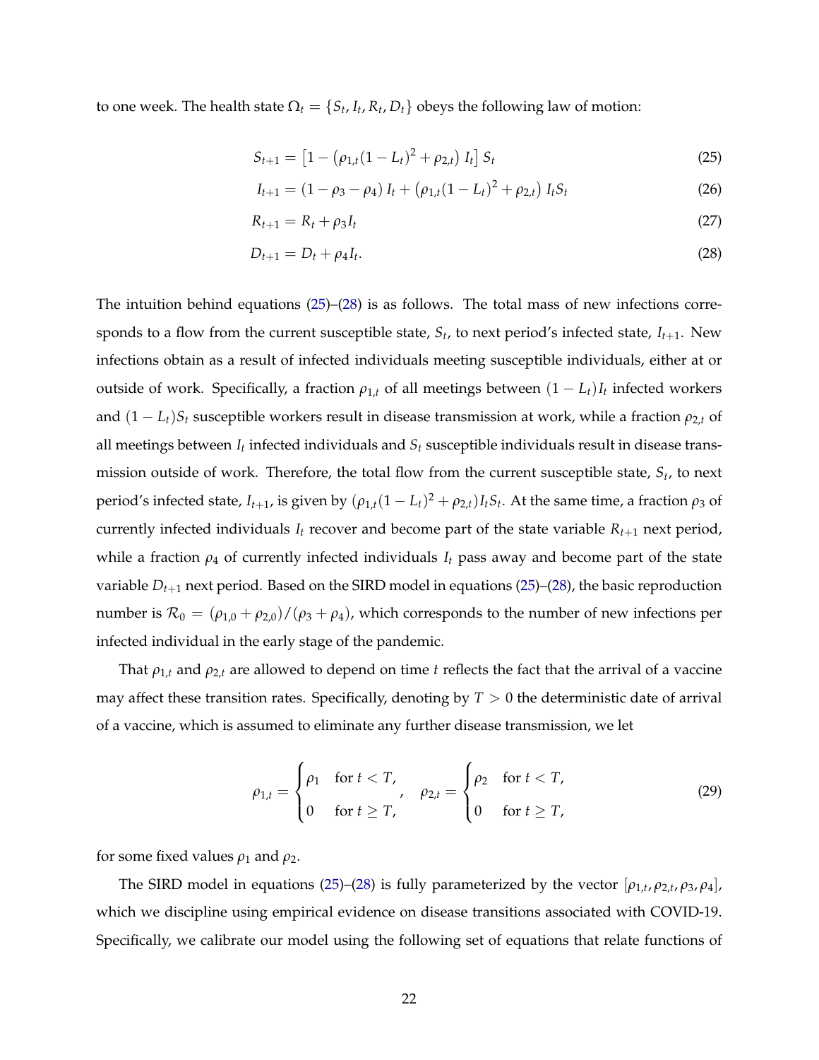to one week. The health state $\Omega_t = \{S_t, I_t, R_t, D_t\}$ obeys the following law of motion:

$$S_{t+1} = \left[1 - \left(\rho_{1,t}(1-L_t)^2 + \rho_{2,t}\right) I_t\right] S_t \tag{25}$$

$$I_{t+1} = (1 - \rho_3 - \rho_4)\, I_t + \left(\rho_{1,t}(1-L_t)^2 + \rho_{2,t}\right) I_t S_t \tag{26}$$

$$R_{t+1} = R_t + \rho_3 I_t \tag{27}$$

$$D_{t+1} = D_t + \rho_4 I_t. \tag{28}$$

The intuition behind equations (25)–(28) is as follows. The total mass of new infections corresponds to a flow from the current susceptible state, $S_t$, to next period's infected state, $I_{t+1}$. New infections obtain as a result of infected individuals meeting susceptible individuals, either at or outside of work. Specifically, a fraction $\rho_{1,t}$ of all meetings between $(1-L_t)I_t$ infected workers and $(1-L_t)S_t$ susceptible workers result in disease transmission at work, while a fraction $\rho_{2,t}$ of all meetings between $I_t$ infected individuals and $S_t$ susceptible individuals result in disease transmission outside of work. Therefore, the total flow from the current susceptible state, $S_t$, to next period's infected state, $I_{t+1}$, is given by $(\rho_{1,t}(1-L_t)^2 + \rho_{2,t})I_t S_t$. At the same time, a fraction $\rho_3$ of currently infected individuals $I_t$ recover and become part of the state variable $R_{t+1}$ next period, while a fraction $\rho_4$ of currently infected individuals $I_t$ pass away and become part of the state variable $D_{t+1}$ next period. Based on the SIRD model in equations (25)–(28), the basic reproduction number is $\mathcal{R}_0 = (\rho_{1,0} + \rho_{2,0})/(\rho_3 + \rho_4)$, which corresponds to the number of new infections per infected individual in the early stage of the pandemic.

That $\rho_{1,t}$ and $\rho_{2,t}$ are allowed to depend on time $t$ reflects the fact that the arrival of a vaccine may affect these transition rates. Specifically, denoting by $T > 0$ the deterministic date of arrival of a vaccine, which is assumed to eliminate any further disease transmission, we let

$$\rho_{1,t} = \begin{cases} \rho_1 & \text{for } t < T, \\ 0 & \text{for } t \geq T, \end{cases} \quad \rho_{2,t} = \begin{cases} \rho_2 & \text{for } t < T, \\ 0 & \text{for } t \geq T, \end{cases} \tag{29}$$

for some fixed values $\rho_1$ and $\rho_2$.

The SIRD model in equations (25)–(28) is fully parameterized by the vector $[\rho_{1,t}, \rho_{2,t}, \rho_3, \rho_4]$, which we discipline using empirical evidence on disease transitions associated with COVID-19. Specifically, we calibrate our model using the following set of equations that relate functions of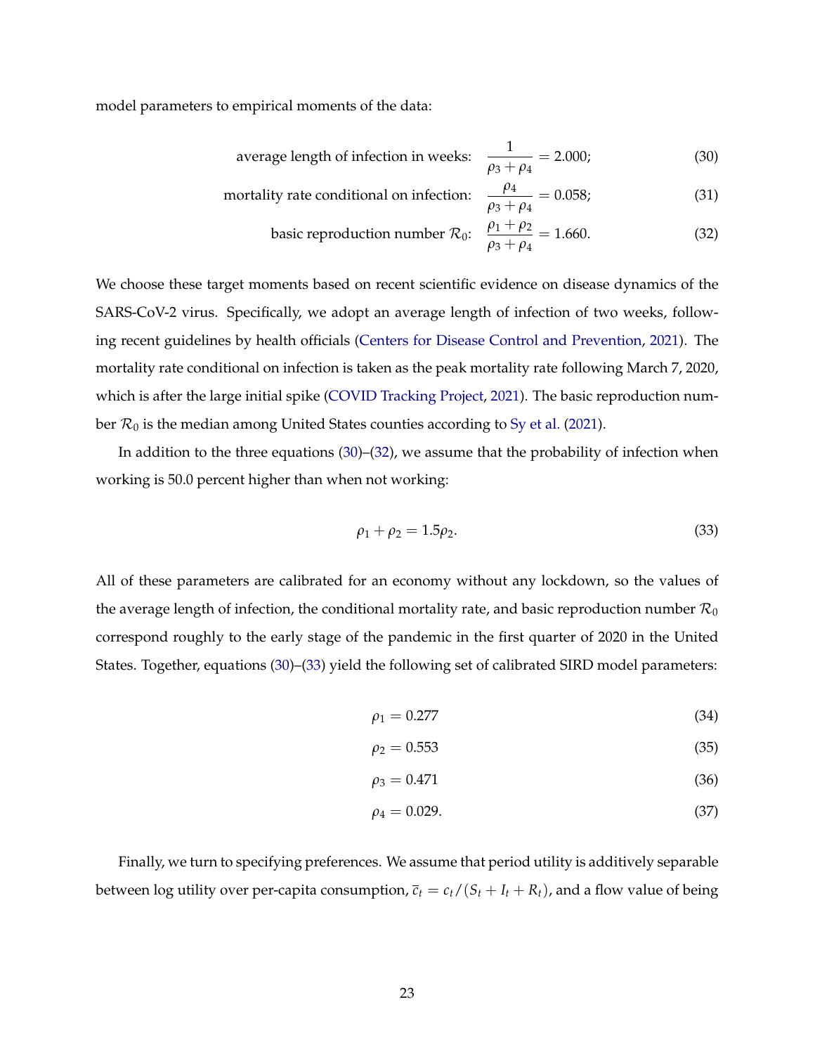model parameters to empirical moments of the data:

$$\text{average length of infection in weeks:} \quad \frac{1}{\rho_3 + \rho_4} = 2.000; \tag{30}$$

$$\text{mortality rate conditional on infection:} \quad \frac{\rho_4}{\rho_3 + \rho_4} = 0.058; \tag{31}$$

$$\text{basic reproduction number } \mathcal{R}_0\text{:} \quad \frac{\rho_1 + \rho_2}{\rho_3 + \rho_4} = 1.660. \tag{32}$$

We choose these target moments based on recent scientific evidence on disease dynamics of the SARS-CoV-2 virus. Specifically, we adopt an average length of infection of two weeks, following recent guidelines by health officials (Centers for Disease Control and Prevention, 2021). The mortality rate conditional on infection is taken as the peak mortality rate following March 7, 2020, which is after the large initial spike (COVID Tracking Project, 2021). The basic reproduction number $\mathcal{R}_0$ is the median among United States counties according to Sy et al. (2021).

In addition to the three equations (30)–(32), we assume that the probability of infection when working is 50.0 percent higher than when not working:

$$\rho_1 + \rho_2 = 1.5\rho_2. \tag{33}$$

All of these parameters are calibrated for an economy without any lockdown, so the values of the average length of infection, the conditional mortality rate, and basic reproduction number $\mathcal{R}_0$ correspond roughly to the early stage of the pandemic in the first quarter of 2020 in the United States. Together, equations (30)–(33) yield the following set of calibrated SIRD model parameters:

$$\rho_1 = 0.277 \tag{34}$$

$$\rho_2 = 0.553 \tag{35}$$

$$\rho_3 = 0.471 \tag{36}$$

$$\rho_4 = 0.029. \tag{37}$$

Finally, we turn to specifying preferences. We assume that period utility is additively separable between log utility over per-capita consumption, $\bar{c}_t = c_t/(S_t + I_t + R_t)$, and a flow value of being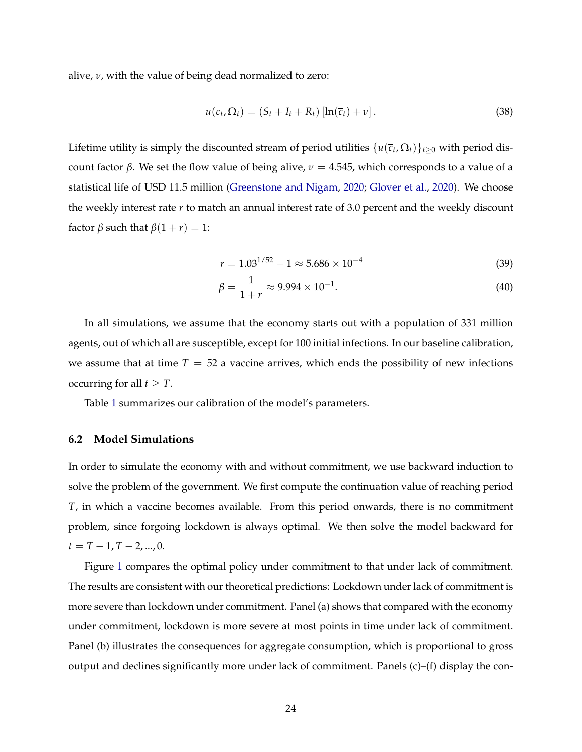alive, $\nu$, with the value of being dead normalized to zero:

$$u(c_t, \Omega_t) = (S_t + I_t + R_t)\left[\ln(\overline{c}_t) + \nu\right]. \tag{38}$$

Lifetime utility is simply the discounted stream of period utilities $\{u(\overline{c}_t, \Omega_t)\}_{t\geq 0}$ with period discount factor $\beta$. We set the flow value of being alive, $\nu = 4.545$, which corresponds to a value of a statistical life of USD 11.5 million (Greenstone and Nigam, 2020; Glover et al., 2020). We choose the weekly interest rate $r$ to match an annual interest rate of 3.0 percent and the weekly discount factor $\beta$ such that $\beta(1 + r) = 1$:

$$r = 1.03^{1/52} - 1 \approx 5.686 \times 10^{-4} \tag{39}$$

$$\beta = \frac{1}{1+r} \approx 9.994 \times 10^{-1}. \tag{40}$$

In all simulations, we assume that the economy starts out with a population of 331 million agents, out of which all are susceptible, except for 100 initial infections. In our baseline calibration, we assume that at time $T = 52$ a vaccine arrives, which ends the possibility of new infections occurring for all $t \geq T$.

Table 1 summarizes our calibration of the model's parameters.

## 6.2 Model Simulations

In order to simulate the economy with and without commitment, we use backward induction to solve the problem of the government. We first compute the continuation value of reaching period $T$, in which a vaccine becomes available. From this period onwards, there is no commitment problem, since forgoing lockdown is always optimal. We then solve the model backward for $t = T-1, T-2, ..., 0$.

Figure 1 compares the optimal policy under commitment to that under lack of commitment. The results are consistent with our theoretical predictions: Lockdown under lack of commitment is more severe than lockdown under commitment. Panel (a) shows that compared with the economy under commitment, lockdown is more severe at most points in time under lack of commitment. Panel (b) illustrates the consequences for aggregate consumption, which is proportional to gross output and declines significantly more under lack of commitment. Panels (c)–(f) display the con-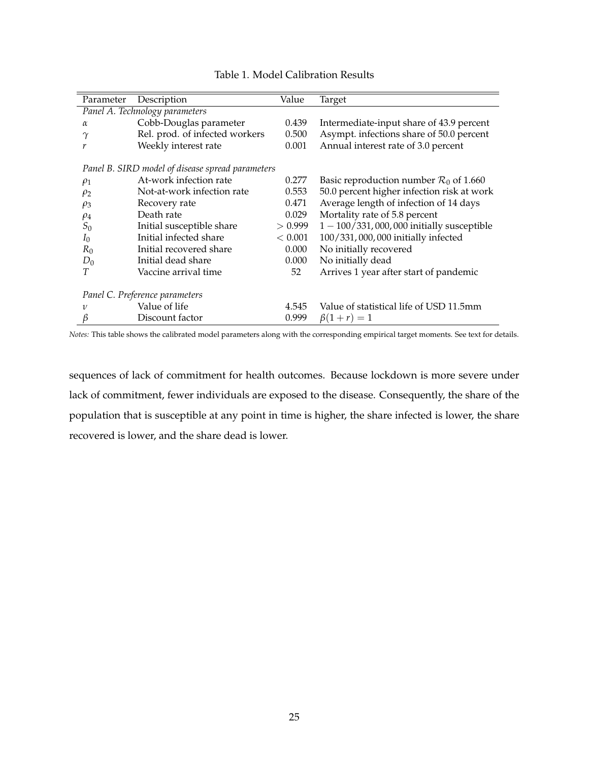Table 1. Model Calibration Results

| Parameter | Description | Value | Target |
|---|---|---|---|
| *Panel A. Technology parameters* | | | |
| $\alpha$ | Cobb-Douglas parameter | 0.439 | Intermediate-input share of 43.9 percent |
| $\gamma$ | Rel. prod. of infected workers | 0.500 | Asympt. infections share of 50.0 percent |
| $r$ | Weekly interest rate | 0.001 | Annual interest rate of 3.0 percent |
| *Panel B. SIRD model of disease spread parameters* | | | |
| $\rho_1$ | At-work infection rate | 0.277 | Basic reproduction number $\mathcal{R}_0$ of 1.660 |
| $\rho_2$ | Not-at-work infection rate | 0.553 | 50.0 percent higher infection risk at work |
| $\rho_3$ | Recovery rate | 0.471 | Average length of infection of 14 days |
| $\rho_4$ | Death rate | 0.029 | Mortality rate of 5.8 percent |
| $S_0$ | Initial susceptible share | $> 0.999$ | $1 - 100/331,000,000$ initially susceptible |
| $I_0$ | Initial infected share | $< 0.001$ | $100/331,000,000$ initially infected |
| $R_0$ | Initial recovered share | 0.000 | No initially recovered |
| $D_0$ | Initial dead share | 0.000 | No initially dead |
| $T$ | Vaccine arrival time | 52 | Arrives 1 year after start of pandemic |
| *Panel C. Preference parameters* | | | |
| $\nu$ | Value of life | 4.545 | Value of statistical life of USD 11.5mm |
| $\beta$ | Discount factor | 0.999 | $\beta(1+r) = 1$ |

*Notes:* This table shows the calibrated model parameters along with the corresponding empirical target moments. See text for details.

sequences of lack of commitment for health outcomes. Because lockdown is more severe under lack of commitment, fewer individuals are exposed to the disease. Consequently, the share of the population that is susceptible at any point in time is higher, the share infected is lower, the share recovered is lower, and the share dead is lower.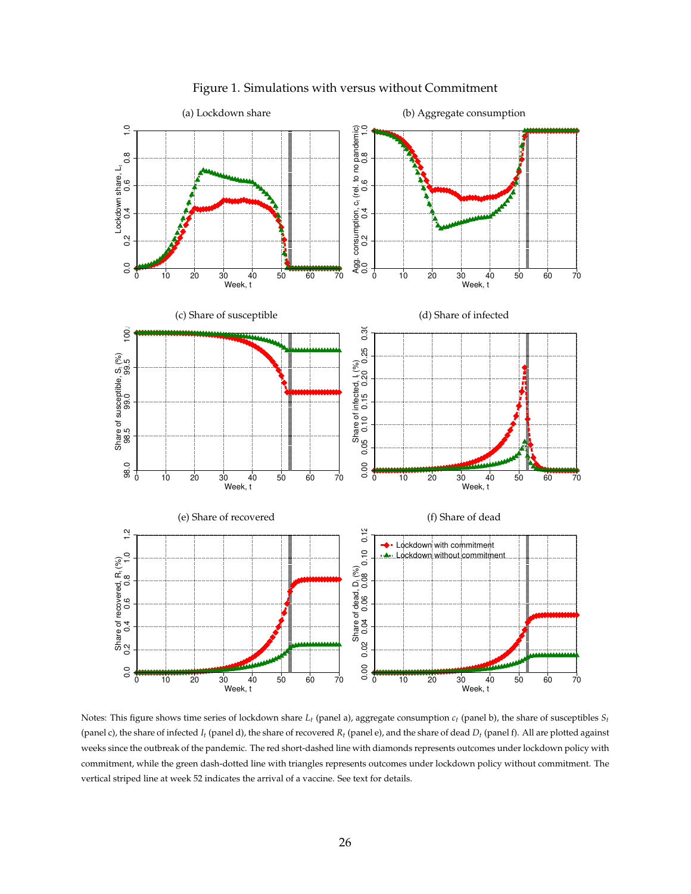Figure 1. Simulations with versus without Commitment

Notes: This figure shows time series of lockdown share $L_t$ (panel a), aggregate consumption $c_t$ (panel b), the share of susceptibles $S_t$ (panel c), the share of infected $I_t$ (panel d), the share of recovered $R_t$ (panel e), and the share of dead $D_t$ (panel f). All are plotted against weeks since the outbreak of the pandemic. The red short-dashed line with diamonds represents outcomes under lockdown policy with commitment, while the green dash-dotted line with triangles represents outcomes under lockdown policy without commitment. The vertical striped line at week 52 indicates the arrival of a vaccine. See text for details.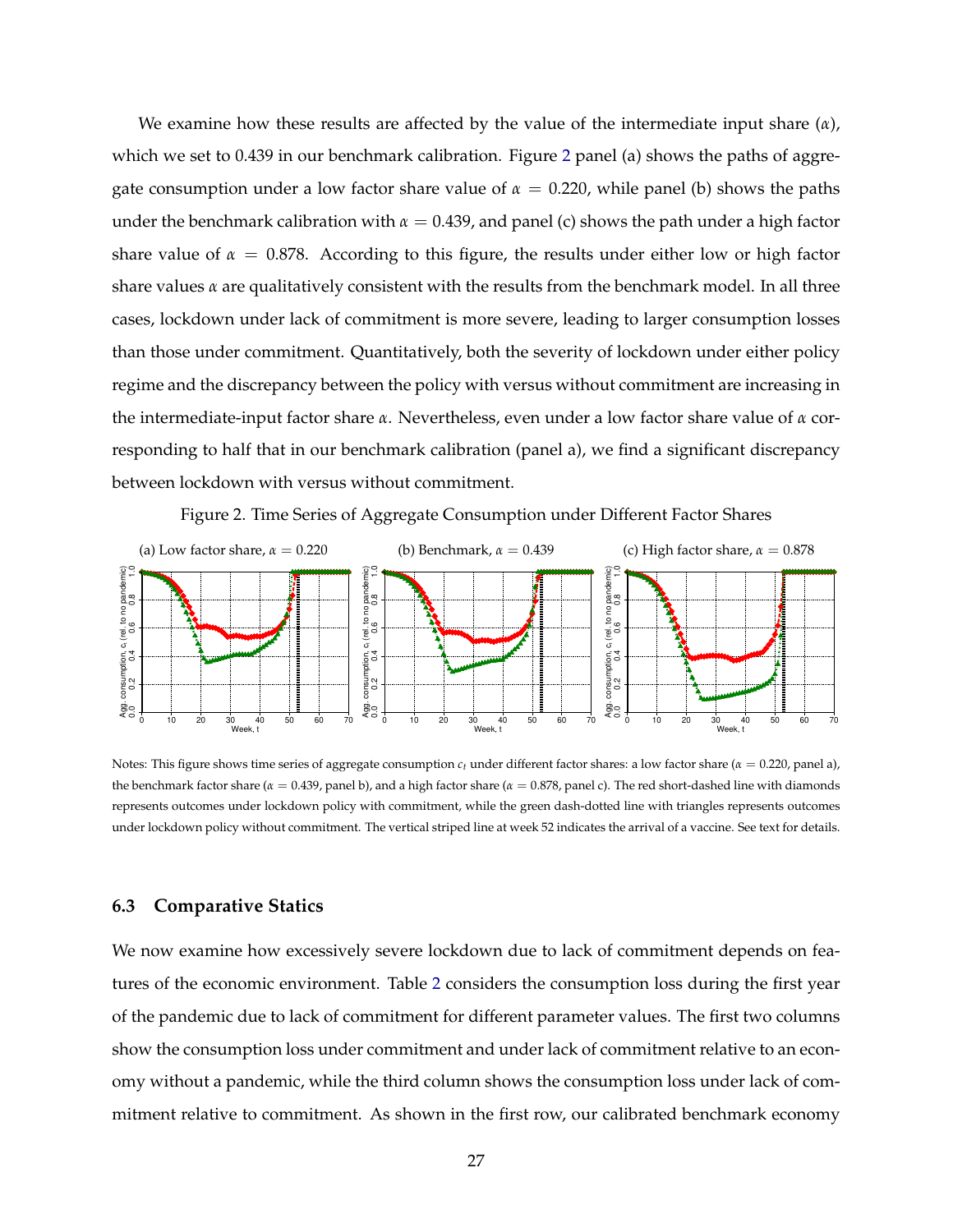We examine how these results are affected by the value of the intermediate input share ($\alpha$), which we set to 0.439 in our benchmark calibration. Figure 2 panel (a) shows the paths of aggregate consumption under a low factor share value of $\alpha = 0.220$, while panel (b) shows the paths under the benchmark calibration with $\alpha = 0.439$, and panel (c) shows the path under a high factor share value of $\alpha = 0.878$. According to this figure, the results under either low or high factor share values $\alpha$ are qualitatively consistent with the results from the benchmark model. In all three cases, lockdown under lack of commitment is more severe, leading to larger consumption losses than those under commitment. Quantitatively, both the severity of lockdown under either policy regime and the discrepancy between the policy with versus without commitment are increasing in the intermediate-input factor share $\alpha$. Nevertheless, even under a low factor share value of $\alpha$ corresponding to half that in our benchmark calibration (panel a), we find a significant discrepancy between lockdown with versus without commitment.

Figure 2. Time Series of Aggregate Consumption under Different Factor Shares

(a) Low factor share, $\alpha = 0.220$ (b) Benchmark, $\alpha = 0.439$ (c) High factor share, $\alpha = 0.878$

Notes: This figure shows time series of aggregate consumption $c_t$ under different factor shares: a low factor share ($\alpha = 0.220$, panel a), the benchmark factor share ($\alpha = 0.439$, panel b), and a high factor share ($\alpha = 0.878$, panel c). The red short-dashed line with diamonds represents outcomes under lockdown policy with commitment, while the green dash-dotted line with triangles represents outcomes under lockdown policy without commitment. The vertical striped line at week 52 indicates the arrival of a vaccine. See text for details.

### 6.3 Comparative Statics

We now examine how excessively severe lockdown due to lack of commitment depends on features of the economic environment. Table 2 considers the consumption loss during the first year of the pandemic due to lack of commitment for different parameter values. The first two columns show the consumption loss under commitment and under lack of commitment relative to an economy without a pandemic, while the third column shows the consumption loss under lack of commitment relative to commitment. As shown in the first row, our calibrated benchmark economy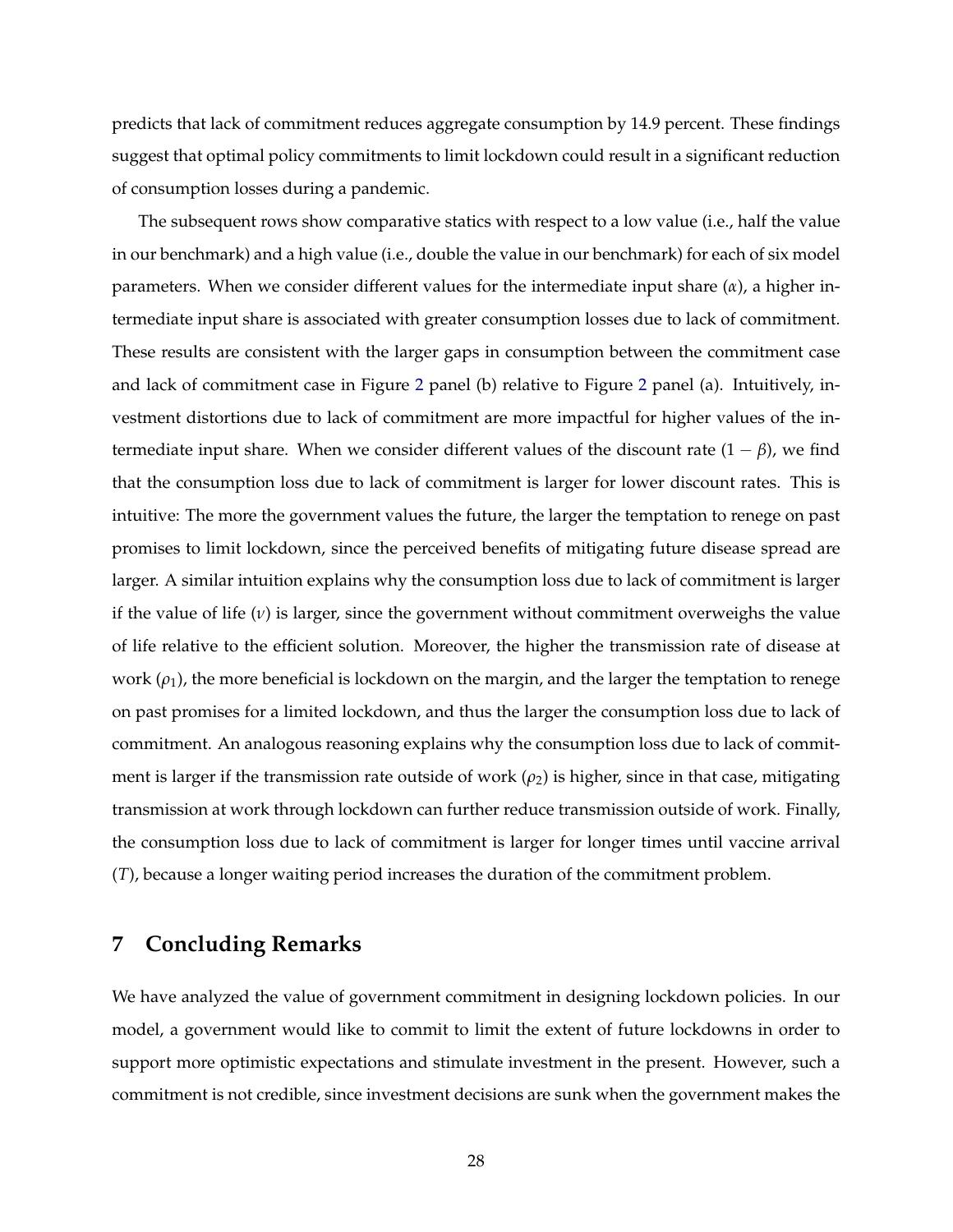predicts that lack of commitment reduces aggregate consumption by 14.9 percent. These findings suggest that optimal policy commitments to limit lockdown could result in a significant reduction of consumption losses during a pandemic.

The subsequent rows show comparative statics with respect to a low value (i.e., half the value in our benchmark) and a high value (i.e., double the value in our benchmark) for each of six model parameters. When we consider different values for the intermediate input share ($\alpha$), a higher intermediate input share is associated with greater consumption losses due to lack of commitment. These results are consistent with the larger gaps in consumption between the commitment case and lack of commitment case in Figure 2 panel (b) relative to Figure 2 panel (a). Intuitively, investment distortions due to lack of commitment are more impactful for higher values of the intermediate input share. When we consider different values of the discount rate ($1 - \beta$), we find that the consumption loss due to lack of commitment is larger for lower discount rates. This is intuitive: The more the government values the future, the larger the temptation to renege on past promises to limit lockdown, since the perceived benefits of mitigating future disease spread are larger. A similar intuition explains why the consumption loss due to lack of commitment is larger if the value of life ($\nu$) is larger, since the government without commitment overweighs the value of life relative to the efficient solution. Moreover, the higher the transmission rate of disease at work ($\rho_1$), the more beneficial is lockdown on the margin, and the larger the temptation to renege on past promises for a limited lockdown, and thus the larger the consumption loss due to lack of commitment. An analogous reasoning explains why the consumption loss due to lack of commitment is larger if the transmission rate outside of work ($\rho_2$) is higher, since in that case, mitigating transmission at work through lockdown can further reduce transmission outside of work. Finally, the consumption loss due to lack of commitment is larger for longer times until vaccine arrival ($T$), because a longer waiting period increases the duration of the commitment problem.

## 7 Concluding Remarks

We have analyzed the value of government commitment in designing lockdown policies. In our model, a government would like to commit to limit the extent of future lockdowns in order to support more optimistic expectations and stimulate investment in the present. However, such a commitment is not credible, since investment decisions are sunk when the government makes the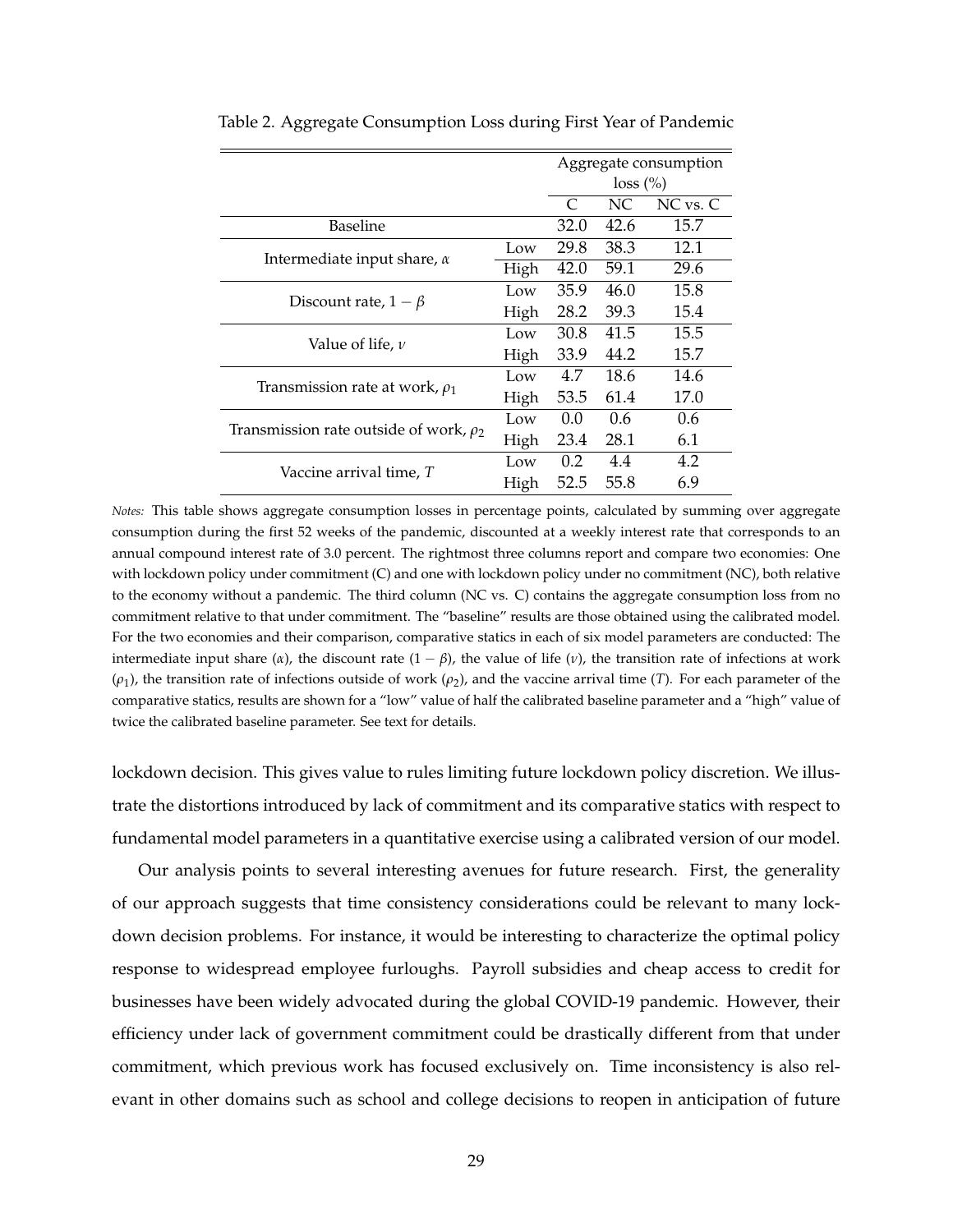Table 2. Aggregate Consumption Loss during First Year of Pandemic

| | | Aggregate consumption loss (%) | | |
|---|---|---|---|---|
| | | C | NC | NC vs. C |
| Baseline | | 32.0 | 42.6 | 15.7 |
| Intermediate input share, $\alpha$ | Low | 29.8 | 38.3 | 12.1 |
| | High | 42.0 | 59.1 | 29.6 |
| Discount rate, $1-\beta$ | Low | 35.9 | 46.0 | 15.8 |
| | High | 28.2 | 39.3 | 15.4 |
| Value of life, $\nu$ | Low | 30.8 | 41.5 | 15.5 |
| | High | 33.9 | 44.2 | 15.7 |
| Transmission rate at work, $\rho_1$ | Low | 4.7 | 18.6 | 14.6 |
| | High | 53.5 | 61.4 | 17.0 |
| Transmission rate outside of work, $\rho_2$ | Low | 0.0 | 0.6 | 0.6 |
| | High | 23.4 | 28.1 | 6.1 |
| Vaccine arrival time, $T$ | Low | 0.2 | 4.4 | 4.2 |
| | High | 52.5 | 55.8 | 6.9 |

*Notes:* This table shows aggregate consumption losses in percentage points, calculated by summing over aggregate consumption during the first 52 weeks of the pandemic, discounted at a weekly interest rate that corresponds to an annual compound interest rate of 3.0 percent. The rightmost three columns report and compare two economies: One with lockdown policy under commitment (C) and one with lockdown policy under no commitment (NC), both relative to the economy without a pandemic. The third column (NC vs. C) contains the aggregate consumption loss from no commitment relative to that under commitment. The "baseline" results are those obtained using the calibrated model. For the two economies and their comparison, comparative statics in each of six model parameters are conducted: The intermediate input share ($\alpha$), the discount rate ($1-\beta$), the value of life ($\nu$), the transition rate of infections at work ($\rho_1$), the transition rate of infections outside of work ($\rho_2$), and the vaccine arrival time ($T$). For each parameter of the comparative statics, results are shown for a "low" value of half the calibrated baseline parameter and a "high" value of twice the calibrated baseline parameter. See text for details.

lockdown decision. This gives value to rules limiting future lockdown policy discretion. We illustrate the distortions introduced by lack of commitment and its comparative statics with respect to fundamental model parameters in a quantitative exercise using a calibrated version of our model.

Our analysis points to several interesting avenues for future research. First, the generality of our approach suggests that time consistency considerations could be relevant to many lockdown decision problems. For instance, it would be interesting to characterize the optimal policy response to widespread employee furloughs. Payroll subsidies and cheap access to credit for businesses have been widely advocated during the global COVID-19 pandemic. However, their efficiency under lack of government commitment could be drastically different from that under commitment, which previous work has focused exclusively on. Time inconsistency is also relevant in other domains such as school and college decisions to reopen in anticipation of future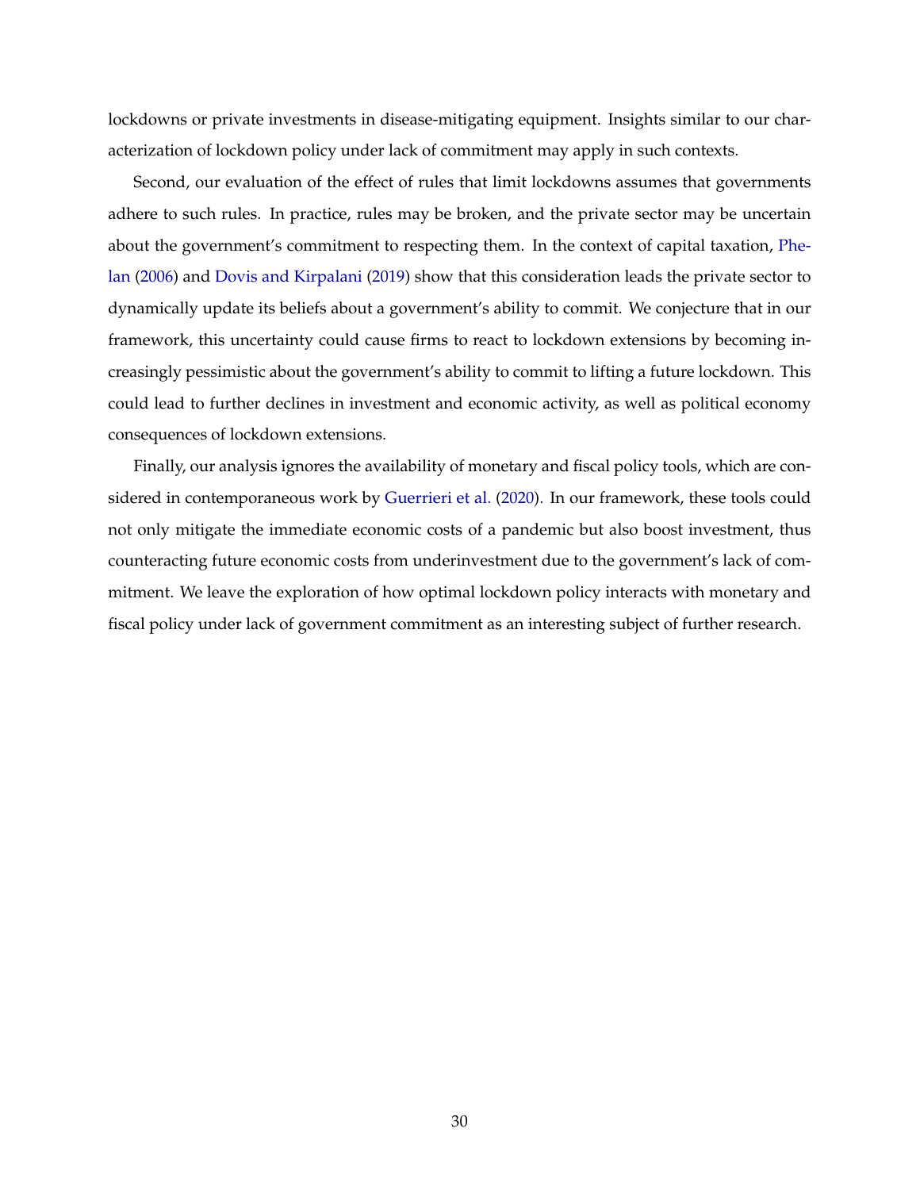lockdowns or private investments in disease-mitigating equipment. Insights similar to our characterization of lockdown policy under lack of commitment may apply in such contexts.

Second, our evaluation of the effect of rules that limit lockdowns assumes that governments adhere to such rules. In practice, rules may be broken, and the private sector may be uncertain about the government's commitment to respecting them. In the context of capital taxation, Phelan (2006) and Dovis and Kirpalani (2019) show that this consideration leads the private sector to dynamically update its beliefs about a government's ability to commit. We conjecture that in our framework, this uncertainty could cause firms to react to lockdown extensions by becoming increasingly pessimistic about the government's ability to commit to lifting a future lockdown. This could lead to further declines in investment and economic activity, as well as political economy consequences of lockdown extensions.

Finally, our analysis ignores the availability of monetary and fiscal policy tools, which are considered in contemporaneous work by Guerrieri et al. (2020). In our framework, these tools could not only mitigate the immediate economic costs of a pandemic but also boost investment, thus counteracting future economic costs from underinvestment due to the government's lack of commitment. We leave the exploration of how optimal lockdown policy interacts with monetary and fiscal policy under lack of government commitment as an interesting subject of further research.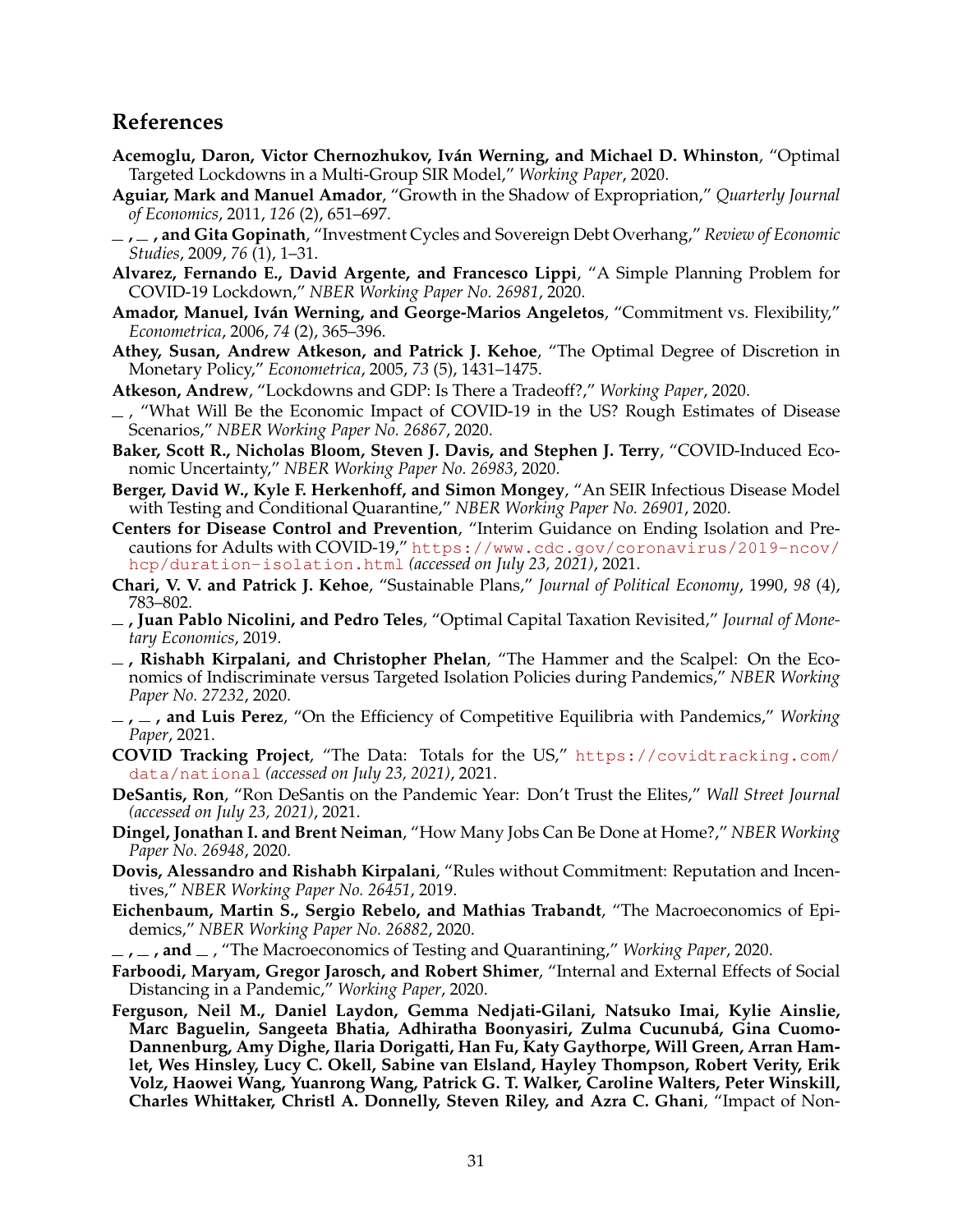## References

**Acemoglu, Daron, Victor Chernozhukov, Iván Werning, and Michael D. Whinston**, "Optimal Targeted Lockdowns in a Multi-Group SIR Model," *Working Paper*, 2020.

**Aguiar, Mark and Manuel Amador**, "Growth in the Shadow of Expropriation," *Quarterly Journal of Economics*, 2011, *126* (2), 651–697.

**\_, \_, and Gita Gopinath**, "Investment Cycles and Sovereign Debt Overhang," *Review of Economic Studies*, 2009, *76* (1), 1–31.

**Alvarez, Fernando E., David Argente, and Francesco Lippi**, "A Simple Planning Problem for COVID-19 Lockdown," *NBER Working Paper No. 26981*, 2020.

**Amador, Manuel, Iván Werning, and George-Marios Angeletos**, "Commitment vs. Flexibility," *Econometrica*, 2006, *74* (2), 365–396.

**Athey, Susan, Andrew Atkeson, and Patrick J. Kehoe**, "The Optimal Degree of Discretion in Monetary Policy," *Econometrica*, 2005, *73* (5), 1431–1475.

**Atkeson, Andrew**, "Lockdowns and GDP: Is There a Tradeoff?," *Working Paper*, 2020.

\_, "What Will Be the Economic Impact of COVID-19 in the US? Rough Estimates of Disease Scenarios," *NBER Working Paper No. 26867*, 2020.

**Baker, Scott R., Nicholas Bloom, Steven J. Davis, and Stephen J. Terry**, "COVID-Induced Economic Uncertainty," *NBER Working Paper No. 26983*, 2020.

**Berger, David W., Kyle F. Herkenhoff, and Simon Mongey**, "An SEIR Infectious Disease Model with Testing and Conditional Quarantine," *NBER Working Paper No. 26901*, 2020.

**Centers for Disease Control and Prevention**, "Interim Guidance on Ending Isolation and Precautions for Adults with COVID-19," https://www.cdc.gov/coronavirus/2019-ncov/hcp/duration-isolation.html *(accessed on July 23, 2021)*, 2021.

**Chari, V. V. and Patrick J. Kehoe**, "Sustainable Plans," *Journal of Political Economy*, 1990, *98* (4), 783–802.

**\_, Juan Pablo Nicolini, and Pedro Teles**, "Optimal Capital Taxation Revisited," *Journal of Monetary Economics*, 2019.

**\_, Rishabh Kirpalani, and Christopher Phelan**, "The Hammer and the Scalpel: On the Economics of Indiscriminate versus Targeted Isolation Policies during Pandemics," *NBER Working Paper No. 27232*, 2020.

**\_, \_, and Luis Perez**, "On the Efficiency of Competitive Equilibria with Pandemics," *Working Paper*, 2021.

**COVID Tracking Project**, "The Data: Totals for the US," https://covidtracking.com/data/national *(accessed on July 23, 2021)*, 2021.

**DeSantis, Ron**, "Ron DeSantis on the Pandemic Year: Don't Trust the Elites," *Wall Street Journal (accessed on July 23, 2021)*, 2021.

**Dingel, Jonathan I. and Brent Neiman**, "How Many Jobs Can Be Done at Home?," *NBER Working Paper No. 26948*, 2020.

**Dovis, Alessandro and Rishabh Kirpalani**, "Rules without Commitment: Reputation and Incentives," *NBER Working Paper No. 26451*, 2019.

**Eichenbaum, Martin S., Sergio Rebelo, and Mathias Trabandt**, "The Macroeconomics of Epidemics," *NBER Working Paper No. 26882*, 2020.

**\_, \_, and \_**, "The Macroeconomics of Testing and Quarantining," *Working Paper*, 2020.

**Farboodi, Maryam, Gregor Jarosch, and Robert Shimer**, "Internal and External Effects of Social Distancing in a Pandemic," *Working Paper*, 2020.

**Ferguson, Neil M., Daniel Laydon, Gemma Nedjati-Gilani, Natsuko Imai, Kylie Ainslie, Marc Baguelin, Sangeeta Bhatia, Adhiratha Boonyasiri, Zulma Cucunubá, Gina Cuomo-Dannenburg, Amy Dighe, Ilaria Dorigatti, Han Fu, Katy Gaythorpe, Will Green, Arran Hamlet, Wes Hinsley, Lucy C. Okell, Sabine van Elsland, Hayley Thompson, Robert Verity, Erik Volz, Haowei Wang, Yuanrong Wang, Patrick G. T. Walker, Caroline Walters, Peter Winskill, Charles Whittaker, Christl A. Donnelly, Steven Riley, and Azra C. Ghani**, "Impact of Non-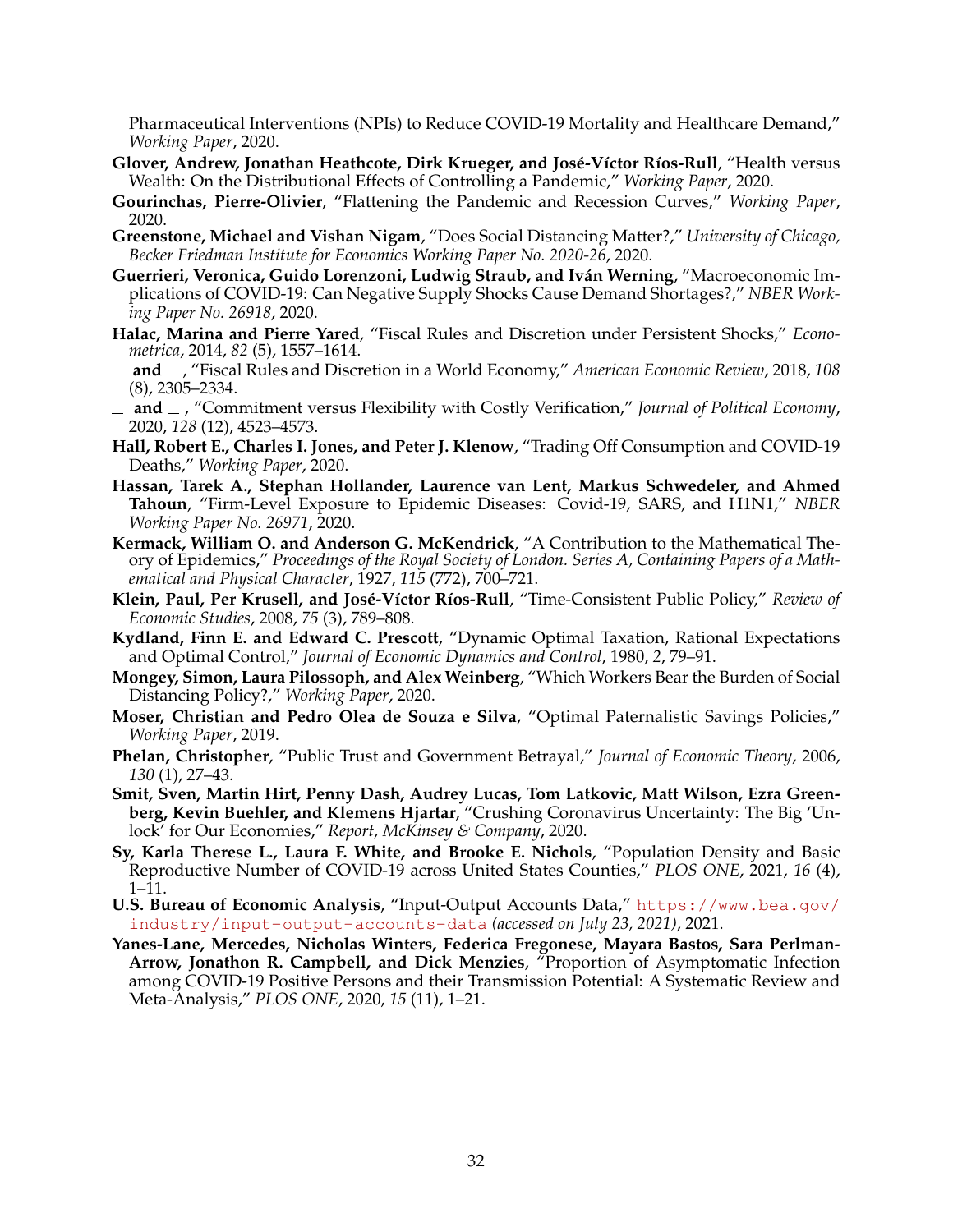Pharmaceutical Interventions (NPIs) to Reduce COVID-19 Mortality and Healthcare Demand," *Working Paper*, 2020.

**Glover, Andrew, Jonathan Heathcote, Dirk Krueger, and José-Víctor Ríos-Rull**, "Health versus Wealth: On the Distributional Effects of Controlling a Pandemic," *Working Paper*, 2020.

**Gourinchas, Pierre-Olivier**, "Flattening the Pandemic and Recession Curves," *Working Paper*, 2020.

**Greenstone, Michael and Vishan Nigam**, "Does Social Distancing Matter?," *University of Chicago, Becker Friedman Institute for Economics Working Paper No. 2020-26*, 2020.

**Guerrieri, Veronica, Guido Lorenzoni, Ludwig Straub, and Iván Werning**, "Macroeconomic Implications of COVID-19: Can Negative Supply Shocks Cause Demand Shortages?," *NBER Working Paper No. 26918*, 2020.

**Halac, Marina and Pierre Yared**, "Fiscal Rules and Discretion under Persistent Shocks," *Econometrica*, 2014, *82* (5), 1557–1614.

**_ and _** , "Fiscal Rules and Discretion in a World Economy," *American Economic Review*, 2018, *108* (8), 2305–2334.

**_ and _** , "Commitment versus Flexibility with Costly Verification," *Journal of Political Economy*, 2020, *128* (12), 4523–4573.

**Hall, Robert E., Charles I. Jones, and Peter J. Klenow**, "Trading Off Consumption and COVID-19 Deaths," *Working Paper*, 2020.

**Hassan, Tarek A., Stephan Hollander, Laurence van Lent, Markus Schwedeler, and Ahmed Tahoun**, "Firm-Level Exposure to Epidemic Diseases: Covid-19, SARS, and H1N1," *NBER Working Paper No. 26971*, 2020.

**Kermack, William O. and Anderson G. McKendrick**, "A Contribution to the Mathematical Theory of Epidemics," *Proceedings of the Royal Society of London. Series A, Containing Papers of a Mathematical and Physical Character*, 1927, *115* (772), 700–721.

**Klein, Paul, Per Krusell, and José-Víctor Ríos-Rull**, "Time-Consistent Public Policy," *Review of Economic Studies*, 2008, *75* (3), 789–808.

**Kydland, Finn E. and Edward C. Prescott**, "Dynamic Optimal Taxation, Rational Expectations and Optimal Control," *Journal of Economic Dynamics and Control*, 1980, *2*, 79–91.

**Mongey, Simon, Laura Pilossoph, and Alex Weinberg**, "Which Workers Bear the Burden of Social Distancing Policy?," *Working Paper*, 2020.

**Moser, Christian and Pedro Olea de Souza e Silva**, "Optimal Paternalistic Savings Policies," *Working Paper*, 2019.

**Phelan, Christopher**, "Public Trust and Government Betrayal," *Journal of Economic Theory*, 2006, *130* (1), 27–43.

**Smit, Sven, Martin Hirt, Penny Dash, Audrey Lucas, Tom Latkovic, Matt Wilson, Ezra Greenberg, Kevin Buehler, and Klemens Hjartar**, "Crushing Coronavirus Uncertainty: The Big 'Unlock' for Our Economies," *Report, McKinsey & Company*, 2020.

**Sy, Karla Therese L., Laura F. White, and Brooke E. Nichols**, "Population Density and Basic Reproductive Number of COVID-19 across United States Counties," *PLOS ONE*, 2021, *16* (4), 1–11.

**U.S. Bureau of Economic Analysis**, "Input-Output Accounts Data," https://www.bea.gov/industry/input-output-accounts-data *(accessed on July 23, 2021)*, 2021.

**Yanes-Lane, Mercedes, Nicholas Winters, Federica Fregonese, Mayara Bastos, Sara Perlman-Arrow, Jonathon R. Campbell, and Dick Menzies**, "Proportion of Asymptomatic Infection among COVID-19 Positive Persons and their Transmission Potential: A Systematic Review and Meta-Analysis," *PLOS ONE*, 2020, *15* (11), 1–21.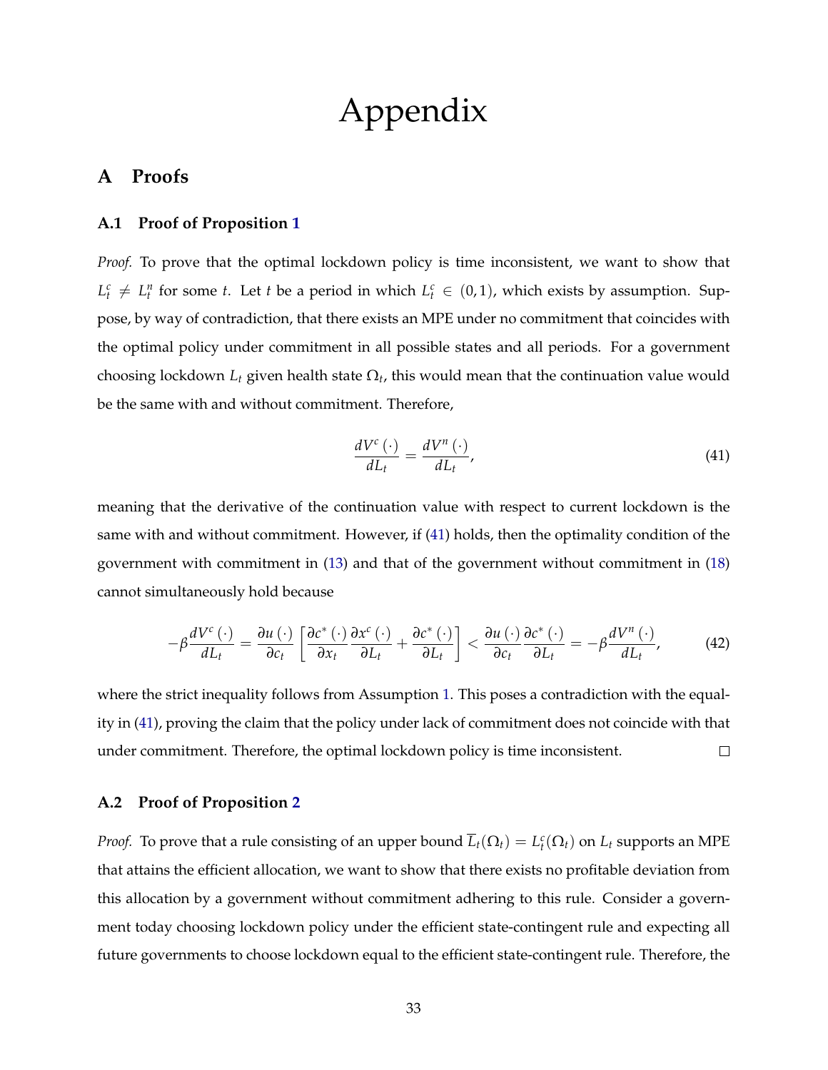# Appendix

## A Proofs

### A.1 Proof of Proposition 1

*Proof.* To prove that the optimal lockdown policy is time inconsistent, we want to show that $L_t^c \neq L_t^n$ for some $t$. Let $t$ be a period in which $L_t^c \in (0,1)$, which exists by assumption. Suppose, by way of contradiction, that there exists an MPE under no commitment that coincides with the optimal policy under commitment in all possible states and all periods. For a government choosing lockdown $L_t$ given health state $\Omega_t$, this would mean that the continuation value would be the same with and without commitment. Therefore,

$$\frac{dV^c(\cdot)}{dL_t} = \frac{dV^n(\cdot)}{dL_t}, \tag{41}$$

meaning that the derivative of the continuation value with respect to current lockdown is the same with and without commitment. However, if (41) holds, then the optimality condition of the government with commitment in (13) and that of the government without commitment in (18) cannot simultaneously hold because

$$-\beta\frac{dV^c(\cdot)}{dL_t} = \frac{\partial u(\cdot)}{\partial c_t}\left[\frac{\partial c^*(\cdot)}{\partial x_t}\frac{\partial x^c(\cdot)}{\partial L_t} + \frac{\partial c^*(\cdot)}{\partial L_t}\right] < \frac{\partial u(\cdot)}{\partial c_t}\frac{\partial c^*(\cdot)}{\partial L_t} = -\beta\frac{dV^n(\cdot)}{dL_t}, \tag{42}$$

where the strict inequality follows from Assumption 1. This poses a contradiction with the equality in (41), proving the claim that the policy under lack of commitment does not coincide with that under commitment. Therefore, the optimal lockdown policy is time inconsistent. $\square$

### A.2 Proof of Proposition 2

*Proof.* To prove that a rule consisting of an upper bound $\overline{L}_t(\Omega_t) = L_t^c(\Omega_t)$ on $L_t$ supports an MPE that attains the efficient allocation, we want to show that there exists no profitable deviation from this allocation by a government without commitment adhering to this rule. Consider a government today choosing lockdown policy under the efficient state-contingent rule and expecting all future governments to choose lockdown equal to the efficient state-contingent rule. Therefore, the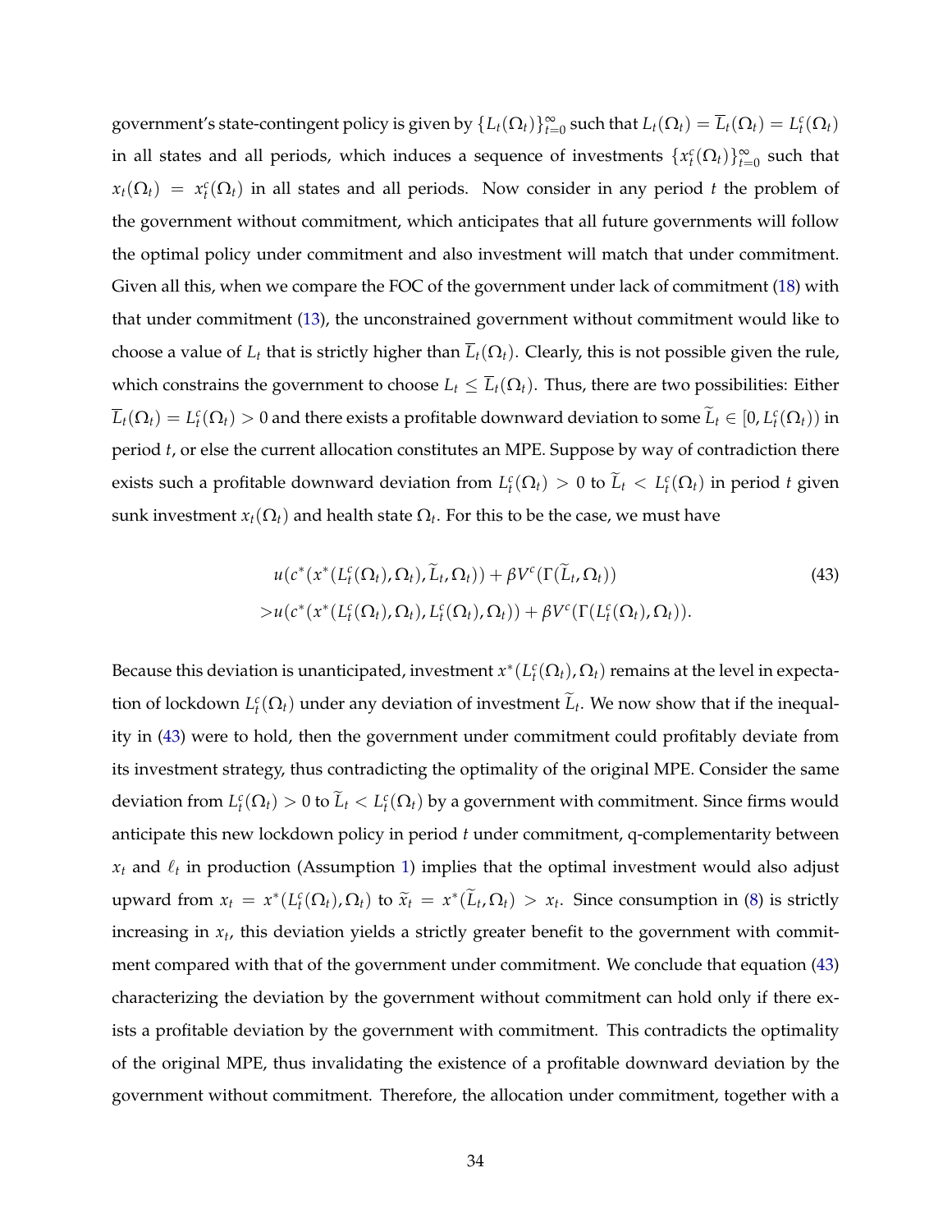government's state-contingent policy is given by $\{L_t(\Omega_t)\}_{t=0}^{\infty}$ such that $L_t(\Omega_t) = \overline{L}_t(\Omega_t) = L_t^c(\Omega_t)$ in all states and all periods, which induces a sequence of investments $\{x_t^c(\Omega_t)\}_{t=0}^{\infty}$ such that $x_t(\Omega_t) = x_t^c(\Omega_t)$ in all states and all periods. Now consider in any period $t$ the problem of the government without commitment, which anticipates that all future governments will follow the optimal policy under commitment and also investment will match that under commitment. Given all this, when we compare the FOC of the government under lack of commitment (18) with that under commitment (13), the unconstrained government without commitment would like to choose a value of $L_t$ that is strictly higher than $\overline{L}_t(\Omega_t)$. Clearly, this is not possible given the rule, which constrains the government to choose $L_t \leq \overline{L}_t(\Omega_t)$. Thus, there are two possibilities: Either $\overline{L}_t(\Omega_t) = L_t^c(\Omega_t) > 0$ and there exists a profitable downward deviation to some $\widetilde{L}_t \in [0, L_t^c(\Omega_t))$ in period $t$, or else the current allocation constitutes an MPE. Suppose by way of contradiction there exists such a profitable downward deviation from $L_t^c(\Omega_t) > 0$ to $\widetilde{L}_t < L_t^c(\Omega_t)$ in period $t$ given sunk investment $x_t(\Omega_t)$ and health state $\Omega_t$. For this to be the case, we must have

$$
\begin{aligned}
&u(c^*(x^*(L_t^c(\Omega_t), \Omega_t), \widetilde{L}_t, \Omega_t)) + \beta V^c(\Gamma(\widetilde{L}_t, \Omega_t)) \\
>&u(c^*(x^*(L_t^c(\Omega_t), \Omega_t), L_t^c(\Omega_t), \Omega_t)) + \beta V^c(\Gamma(L_t^c(\Omega_t), \Omega_t)).
\end{aligned}
\tag{43}
$$

Because this deviation is unanticipated, investment $x^*(L_t^c(\Omega_t), \Omega_t)$ remains at the level in expectation of lockdown $L_t^c(\Omega_t)$ under any deviation of investment $\widetilde{L}_t$. We now show that if the inequality in (43) were to hold, then the government under commitment could profitably deviate from its investment strategy, thus contradicting the optimality of the original MPE. Consider the same deviation from $L_t^c(\Omega_t) > 0$ to $\widetilde{L}_t < L_t^c(\Omega_t)$ by a government with commitment. Since firms would anticipate this new lockdown policy in period $t$ under commitment, q-complementarity between $x_t$ and $\ell_t$ in production (Assumption 1) implies that the optimal investment would also adjust upward from $x_t = x^*(L_t^c(\Omega_t), \Omega_t)$ to $\widetilde{x}_t = x^*(\widetilde{L}_t, \Omega_t) > x_t$. Since consumption in (8) is strictly increasing in $x_t$, this deviation yields a strictly greater benefit to the government with commitment compared with that of the government under commitment. We conclude that equation (43) characterizing the deviation by the government without commitment can hold only if there exists a profitable deviation by the government with commitment. This contradicts the optimality of the original MPE, thus invalidating the existence of a profitable downward deviation by the government without commitment. Therefore, the allocation under commitment, together with a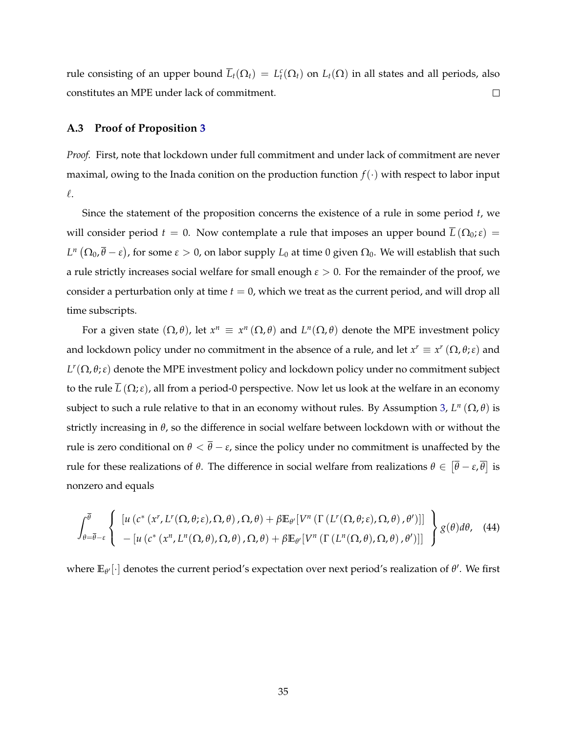rule consisting of an upper bound $\overline{L}_t(\Omega_t) = L_t^c(\Omega_t)$ on $L_t(\Omega)$ in all states and all periods, also constitutes an MPE under lack of commitment. □

### A.3 Proof of Proposition 3

*Proof.* First, note that lockdown under full commitment and under lack of commitment are never maximal, owing to the Inada conition on the production function $f(\cdot)$ with respect to labor input $\ell$.

Since the statement of the proposition concerns the existence of a rule in some period $t$, we will consider period $t = 0$. Now contemplate a rule that imposes an upper bound $\overline{L}(\Omega_0; \varepsilon) = L^n(\Omega_0, \overline{\theta} - \varepsilon)$, for some $\varepsilon > 0$, on labor supply $L_0$ at time 0 given $\Omega_0$. We will establish that such a rule strictly increases social welfare for small enough $\varepsilon > 0$. For the remainder of the proof, we consider a perturbation only at time $t = 0$, which we treat as the current period, and will drop all time subscripts.

For a given state $(\Omega, \theta)$, let $x^n \equiv x^n(\Omega, \theta)$ and $L^n(\Omega, \theta)$ denote the MPE investment policy and lockdown policy under no commitment in the absence of a rule, and let $x^r \equiv x^r(\Omega, \theta; \varepsilon)$ and $L^r(\Omega, \theta; \varepsilon)$ denote the MPE investment policy and lockdown policy under no commitment subject to the rule $\overline{L}(\Omega; \varepsilon)$, all from a period-0 perspective. Now let us look at the welfare in an economy subject to such a rule relative to that in an economy without rules. By Assumption 3, $L^n(\Omega, \theta)$ is strictly increasing in $\theta$, so the difference in social welfare between lockdown with or without the rule is zero conditional on $\theta < \overline{\theta} - \varepsilon$, since the policy under no commitment is unaffected by the rule for these realizations of $\theta$. The difference in social welfare from realizations $\theta \in [\overline{\theta} - \varepsilon, \overline{\theta}]$ is nonzero and equals

$$\int_{\theta = \overline{\theta} - \varepsilon}^{\overline{\theta}} \left\{ \begin{array}{l} [u(c^*(x^r, L^r(\Omega, \theta; \varepsilon), \Omega, \theta), \Omega, \theta) + \beta \mathbb{E}_{\theta'}[V^n(\Gamma(L^r(\Omega, \theta; \varepsilon), \Omega, \theta), \theta')]] \\ -[u(c^*(x^n, L^n(\Omega, \theta), \Omega, \theta), \Omega, \theta) + \beta \mathbb{E}_{\theta'}[V^n(\Gamma(L^n(\Omega, \theta), \Omega, \theta), \theta')]] \end{array} \right\} g(\theta) d\theta, \quad (44)$$

where $\mathbb{E}_{\theta'}[\cdot]$ denotes the current period's expectation over next period's realization of $\theta'$. We first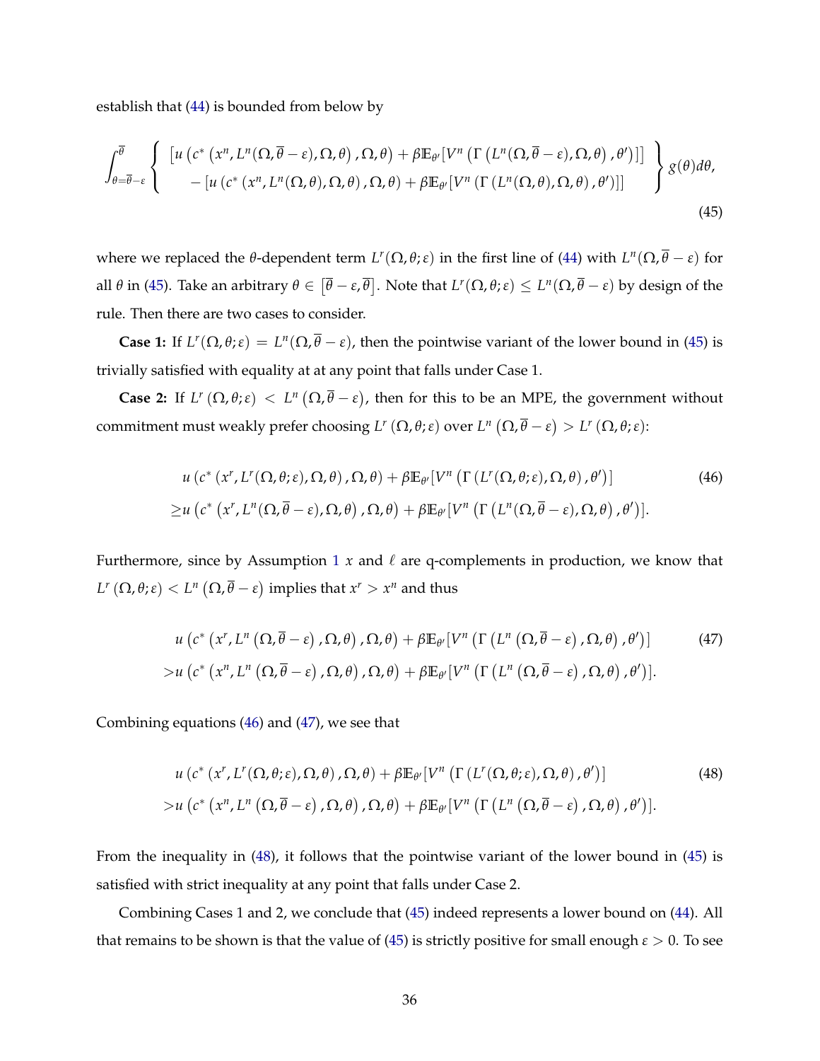establish that (44) is bounded from below by

$$
\int_{\theta=\overline{\theta}-\varepsilon}^{\overline{\theta}} \left\{ \begin{array}{l} \left[u\left(c^*\left(x^n, L^n(\Omega,\overline{\theta}-\varepsilon),\Omega,\theta\right),\Omega,\theta\right) + \beta \mathbb{E}_{\theta'}[V^n\left(\Gamma\left(L^n(\Omega,\overline{\theta}-\varepsilon),\Omega,\theta\right),\theta'\right)]\right] \\ -\left[u\left(c^*\left(x^n, L^n(\Omega,\theta),\Omega,\theta\right),\Omega,\theta\right) + \beta \mathbb{E}_{\theta'}[V^n\left(\Gamma\left(L^n(\Omega,\theta),\Omega,\theta\right),\theta'\right)]\right] \end{array} \right\} g(\theta)d\theta, \tag{45}
$$

where we replaced the $\theta$-dependent term $L^r(\Omega,\theta;\varepsilon)$ in the first line of (44) with $L^n(\Omega,\overline{\theta}-\varepsilon)$ for all $\theta$ in (45). Take an arbitrary $\theta \in \left[\overline{\theta}-\varepsilon,\overline{\theta}\right]$. Note that $L^r(\Omega,\theta;\varepsilon) \leq L^n(\Omega,\overline{\theta}-\varepsilon)$ by design of the rule. Then there are two cases to consider.

**Case 1:** If $L^r(\Omega,\theta;\varepsilon) = L^n(\Omega,\overline{\theta}-\varepsilon)$, then the pointwise variant of the lower bound in (45) is trivially satisfied with equality at at any point that falls under Case 1.

**Case 2:** If $L^r\left(\Omega,\theta;\varepsilon\right) < L^n\left(\Omega,\overline{\theta}-\varepsilon\right)$, then for this to be an MPE, the government without commitment must weakly prefer choosing $L^r\left(\Omega,\theta;\varepsilon\right)$ over $L^n\left(\Omega,\overline{\theta}-\varepsilon\right) > L^r\left(\Omega,\theta;\varepsilon\right)$:

$$
\begin{aligned}
&u\left(c^*\left(x^r, L^r(\Omega,\theta;\varepsilon),\Omega,\theta\right),\Omega,\theta\right) + \beta \mathbb{E}_{\theta'}[V^n\left(\Gamma\left(L^r(\Omega,\theta;\varepsilon),\Omega,\theta\right),\theta'\right)] \\
\geq &u\left(c^*\left(x^r, L^n(\Omega,\overline{\theta}-\varepsilon),\Omega,\theta\right),\Omega,\theta\right) + \beta \mathbb{E}_{\theta'}[V^n\left(\Gamma\left(L^n(\Omega,\overline{\theta}-\varepsilon),\Omega,\theta\right),\theta'\right)].
\end{aligned} \tag{46}
$$

Furthermore, since by Assumption 1 $x$ and $\ell$ are q-complements in production, we know that $L^r\left(\Omega,\theta;\varepsilon\right) < L^n\left(\Omega,\overline{\theta}-\varepsilon\right)$ implies that $x^r > x^n$ and thus

$$
\begin{aligned}
&u\left(c^*\left(x^r, L^n\left(\Omega,\overline{\theta}-\varepsilon\right),\Omega,\theta\right),\Omega,\theta\right) + \beta \mathbb{E}_{\theta'}[V^n\left(\Gamma\left(L^n\left(\Omega,\overline{\theta}-\varepsilon\right),\Omega,\theta\right),\theta'\right)] \\
> &u\left(c^*\left(x^n, L^n\left(\Omega,\overline{\theta}-\varepsilon\right),\Omega,\theta\right),\Omega,\theta\right) + \beta \mathbb{E}_{\theta'}[V^n\left(\Gamma\left(L^n\left(\Omega,\overline{\theta}-\varepsilon\right),\Omega,\theta\right),\theta'\right)].
\end{aligned} \tag{47}
$$

Combining equations (46) and (47), we see that

$$
\begin{aligned}
&u\left(c^*\left(x^r, L^r(\Omega,\theta;\varepsilon),\Omega,\theta\right),\Omega,\theta\right) + \beta \mathbb{E}_{\theta'}[V^n\left(\Gamma\left(L^r(\Omega,\theta;\varepsilon),\Omega,\theta\right),\theta'\right)] \\
> &u\left(c^*\left(x^n, L^n\left(\Omega,\overline{\theta}-\varepsilon\right),\Omega,\theta\right),\Omega,\theta\right) + \beta \mathbb{E}_{\theta'}[V^n\left(\Gamma\left(L^n\left(\Omega,\overline{\theta}-\varepsilon\right),\Omega,\theta\right),\theta'\right)].
\end{aligned} \tag{48}
$$

From the inequality in (48), it follows that the pointwise variant of the lower bound in (45) is satisfied with strict inequality at any point that falls under Case 2.

Combining Cases 1 and 2, we conclude that (45) indeed represents a lower bound on (44). All that remains to be shown is that the value of (45) is strictly positive for small enough $\varepsilon > 0$. To see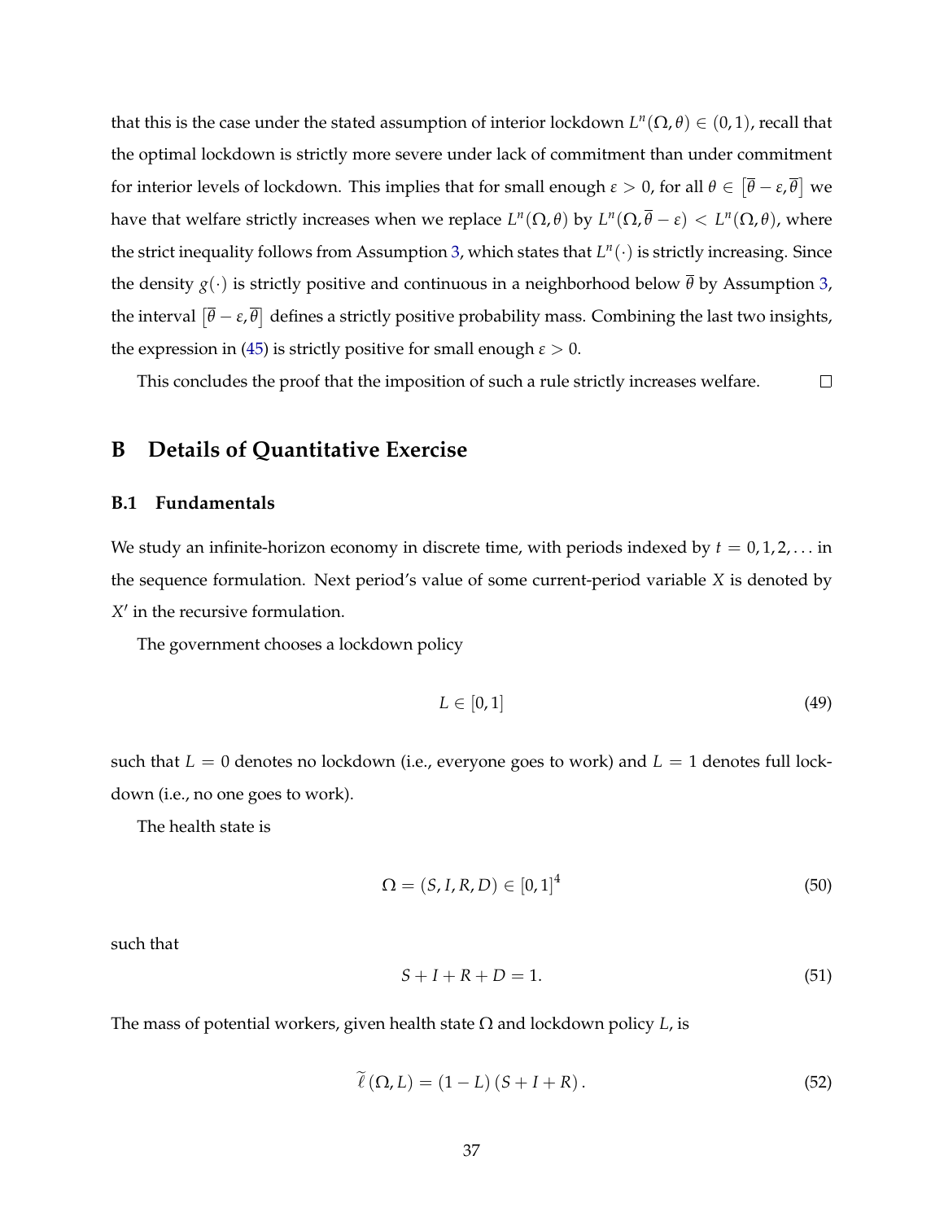that this is the case under the stated assumption of interior lockdown $L^n(\Omega, \theta) \in (0, 1)$, recall that the optimal lockdown is strictly more severe under lack of commitment than under commitment for interior levels of lockdown. This implies that for small enough $\varepsilon > 0$, for all $\theta \in [\overline{\theta} - \varepsilon, \overline{\theta}]$ we have that welfare strictly increases when we replace $L^n(\Omega, \theta)$ by $L^n(\Omega, \overline{\theta} - \varepsilon) < L^n(\Omega, \theta)$, where the strict inequality follows from Assumption 3, which states that $L^n(\cdot)$ is strictly increasing. Since the density $g(\cdot)$ is strictly positive and continuous in a neighborhood below $\overline{\theta}$ by Assumption 3, the interval $[\overline{\theta} - \varepsilon, \overline{\theta}]$ defines a strictly positive probability mass. Combining the last two insights, the expression in (45) is strictly positive for small enough $\varepsilon > 0$.

This concludes the proof that the imposition of such a rule strictly increases welfare. $\square$

# B Details of Quantitative Exercise

## B.1 Fundamentals

We study an infinite-horizon economy in discrete time, with periods indexed by $t = 0, 1, 2, \ldots$ in the sequence formulation. Next period's value of some current-period variable $X$ is denoted by $X'$ in the recursive formulation.

The government chooses a lockdown policy

$$L \in [0, 1] \tag{49}$$

such that $L = 0$ denotes no lockdown (i.e., everyone goes to work) and $L = 1$ denotes full lockdown (i.e., no one goes to work).

The health state is

$$\Omega = (S, I, R, D) \in [0, 1]^4 \tag{50}$$

such that

$$S + I + R + D = 1. \tag{51}$$

The mass of potential workers, given health state $\Omega$ and lockdown policy $L$, is

$$\widetilde{\ell}(\Omega, L) = (1 - L)(S + I + R). \tag{52}$$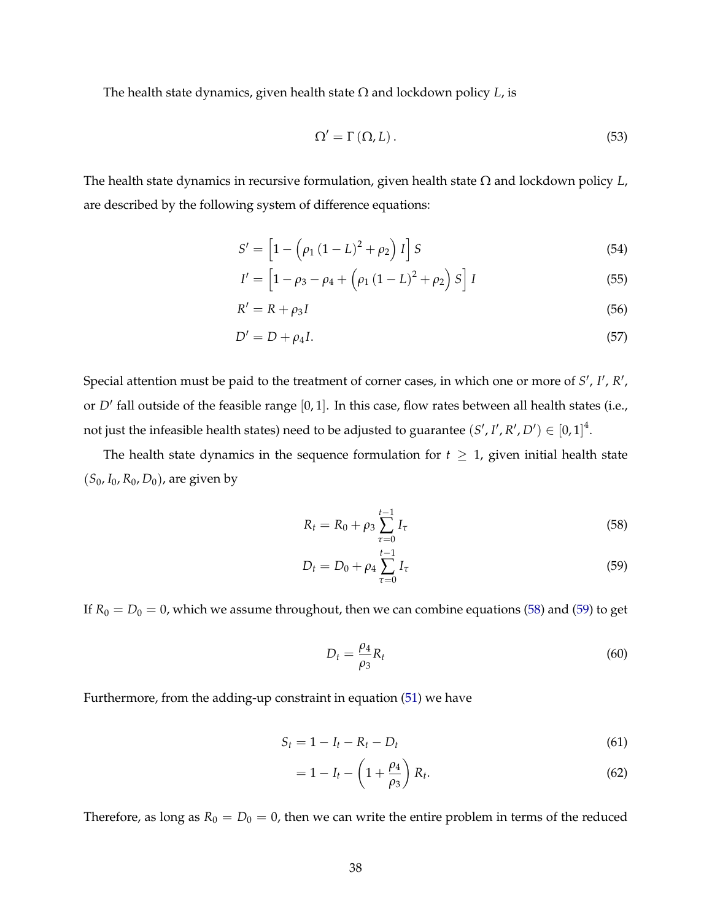The health state dynamics, given health state $\Omega$ and lockdown policy $L$, is

$$\Omega' = \Gamma\left(\Omega, L\right). \tag{53}$$

The health state dynamics in recursive formulation, given health state $\Omega$ and lockdown policy $L$, are described by the following system of difference equations:

$$S' = \left[1 - \left(\rho_1\left(1-L\right)^2 + \rho_2\right) I\right] S \tag{54}$$

$$I' = \left[1 - \rho_3 - \rho_4 + \left(\rho_1\left(1-L\right)^2 + \rho_2\right) S\right] I \tag{55}$$

$$R' = R + \rho_3 I \tag{56}$$

$$D' = D + \rho_4 I. \tag{57}$$

Special attention must be paid to the treatment of corner cases, in which one or more of $S'$, $I'$, $R'$, or $D'$ fall outside of the feasible range $[0, 1]$. In this case, flow rates between all health states (i.e., not just the infeasible health states) need to be adjusted to guarantee $(S', I', R', D') \in [0, 1]^4$.

The health state dynamics in the sequence formulation for $t \geq 1$, given initial health state $(S_0, I_0, R_0, D_0)$, are given by

$$R_t = R_0 + \rho_3 \sum_{\tau=0}^{t-1} I_\tau \tag{58}$$

$$D_t = D_0 + \rho_4 \sum_{\tau=0}^{t-1} I_\tau \tag{59}$$

If $R_0 = D_0 = 0$, which we assume throughout, then we can combine equations (58) and (59) to get

$$D_t = \frac{\rho_4}{\rho_3} R_t \tag{60}$$

Furthermore, from the adding-up constraint in equation (51) we have

$$S_t = 1 - I_t - R_t - D_t \tag{61}$$

$$= 1 - I_t - \left(1 + \frac{\rho_4}{\rho_3}\right) R_t. \tag{62}$$

Therefore, as long as $R_0 = D_0 = 0$, then we can write the entire problem in terms of the reduced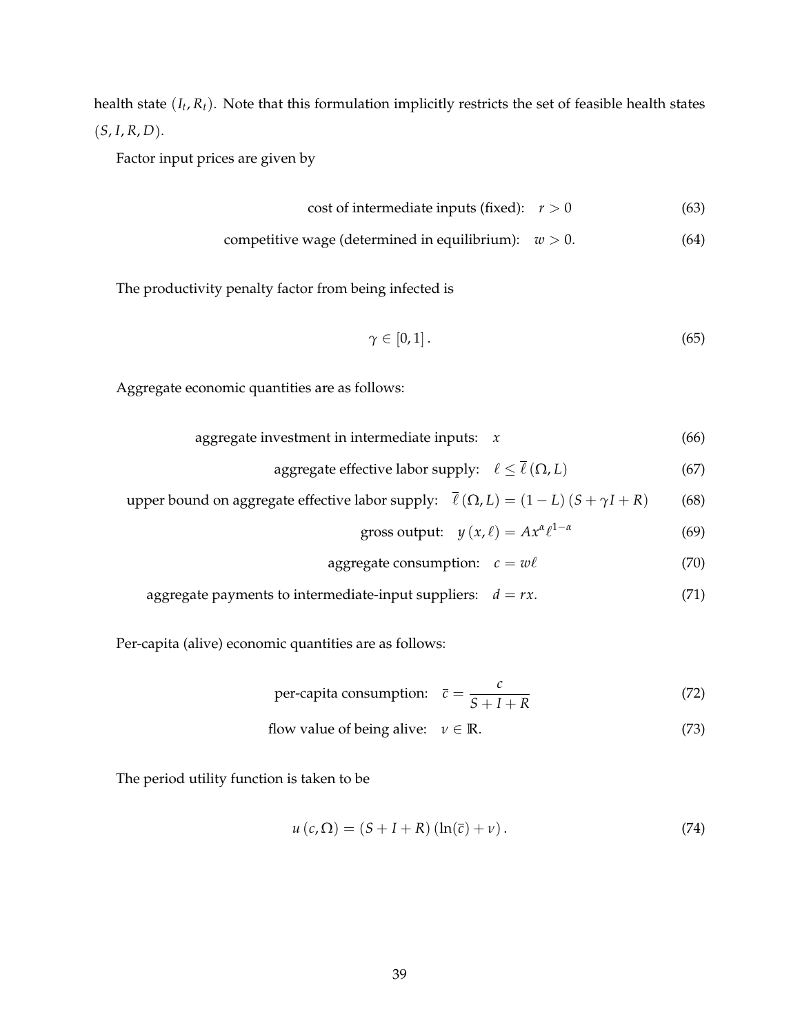health state $(I_t, R_t)$. Note that this formulation implicitly restricts the set of feasible health states $(S, I, R, D)$.

Factor input prices are given by

$$\text{cost of intermediate inputs (fixed):} \quad r > 0 \tag{63}$$

$$\text{competitive wage (determined in equilibrium):} \quad w > 0. \tag{64}$$

The productivity penalty factor from being infected is

$$\gamma \in [0, 1]. \tag{65}$$

Aggregate economic quantities are as follows:

$$\text{aggregate investment in intermediate inputs:} \quad x \tag{66}$$

$$\text{aggregate effective labor supply:} \quad \ell \leq \overline{\ell}(\Omega, L) \tag{67}$$

$$\text{upper bound on aggregate effective labor supply:} \quad \overline{\ell}(\Omega, L) = (1 - L)(S + \gamma I + R) \tag{68}$$

$$\text{gross output:} \quad y(x, \ell) = A x^{\alpha} \ell^{1-\alpha} \tag{69}$$

$$\text{aggregate consumption:} \quad c = w\ell \tag{70}$$

$$\text{aggregate payments to intermediate-input suppliers:} \quad d = rx. \tag{71}$$

Per-capita (alive) economic quantities are as follows:

$$\text{per-capita consumption:} \quad \overline{c} = \frac{c}{S + I + R} \tag{72}$$

$$\text{flow value of being alive:} \quad \nu \in \mathbb{R}. \tag{73}$$

The period utility function is taken to be

$$u(c, \Omega) = (S + I + R)\left(\ln(\overline{c}) + \nu\right). \tag{74}$$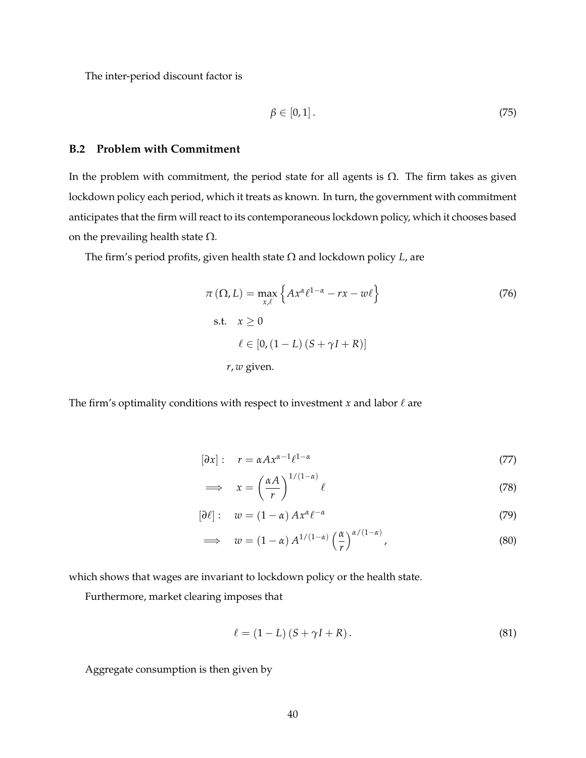The inter-period discount factor is

$$\beta \in [0, 1] \,. \tag{75}$$

## B.2 Problem with Commitment

In the problem with commitment, the period state for all agents is $\Omega$. The firm takes as given lockdown policy each period, which it treats as known. In turn, the government with commitment anticipates that the firm will react to its contemporaneous lockdown policy, which it chooses based on the prevailing health state $\Omega$.

The firm's period profits, given health state $\Omega$ and lockdown policy $L$, are

$$\begin{aligned}
\pi(\Omega, L) = \max_{x,\ell} & \left\{ A x^{\alpha} \ell^{1-\alpha} - r x - w \ell \right\} \\
\text{s.t.} \quad & x \geq 0 \\
& \ell \in [0, (1-L)(S + \gamma I + R)] \\
& r, w \text{ given.}
\end{aligned} \tag{76}$$

The firm's optimality conditions with respect to investment $x$ and labor $\ell$ are

$$[\partial x]: \quad r = \alpha A x^{\alpha-1} \ell^{1-\alpha} \tag{77}$$

$$\implies \quad x = \left( \frac{\alpha A}{r} \right)^{1/(1-\alpha)} \ell \tag{78}$$

$$[\partial \ell]: \quad w = (1-\alpha) A x^{\alpha} \ell^{-\alpha} \tag{79}$$

$$\implies \quad w = (1-\alpha) A^{1/(1-\alpha)} \left( \frac{\alpha}{r} \right)^{\alpha/(1-\alpha)}, \tag{80}$$

which shows that wages are invariant to lockdown policy or the health state.

Furthermore, market clearing imposes that

$$\ell = (1-L)(S + \gamma I + R) \,. \tag{81}$$

Aggregate consumption is then given by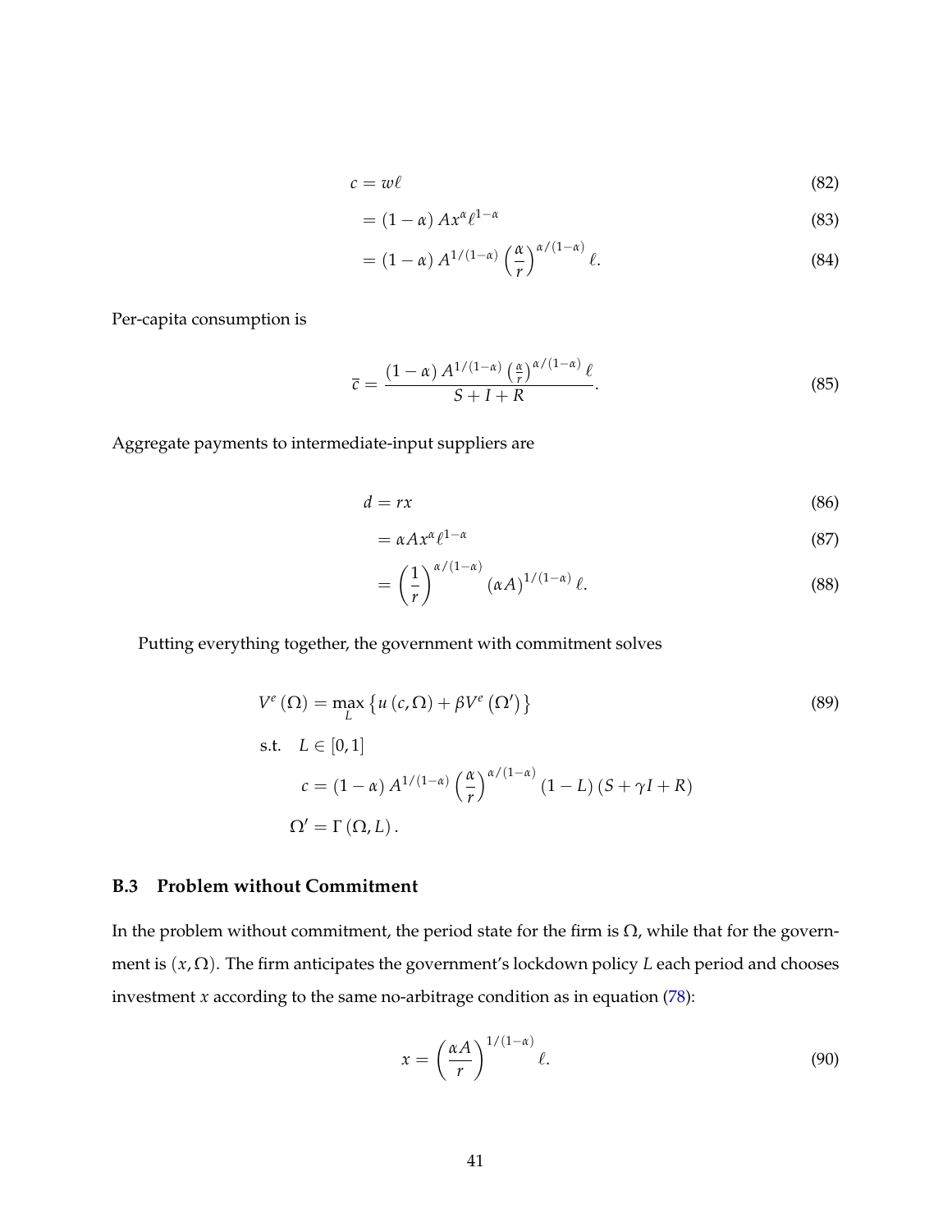$$
\begin{aligned}
c &= w\ell && (82) \\
&= (1-\alpha) A x^{\alpha} \ell^{1-\alpha} && (83) \\
&= (1-\alpha) A^{1/(1-\alpha)} \left(\frac{\alpha}{r}\right)^{\alpha/(1-\alpha)} \ell. && (84)
\end{aligned}
$$

Per-capita consumption is

$$
\overline{c} = \frac{(1-\alpha) A^{1/(1-\alpha)} \left(\frac{\alpha}{r}\right)^{\alpha/(1-\alpha)} \ell}{S+I+R}. \tag{85}
$$

Aggregate payments to intermediate-input suppliers are

$$
\begin{aligned}
d &= rx && (86) \\
&= \alpha A x^{\alpha} \ell^{1-\alpha} && (87) \\
&= \left(\frac{1}{r}\right)^{\alpha/(1-\alpha)} (\alpha A)^{1/(1-\alpha)} \ell. && (88)
\end{aligned}
$$

Putting everything together, the government with commitment solves

$$
\begin{aligned}
V^{e}(\Omega) &= \max_{L} \left\{ u(c, \Omega) + \beta V^{e}(\Omega') \right\} && (89) \\
\text{s.t.} \quad & L \in [0,1] \\
& c = (1-\alpha) A^{1/(1-\alpha)} \left(\frac{\alpha}{r}\right)^{\alpha/(1-\alpha)} (1-L)(S+\gamma I+R) \\
& \Omega' = \Gamma(\Omega, L).
\end{aligned}
$$

### B.3 Problem without Commitment

In the problem without commitment, the period state for the firm is $\Omega$, while that for the government is $(x, \Omega)$. The firm anticipates the government's lockdown policy $L$ each period and chooses investment $x$ according to the same no-arbitrage condition as in equation (78):

$$
x = \left(\frac{\alpha A}{r}\right)^{1/(1-\alpha)} \ell. \tag{90}
$$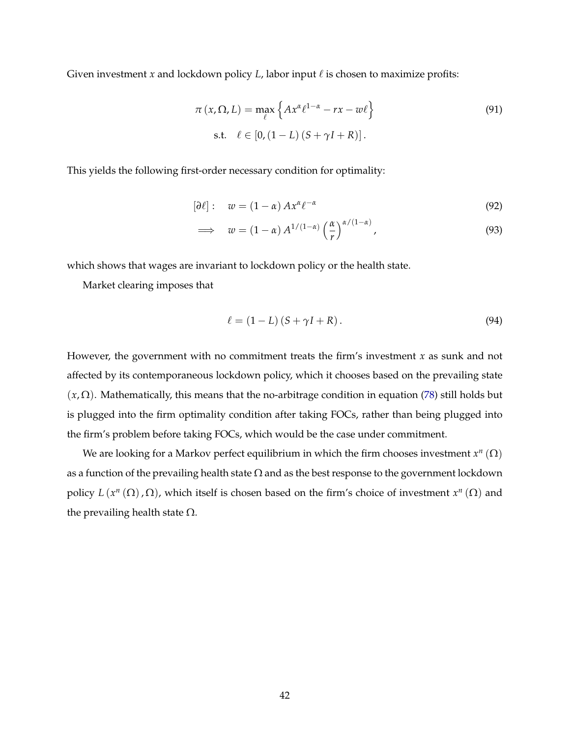Given investment $x$ and lockdown policy $L$, labor input $\ell$ is chosen to maximize profits:

$$
\begin{aligned}
\pi(x, \Omega, L) = \max_{\ell} \left\{ A x^{\alpha} \ell^{1-\alpha} - r x - w \ell \right\} \qquad (91) \\
\text{s.t.} \quad \ell \in \left[0, (1-L)(S + \gamma I + R)\right].
\end{aligned}
$$

This yields the following first-order necessary condition for optimality:

$$
[\partial \ell]: \quad w = (1-\alpha) A x^{\alpha} \ell^{-\alpha} \tag{92}
$$

$$
\implies \quad w = (1-\alpha) A^{1/(1-\alpha)} \left(\frac{\alpha}{r}\right)^{\alpha/(1-\alpha)}, \tag{93}
$$

which shows that wages are invariant to lockdown policy or the health state.

Market clearing imposes that

$$
\ell = (1-L)(S + \gamma I + R). \tag{94}
$$

However, the government with no commitment treats the firm's investment $x$ as sunk and not affected by its contemporaneous lockdown policy, which it chooses based on the prevailing state $(x, \Omega)$. Mathematically, this means that the no-arbitrage condition in equation (78) still holds but is plugged into the firm optimality condition after taking FOCs, rather than being plugged into the firm's problem before taking FOCs, which would be the case under commitment.

We are looking for a Markov perfect equilibrium in which the firm chooses investment $x^n(\Omega)$ as a function of the prevailing health state $\Omega$ and as the best response to the government lockdown policy $L(x^n(\Omega), \Omega)$, which itself is chosen based on the firm's choice of investment $x^n(\Omega)$ and the prevailing health state $\Omega$.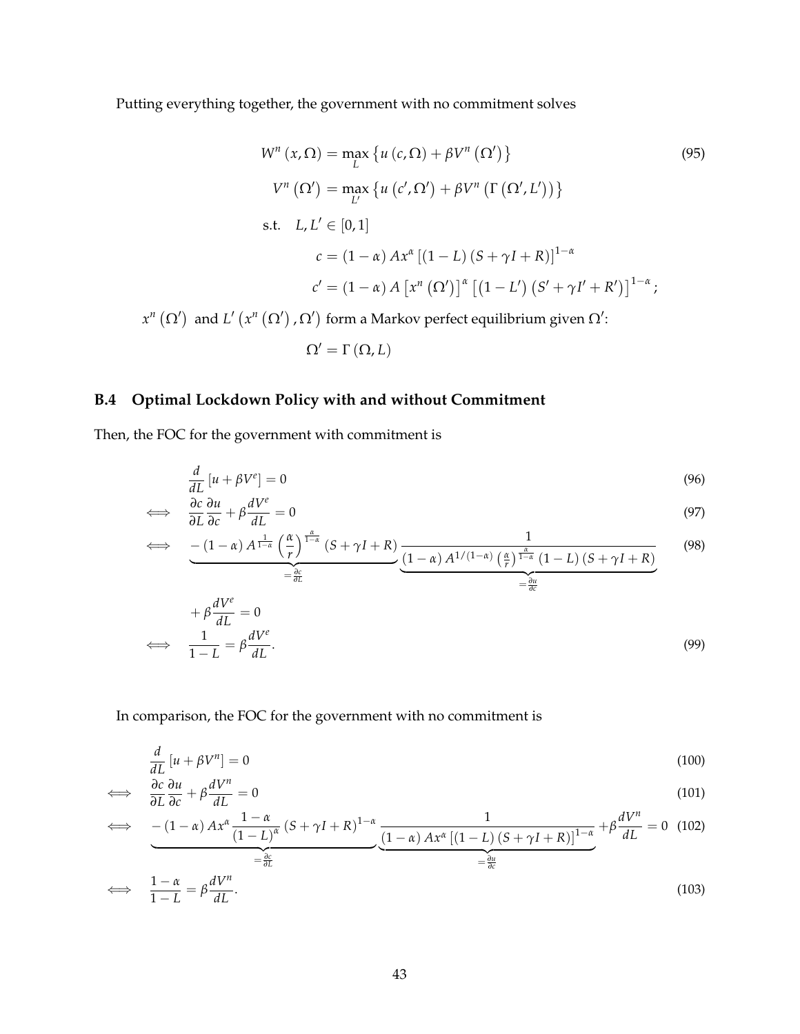Putting everything together, the government with no commitment solves

$$
\begin{aligned}
W^n(x, \Omega) &= \max_L \left\{ u(c, \Omega) + \beta V^n(\Omega') \right\} \\
V^n(\Omega') &= \max_{L'} \left\{ u(c', \Omega') + \beta V^n(\Gamma(\Omega', L')) \right\} \\
\text{s.t.} \quad & L, L' \in [0, 1] \\
c &= (1-\alpha) A x^\alpha \left[ (1-L)(S + \gamma I + R) \right]^{1-\alpha} \\
c' &= (1-\alpha) A \left[ x^n(\Omega') \right]^\alpha \left[ (1-L')(S' + \gamma I' + R') \right]^{1-\alpha};
\end{aligned}
\tag{95}
$$

$x^n(\Omega')$ and $L'(x^n(\Omega'), \Omega')$ form a Markov perfect equilibrium given $\Omega'$:

$$
\Omega' = \Gamma(\Omega, L)
$$

## B.4 Optimal Lockdown Policy with and without Commitment

Then, the FOC for the government with commitment is

$$
\frac{d}{dL}\left[ u + \beta V^e \right] = 0 \tag{96}
$$

$$
\iff \quad \frac{\partial c}{\partial L} \frac{\partial u}{\partial c} + \beta \frac{dV^e}{dL} = 0 \tag{97}
$$

$$
\iff \quad \underbrace{-(1-\alpha) A^{\frac{1}{1-\alpha}} \left( \frac{\alpha}{r} \right)^{\frac{\alpha}{1-\alpha}} (S + \gamma I + R)}_{= \frac{\partial c}{\partial L}} \underbrace{\frac{1}{(1-\alpha) A^{1/(1-\alpha)} \left( \frac{\alpha}{r} \right)^{\frac{\alpha}{1-\alpha}} (1-L)(S + \gamma I + R)}}_{= \frac{\partial u}{\partial c}} \tag{98}
$$

$$
+ \beta \frac{dV^e}{dL} = 0
$$

$$
\iff \quad \frac{1}{1-L} = \beta \frac{dV^e}{dL}. \tag{99}
$$

In comparison, the FOC for the government with no commitment is

$$
\frac{d}{dL}\left[ u + \beta V^n \right] = 0 \tag{100}
$$

$$
\iff \quad \frac{\partial c}{\partial L} \frac{\partial u}{\partial c} + \beta \frac{dV^n}{dL} = 0 \tag{101}
$$

$$
\iff \quad \underbrace{-(1-\alpha) A x^\alpha \frac{1-\alpha}{(1-L)^\alpha} (S + \gamma I + R)^{1-\alpha}}_{= \frac{\partial c}{\partial L}} \underbrace{\frac{1}{(1-\alpha) A x^\alpha \left[ (1-L)(S + \gamma I + R) \right]^{1-\alpha}}}_{= \frac{\partial u}{\partial c}} + \beta \frac{dV^n}{dL} = 0 \tag{102}
$$

$$
\iff \quad \frac{1-\alpha}{1-L} = \beta \frac{dV^n}{dL}. \tag{103}
$$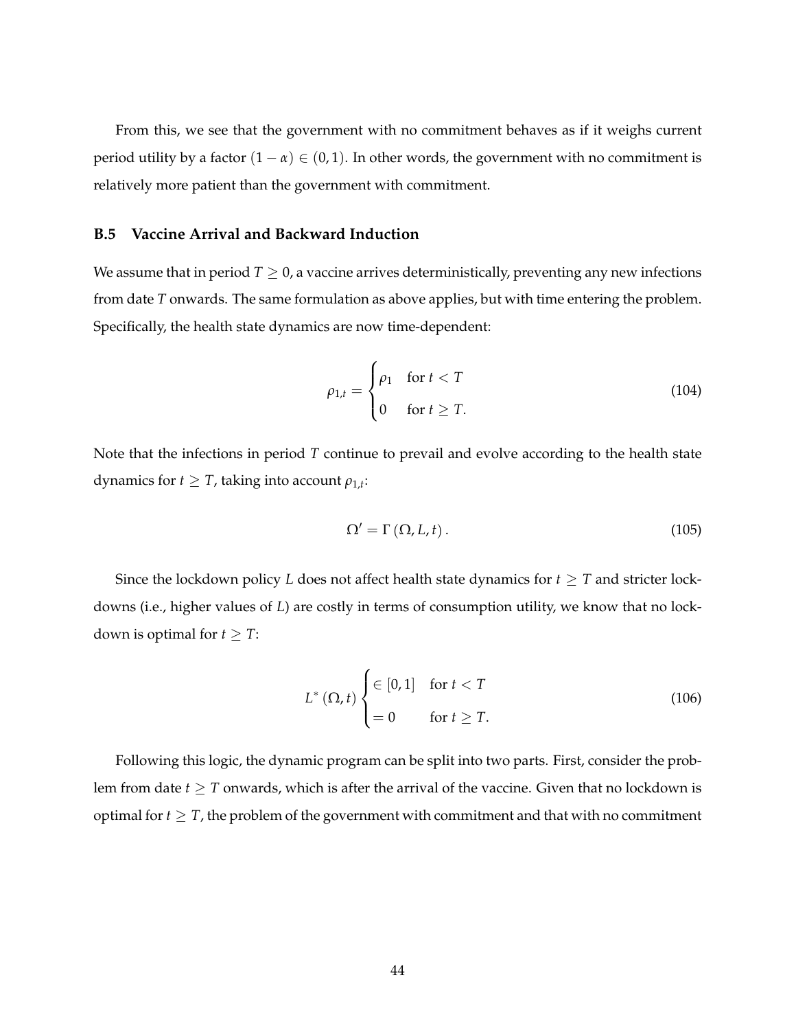From this, we see that the government with no commitment behaves as if it weighs current period utility by a factor $(1-\alpha) \in (0,1)$. In other words, the government with no commitment is relatively more patient than the government with commitment.

### B.5 Vaccine Arrival and Backward Induction

We assume that in period $T \geq 0$, a vaccine arrives deterministically, preventing any new infections from date $T$ onwards. The same formulation as above applies, but with time entering the problem. Specifically, the health state dynamics are now time-dependent:

$$\rho_{1,t} = \begin{cases} \rho_1 & \text{for } t < T \\ 0 & \text{for } t \geq T. \end{cases} \tag{104}$$

Note that the infections in period $T$ continue to prevail and evolve according to the health state dynamics for $t \geq T$, taking into account $\rho_{1,t}$:

$$\Omega' = \Gamma(\Omega, L, t). \tag{105}$$

Since the lockdown policy $L$ does not affect health state dynamics for $t \geq T$ and stricter lockdowns (i.e., higher values of $L$) are costly in terms of consumption utility, we know that no lockdown is optimal for $t \geq T$:

$$L^*(\Omega, t) \begin{cases} \in [0,1] & \text{for } t < T \\ = 0 & \text{for } t \geq T. \end{cases} \tag{106}$$

Following this logic, the dynamic program can be split into two parts. First, consider the problem from date $t \geq T$ onwards, which is after the arrival of the vaccine. Given that no lockdown is optimal for $t \geq T$, the problem of the government with commitment and that with no commitment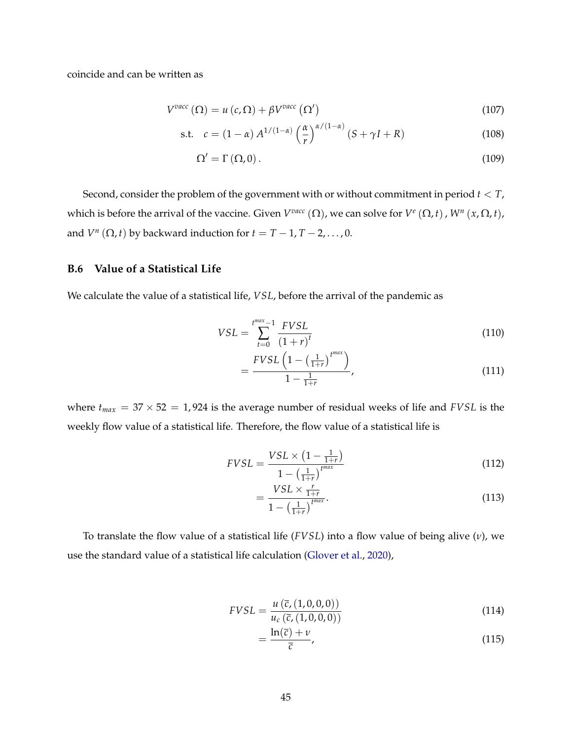coincide and can be written as

$$V^{vacc}(\Omega) = u(c, \Omega) + \beta V^{vacc}(\Omega') \tag{107}$$

$$\text{s.t.} \quad c = (1-\alpha) A^{1/(1-\alpha)} \left(\frac{\alpha}{r}\right)^{\alpha/(1-\alpha)} (S + \gamma I + R) \tag{108}$$

$$\Omega' = \Gamma(\Omega, 0). \tag{109}$$

Second, consider the problem of the government with or without commitment in period $t < T$, which is before the arrival of the vaccine. Given $V^{vacc}(\Omega)$, we can solve for $V^e(\Omega, t)$, $W^n(x, \Omega, t)$, and $V^n(\Omega, t)$ by backward induction for $t = T-1, T-2, \ldots, 0$.

### B.6 Value of a Statistical Life

We calculate the value of a statistical life, $VSL$, before the arrival of the pandemic as

$$VSL = \sum_{t=0}^{t^{max}-1} \frac{FVSL}{(1+r)^t} \tag{110}$$

$$= \frac{FVSL\left(1 - \left(\frac{1}{1+r}\right)^{t^{max}}\right)}{1 - \frac{1}{1+r}}, \tag{111}$$

where $t_{max} = 37 \times 52 = 1,924$ is the average number of residual weeks of life and $FVSL$ is the weekly flow value of a statistical life. Therefore, the flow value of a statistical life is

$$FVSL = \frac{VSL \times \left(1 - \frac{1}{1+r}\right)}{1 - \left(\frac{1}{1+r}\right)^{t^{max}}} \tag{112}$$

$$= \frac{VSL \times \frac{r}{1+r}}{1 - \left(\frac{1}{1+r}\right)^{t^{max}}}. \tag{113}$$

To translate the flow value of a statistical life ($FVSL$) into a flow value of being alive ($\nu$), we use the standard value of a statistical life calculation (Glover et al., 2020),

$$FVSL = \frac{u(\bar{c}, (1,0,0,0))}{u_c(\bar{c}, (1,0,0,0))} \tag{114}$$

$$= \frac{\ln(\bar{c}) + \nu}{\bar{c}}, \tag{115}$$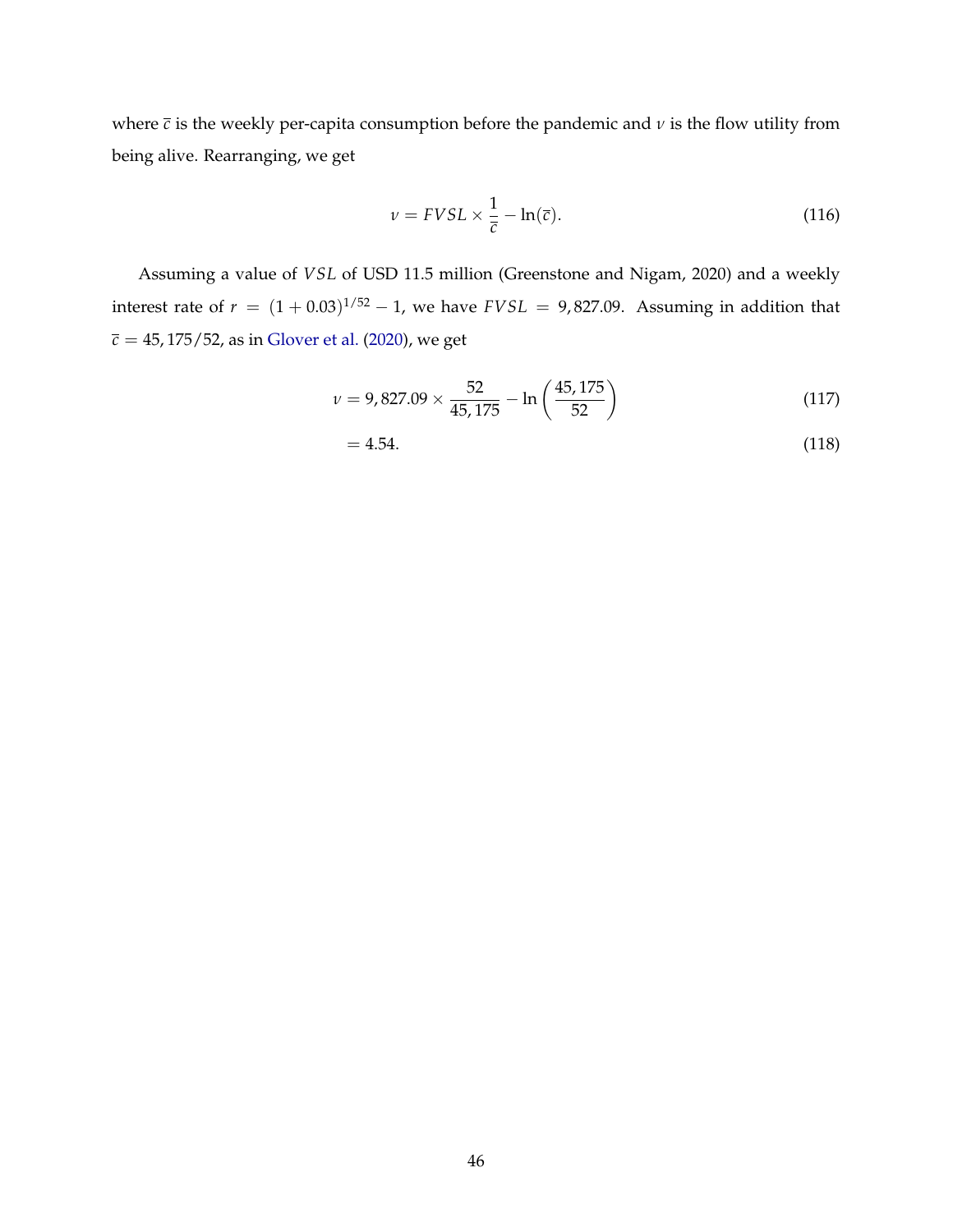where $\bar{c}$ is the weekly per-capita consumption before the pandemic and $\nu$ is the flow utility from being alive. Rearranging, we get

$$\nu = FVSL \times \frac{1}{\bar{c}} - \ln(\bar{c}). \tag{116}$$

Assuming a value of $VSL$ of USD 11.5 million (Greenstone and Nigam, 2020) and a weekly interest rate of $r = (1 + 0.03)^{1/52} - 1$, we have $FVSL = 9,827.09$. Assuming in addition that $\bar{c} = 45,175/52$, as in Glover et al. (2020), we get

$$\nu = 9,827.09 \times \frac{52}{45,175} - \ln\left(\frac{45,175}{52}\right) \tag{117}$$

$$= 4.54. \tag{118}$$